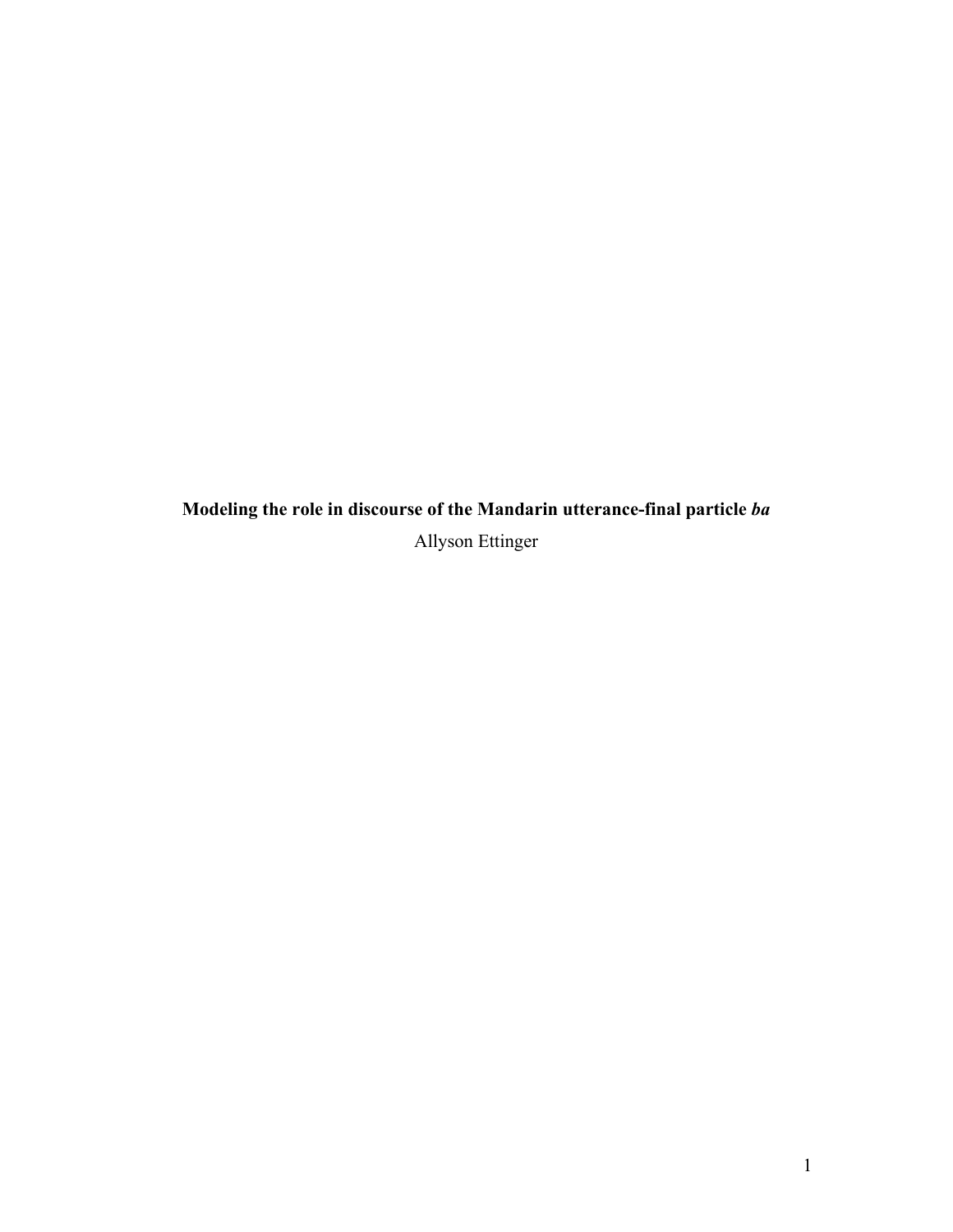# Modeling the role in discourse of the Mandarin utterance-final particle *ba*

Allyson Ettinger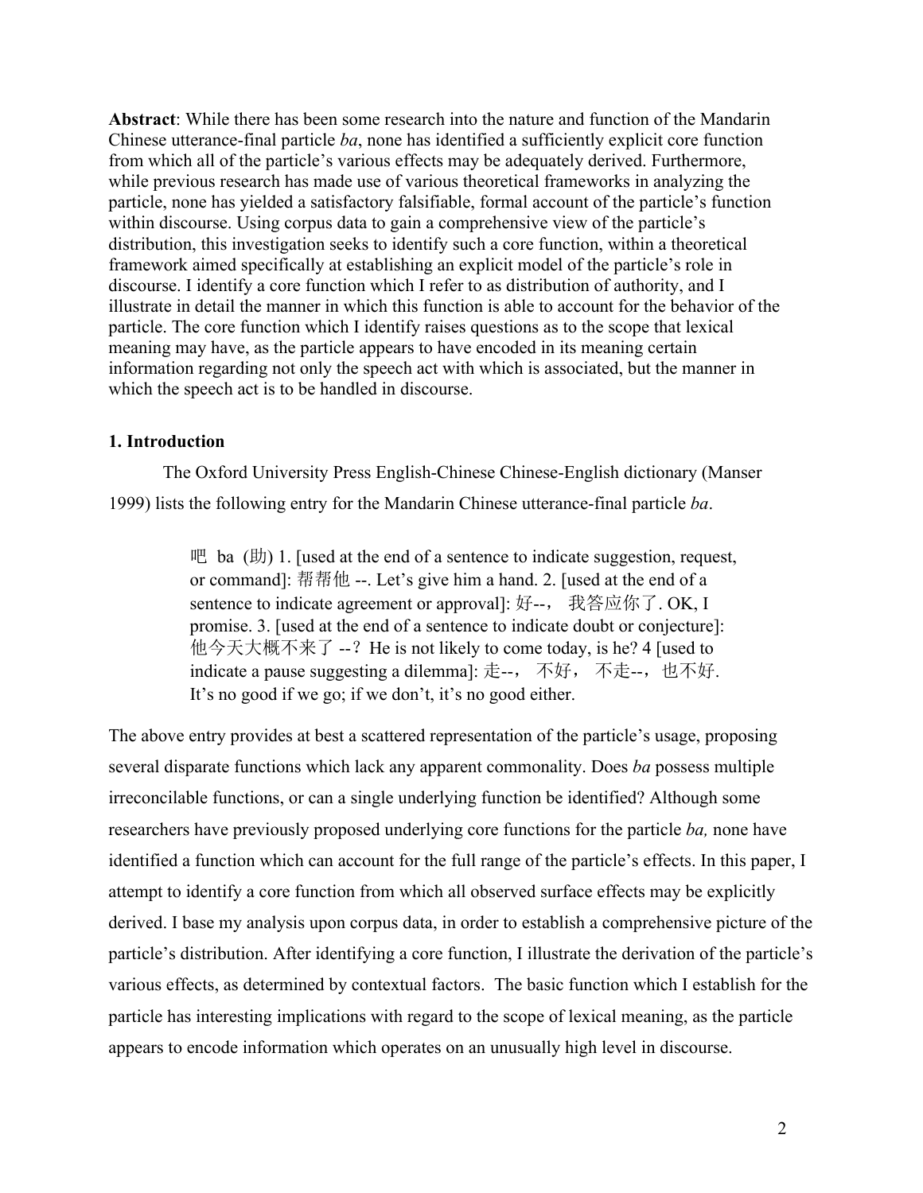**Abstract**: While there has been some research into the nature and function of the Mandarin Chinese utterance-final particle *ba*, none has identified a sufficiently explicit core function from which all of the particle's various effects may be adequately derived. Furthermore, while previous research has made use of various theoretical frameworks in analyzing the particle, none has yielded a satisfactory falsifiable, formal account of the particle's function within discourse. Using corpus data to gain a comprehensive view of the particle's distribution, this investigation seeks to identify such a core function, within a theoretical framework aimed specifically at establishing an explicit model of the particle's role in discourse. I identify a core function which I refer to as distribution of authority, and I illustrate in detail the manner in which this function is able to account for the behavior of the particle. The core function which I identify raises questions as to the scope that lexical meaning may have, as the particle appears to have encoded in its meaning certain information regarding not only the speech act with which is associated, but the manner in which the speech act is to be handled in discourse.

## 1. Introduction

The Oxford University Press English-Chinese Chinese-English dictionary (Manser 1999) lists the following entry for the Mandarin Chinese utterance-final particle *ba*.

> 吧 ba (助) 1. [used at the end of a sentence to indicate suggestion, request, or command]: 帮帮他 --. Let's give him a hand. 2. [used at the end of a sentence to indicate agreement or approval]: 好--， 我答应你了. OK, I promise. 3. [used at the end of a sentence to indicate doubt or conjecture]: 他今天大概不来了 --？ He is not likely to come today, is he? 4 [used to indicate a pause suggesting a dilemma]: 走--， 不好， 不走--，也不好. It's no good if we go; if we don't, it's no good either.

The above entry provides at best a scattered representation of the particle's usage, proposing several disparate functions which lack any apparent commonality. Does *ba* possess multiple irreconcilable functions, or can a single underlying function be identified? Although some researchers have previously proposed underlying core functions for the particle *ba,* none have identified a function which can account for the full range of the particle's effects. In this paper, I attempt to identify a core function from which all observed surface effects may be explicitly derived. I base my analysis upon corpus data, in order to establish a comprehensive picture of the particle's distribution. After identifying a core function, I illustrate the derivation of the particle's various effects, as determined by contextual factors. The basic function which I establish for the particle has interesting implications with regard to the scope of lexical meaning, as the particle appears to encode information which operates on an unusually high level in discourse.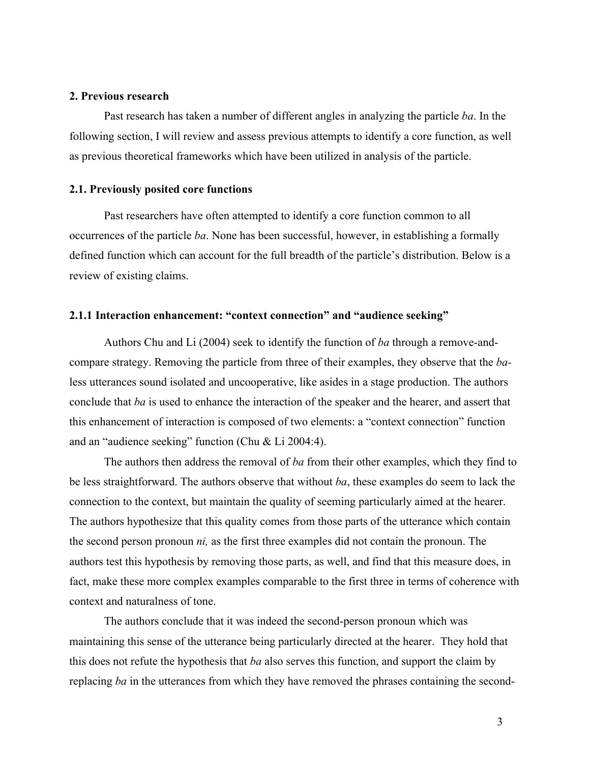## 2. Previous research

Past research has taken a number of different angles in analyzing the particle *ba*. In the following section, I will review and assess previous attempts to identify a core function, as well as previous theoretical frameworks which have been utilized in analysis of the particle.

### 2.1. Previously posited core functions

Past researchers have often attempted to identify a core function common to all occurrences of the particle *ba*. None has been successful, however, in establishing a formally defined function which can account for the full breadth of the particle's distribution. Below is a review of existing claims.

#### 2.1.1 Interaction enhancement: "context connection" and "audience seeking"

Authors Chu and Li (2004) seek to identify the function of *ba* through a remove-and-compare strategy. Removing the particle from three of their examples, they observe that the *ba*-less utterances sound isolated and uncooperative, like asides in a stage production. The authors conclude that *ba* is used to enhance the interaction of the speaker and the hearer, and assert that this enhancement of interaction is composed of two elements: a "context connection" function and an "audience seeking" function (Chu & Li 2004:4).

The authors then address the removal of *ba* from their other examples, which they find to be less straightforward. The authors observe that without *ba*, these examples do seem to lack the connection to the context, but maintain the quality of seeming particularly aimed at the hearer. The authors hypothesize that this quality comes from those parts of the utterance which contain the second person pronoun *ni,* as the first three examples did not contain the pronoun. The authors test this hypothesis by removing those parts, as well, and find that this measure does, in fact, make these more complex examples comparable to the first three in terms of coherence with context and naturalness of tone.

The authors conclude that it was indeed the second-person pronoun which was maintaining this sense of the utterance being particularly directed at the hearer. They hold that this does not refute the hypothesis that *ba* also serves this function, and support the claim by replacing *ba* in the utterances from which they have removed the phrases containing the second-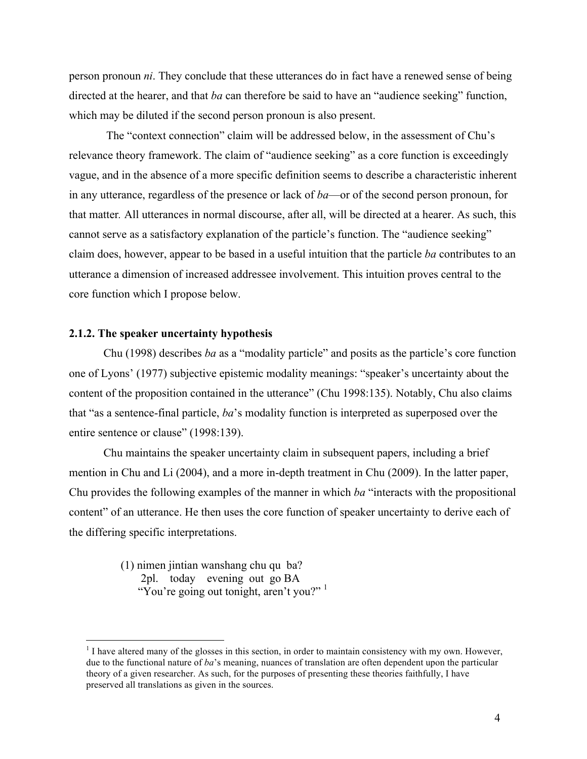person pronoun *ni*. They conclude that these utterances do in fact have a renewed sense of being directed at the hearer, and that *ba* can therefore be said to have an "audience seeking" function, which may be diluted if the second person pronoun is also present.

The "context connection" claim will be addressed below, in the assessment of Chu's relevance theory framework. The claim of "audience seeking" as a core function is exceedingly vague, and in the absence of a more specific definition seems to describe a characteristic inherent in any utterance, regardless of the presence or lack of *ba*—or of the second person pronoun, for that matter. All utterances in normal discourse, after all, will be directed at a hearer. As such, this cannot serve as a satisfactory explanation of the particle's function. The "audience seeking" claim does, however, appear to be based in a useful intuition that the particle *ba* contributes to an utterance a dimension of increased addressee involvement. This intuition proves central to the core function which I propose below.

### 2.1.2. The speaker uncertainty hypothesis

Chu (1998) describes *ba* as a "modality particle" and posits as the particle's core function one of Lyons' (1977) subjective epistemic modality meanings: "speaker's uncertainty about the content of the proposition contained in the utterance" (Chu 1998:135). Notably, Chu also claims that "as a sentence-final particle, *ba*'s modality function is interpreted as superposed over the entire sentence or clause" (1998:139).

Chu maintains the speaker uncertainty claim in subsequent papers, including a brief mention in Chu and Li (2004), and a more in-depth treatment in Chu (2009). In the latter paper, Chu provides the following examples of the manner in which *ba* "interacts with the propositional content" of an utterance. He then uses the core function of speaker uncertainty to derive each of the differing specific interpretations.

(1) nimen jintian wanshang chu qu ba?
 2pl. today evening out go BA
 "You're going out tonight, aren't you?" [1]

[1] I have altered many of the glosses in this section, in order to maintain consistency with my own. However, due to the functional nature of *ba*'s meaning, nuances of translation are often dependent upon the particular theory of a given researcher. As such, for the purposes of presenting these theories faithfully, I have preserved all translations as given in the sources.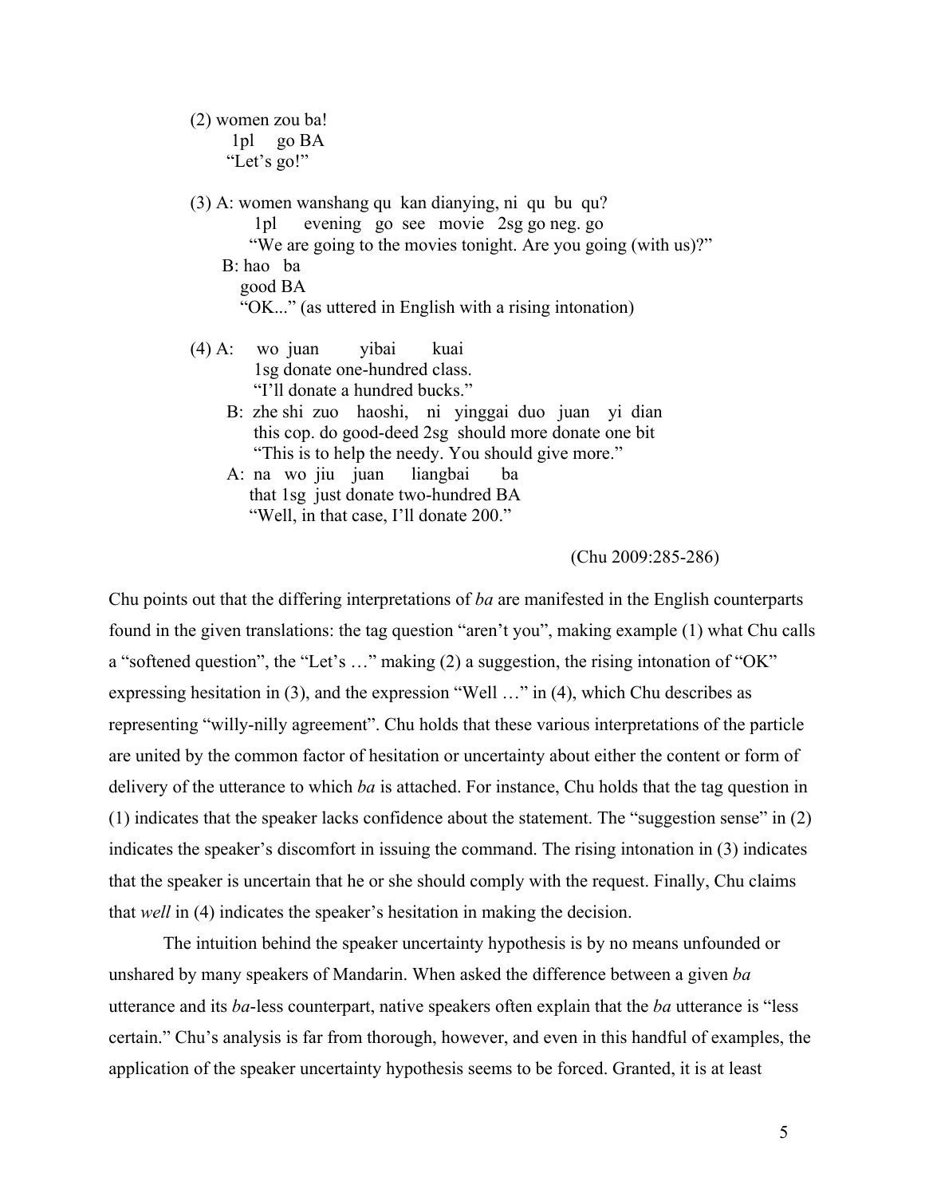(2) women zou ba!
    1pl  go BA
    "Let's go!"

(3) A: women wanshang qu kan dianying, ni qu bu qu?
        1pl  evening  go see  movie  2sg go neg. go
        "We are going to the movies tonight. Are you going (with us)?"
    B: hao  ba
        good BA
        "OK..." (as uttered in English with a rising intonation)

(4) A:  wo juan  yibai  kuai
        1sg donate one-hundred class.
        "I'll donate a hundred bucks."
    B: zhe shi zuo  haoshi,  ni yinggai duo juan  yi dian
        this cop. do good-deed 2sg should more donate one bit
        "This is to help the needy. You should give more."
    A: na wo jiu  juan  liangbai  ba
        that 1sg just donate two-hundred BA
        "Well, in that case, I'll donate 200."

(Chu 2009:285-286)

Chu points out that the differing interpretations of *ba* are manifested in the English counterparts found in the given translations: the tag question "aren't you", making example (1) what Chu calls a "softened question", the "Let's …" making (2) a suggestion, the rising intonation of "OK" expressing hesitation in (3), and the expression "Well …" in (4), which Chu describes as representing "willy-nilly agreement". Chu holds that these various interpretations of the particle are united by the common factor of hesitation or uncertainty about either the content or form of delivery of the utterance to which *ba* is attached. For instance, Chu holds that the tag question in (1) indicates that the speaker lacks confidence about the statement. The "suggestion sense" in (2) indicates the speaker's discomfort in issuing the command. The rising intonation in (3) indicates that the speaker is uncertain that he or she should comply with the request. Finally, Chu claims that *well* in (4) indicates the speaker's hesitation in making the decision.

The intuition behind the speaker uncertainty hypothesis is by no means unfounded or unshared by many speakers of Mandarin. When asked the difference between a given *ba* utterance and its *ba*-less counterpart, native speakers often explain that the *ba* utterance is "less certain." Chu's analysis is far from thorough, however, and even in this handful of examples, the application of the speaker uncertainty hypothesis seems to be forced. Granted, it is at least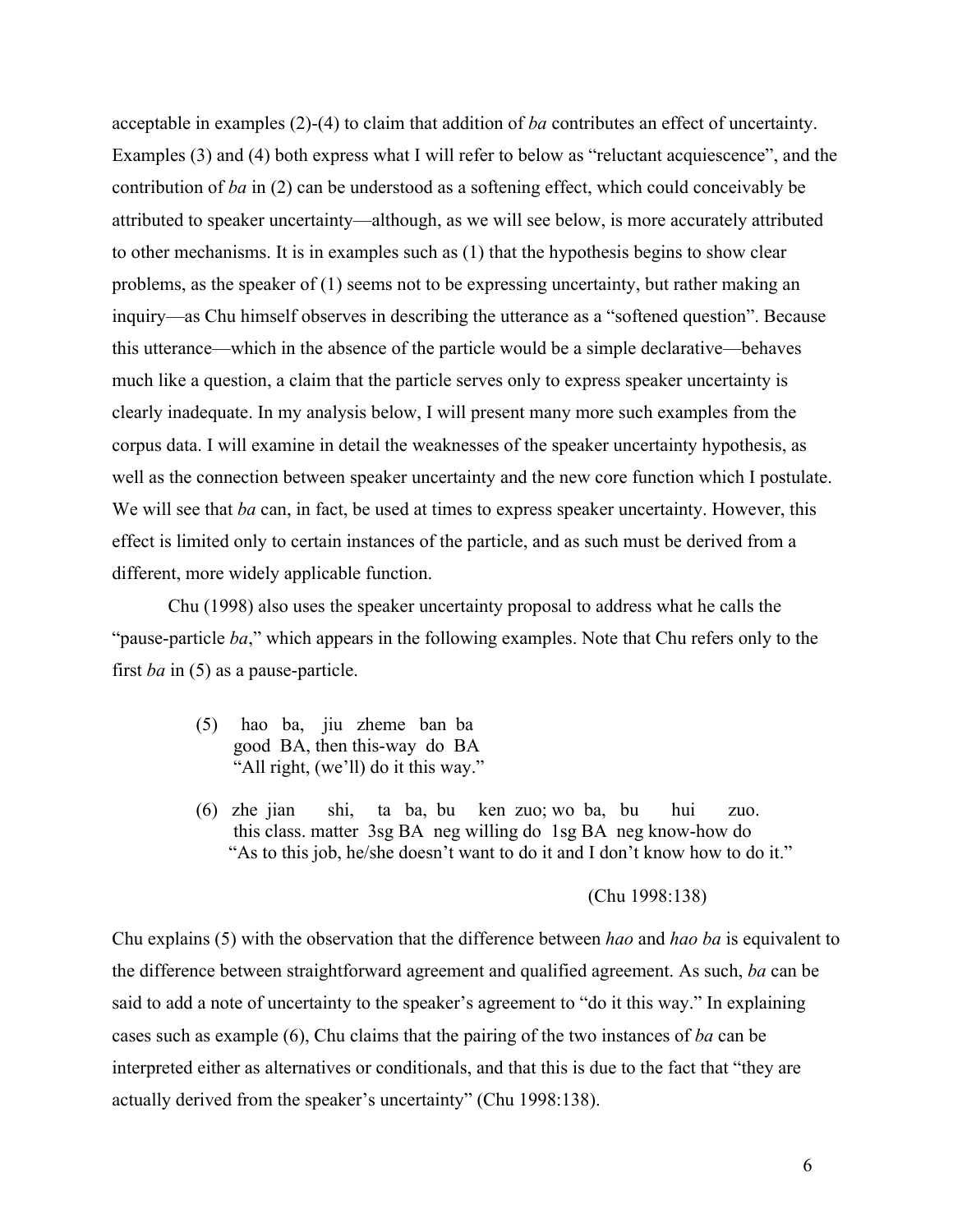acceptable in examples (2)-(4) to claim that addition of *ba* contributes an effect of uncertainty. Examples (3) and (4) both express what I will refer to below as "reluctant acquiescence", and the contribution of *ba* in (2) can be understood as a softening effect, which could conceivably be attributed to speaker uncertainty—although, as we will see below, is more accurately attributed to other mechanisms. It is in examples such as (1) that the hypothesis begins to show clear problems, as the speaker of (1) seems not to be expressing uncertainty, but rather making an inquiry—as Chu himself observes in describing the utterance as a "softened question". Because this utterance—which in the absence of the particle would be a simple declarative—behaves much like a question, a claim that the particle serves only to express speaker uncertainty is clearly inadequate. In my analysis below, I will present many more such examples from the corpus data. I will examine in detail the weaknesses of the speaker uncertainty hypothesis, as well as the connection between speaker uncertainty and the new core function which I postulate. We will see that *ba* can, in fact, be used at times to express speaker uncertainty. However, this effect is limited only to certain instances of the particle, and as such must be derived from a different, more widely applicable function.

Chu (1998) also uses the speaker uncertainty proposal to address what he calls the "pause-particle *ba*," which appears in the following examples. Note that Chu refers only to the first *ba* in (5) as a pause-particle.

(5) hao ba, jiu zheme ban ba
good BA, then this-way do BA
"All right, (we'll) do it this way."

(6) zhe jian shi, ta ba, bu ken zuo; wo ba, bu hui zuo.
this class. matter 3sg BA neg willing do 1sg BA neg know-how do
"As to this job, he/she doesn't want to do it and I don't know how to do it."

(Chu 1998:138)

Chu explains (5) with the observation that the difference between *hao* and *hao ba* is equivalent to the difference between straightforward agreement and qualified agreement. As such, *ba* can be said to add a note of uncertainty to the speaker's agreement to "do it this way." In explaining cases such as example (6), Chu claims that the pairing of the two instances of *ba* can be interpreted either as alternatives or conditionals, and that this is due to the fact that "they are actually derived from the speaker's uncertainty" (Chu 1998:138).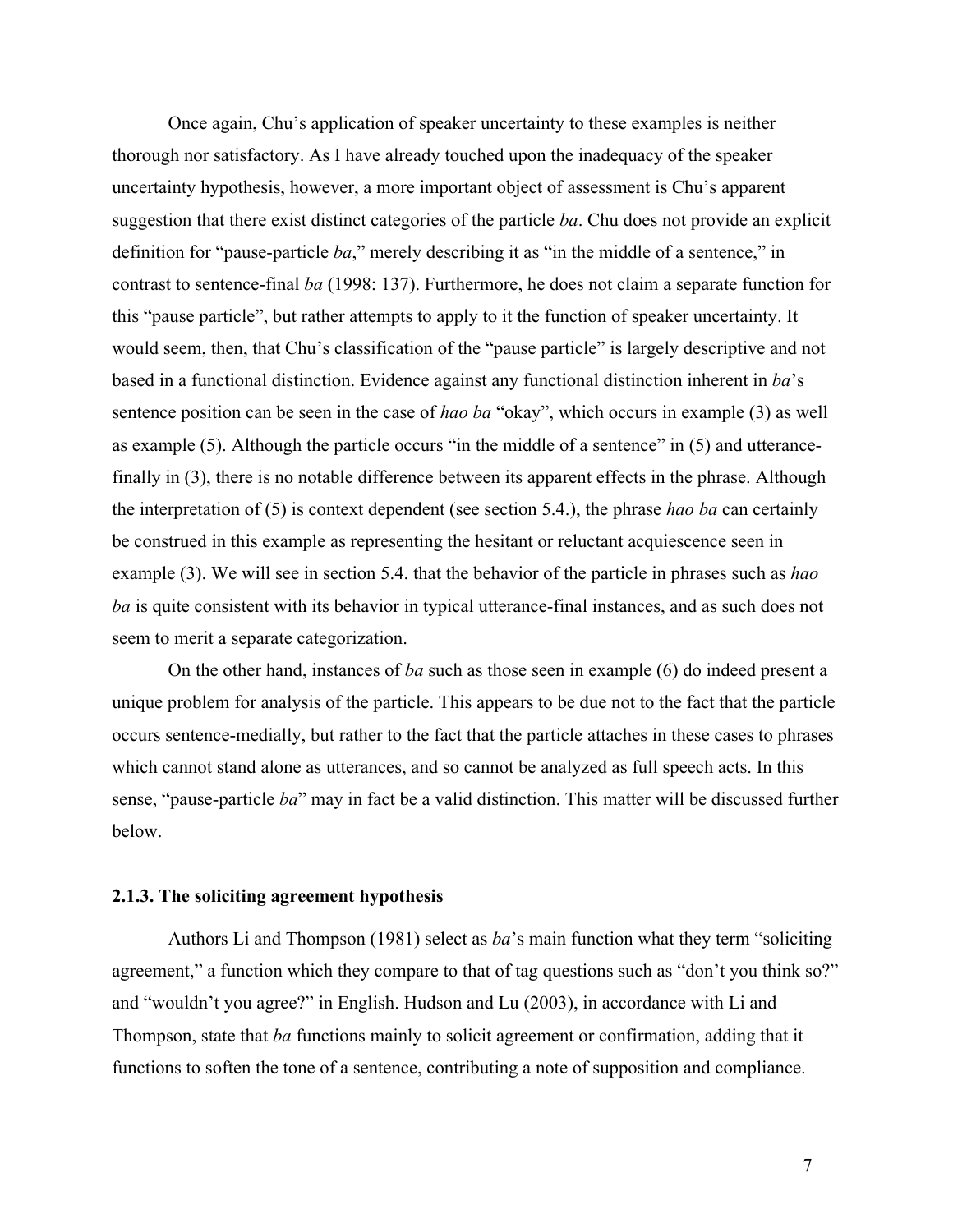Once again, Chu's application of speaker uncertainty to these examples is neither thorough nor satisfactory. As I have already touched upon the inadequacy of the speaker uncertainty hypothesis, however, a more important object of assessment is Chu's apparent suggestion that there exist distinct categories of the particle *ba*. Chu does not provide an explicit definition for "pause-particle *ba*," merely describing it as "in the middle of a sentence," in contrast to sentence-final *ba* (1998: 137). Furthermore, he does not claim a separate function for this "pause particle", but rather attempts to apply to it the function of speaker uncertainty. It would seem, then, that Chu's classification of the "pause particle" is largely descriptive and not based in a functional distinction. Evidence against any functional distinction inherent in *ba*'s sentence position can be seen in the case of *hao ba* "okay", which occurs in example (3) as well as example (5). Although the particle occurs "in the middle of a sentence" in (5) and utterance-finally in (3), there is no notable difference between its apparent effects in the phrase. Although the interpretation of (5) is context dependent (see section 5.4.), the phrase *hao ba* can certainly be construed in this example as representing the hesitant or reluctant acquiescence seen in example (3). We will see in section 5.4. that the behavior of the particle in phrases such as *hao ba* is quite consistent with its behavior in typical utterance-final instances, and as such does not seem to merit a separate categorization.

On the other hand, instances of *ba* such as those seen in example (6) do indeed present a unique problem for analysis of the particle. This appears to be due not to the fact that the particle occurs sentence-medially, but rather to the fact that the particle attaches in these cases to phrases which cannot stand alone as utterances, and so cannot be analyzed as full speech acts. In this sense, "pause-particle *ba*" may in fact be a valid distinction. This matter will be discussed further below.

### 2.1.3. The soliciting agreement hypothesis

Authors Li and Thompson (1981) select as *ba*'s main function what they term "soliciting agreement," a function which they compare to that of tag questions such as "don't you think so?" and "wouldn't you agree?" in English. Hudson and Lu (2003), in accordance with Li and Thompson, state that *ba* functions mainly to solicit agreement or confirmation, adding that it functions to soften the tone of a sentence, contributing a note of supposition and compliance.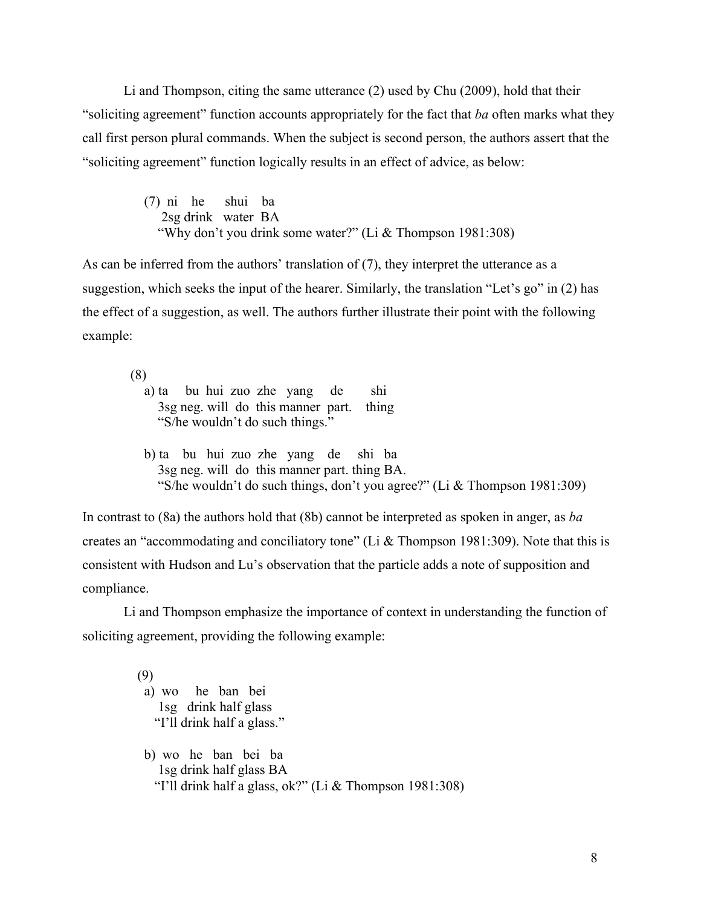Li and Thompson, citing the same utterance (2) used by Chu (2009), hold that their "soliciting agreement" function accounts appropriately for the fact that *ba* often marks what they call first person plural commands. When the subject is second person, the authors assert that the "soliciting agreement" function logically results in an effect of advice, as below:

(7) ni he shui ba
2sg drink water BA
"Why don't you drink some water?" (Li & Thompson 1981:308)

As can be inferred from the authors' translation of (7), they interpret the utterance as a suggestion, which seeks the input of the hearer. Similarly, the translation "Let's go" in (2) has the effect of a suggestion, as well. The authors further illustrate their point with the following example:

(8)
a) ta bu hui zuo zhe yang de shi
3sg neg. will do this manner part. thing
"S/he wouldn't do such things."

b) ta bu hui zuo zhe yang de shi ba
3sg neg. will do this manner part. thing BA.
"S/he wouldn't do such things, don't you agree?" (Li & Thompson 1981:309)

In contrast to (8a) the authors hold that (8b) cannot be interpreted as spoken in anger, as *ba* creates an "accommodating and conciliatory tone" (Li & Thompson 1981:309). Note that this is consistent with Hudson and Lu's observation that the particle adds a note of supposition and compliance.

Li and Thompson emphasize the importance of context in understanding the function of soliciting agreement, providing the following example:

(9)
a) wo he ban bei
1sg drink half glass
"I'll drink half a glass."

b) wo he ban bei ba
1sg drink half glass BA
"I'll drink half a glass, ok?" (Li & Thompson 1981:308)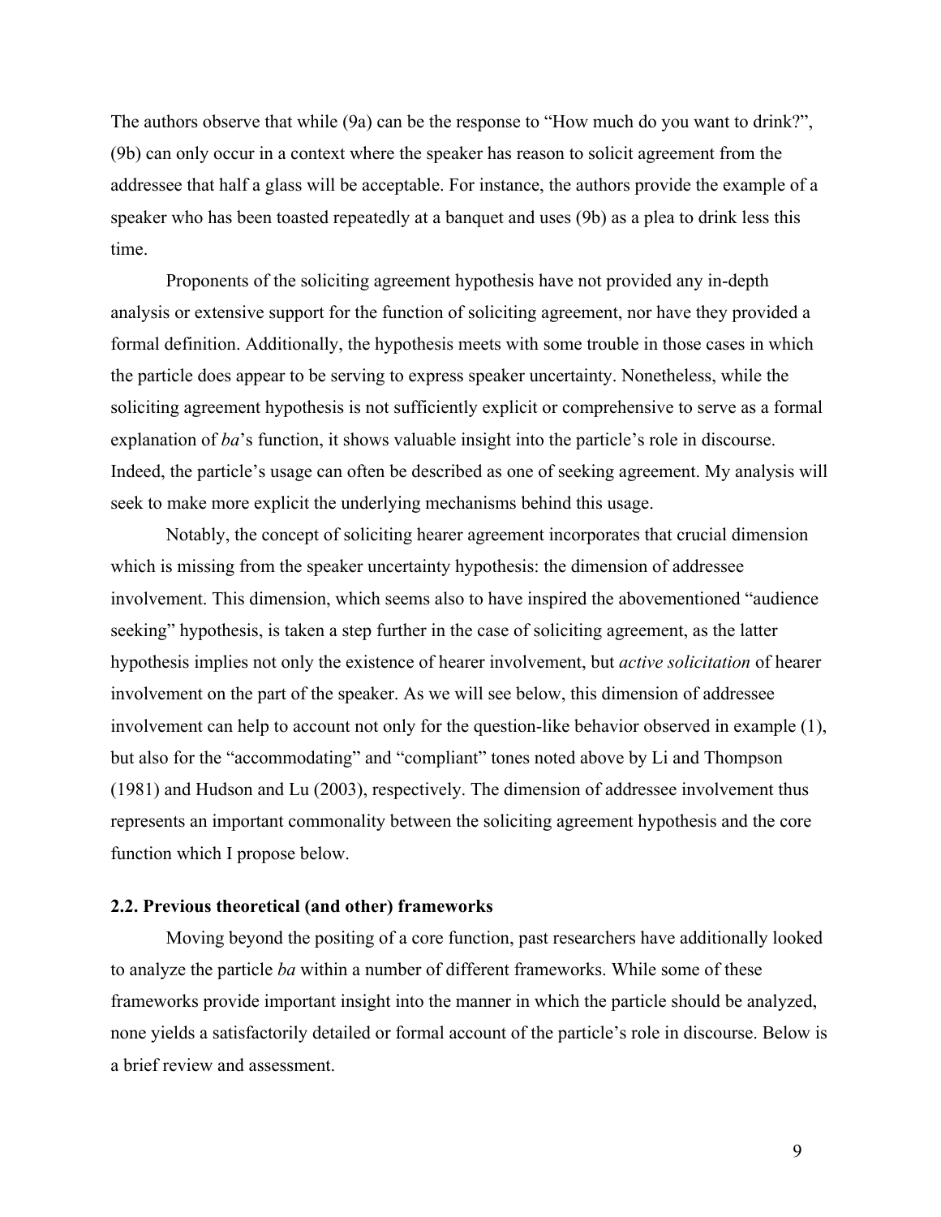The authors observe that while (9a) can be the response to "How much do you want to drink?", (9b) can only occur in a context where the speaker has reason to solicit agreement from the addressee that half a glass will be acceptable. For instance, the authors provide the example of a speaker who has been toasted repeatedly at a banquet and uses (9b) as a plea to drink less this time.

Proponents of the soliciting agreement hypothesis have not provided any in-depth analysis or extensive support for the function of soliciting agreement, nor have they provided a formal definition. Additionally, the hypothesis meets with some trouble in those cases in which the particle does appear to be serving to express speaker uncertainty. Nonetheless, while the soliciting agreement hypothesis is not sufficiently explicit or comprehensive to serve as a formal explanation of *ba*'s function, it shows valuable insight into the particle's role in discourse. Indeed, the particle's usage can often be described as one of seeking agreement. My analysis will seek to make more explicit the underlying mechanisms behind this usage.

Notably, the concept of soliciting hearer agreement incorporates that crucial dimension which is missing from the speaker uncertainty hypothesis: the dimension of addressee involvement. This dimension, which seems also to have inspired the abovementioned "audience seeking" hypothesis, is taken a step further in the case of soliciting agreement, as the latter hypothesis implies not only the existence of hearer involvement, but *active solicitation* of hearer involvement on the part of the speaker. As we will see below, this dimension of addressee involvement can help to account not only for the question-like behavior observed in example (1), but also for the "accommodating" and "compliant" tones noted above by Li and Thompson (1981) and Hudson and Lu (2003), respectively. The dimension of addressee involvement thus represents an important commonality between the soliciting agreement hypothesis and the core function which I propose below.

### 2.2. Previous theoretical (and other) frameworks

Moving beyond the positing of a core function, past researchers have additionally looked to analyze the particle *ba* within a number of different frameworks. While some of these frameworks provide important insight into the manner in which the particle should be analyzed, none yields a satisfactorily detailed or formal account of the particle's role in discourse. Below is a brief review and assessment.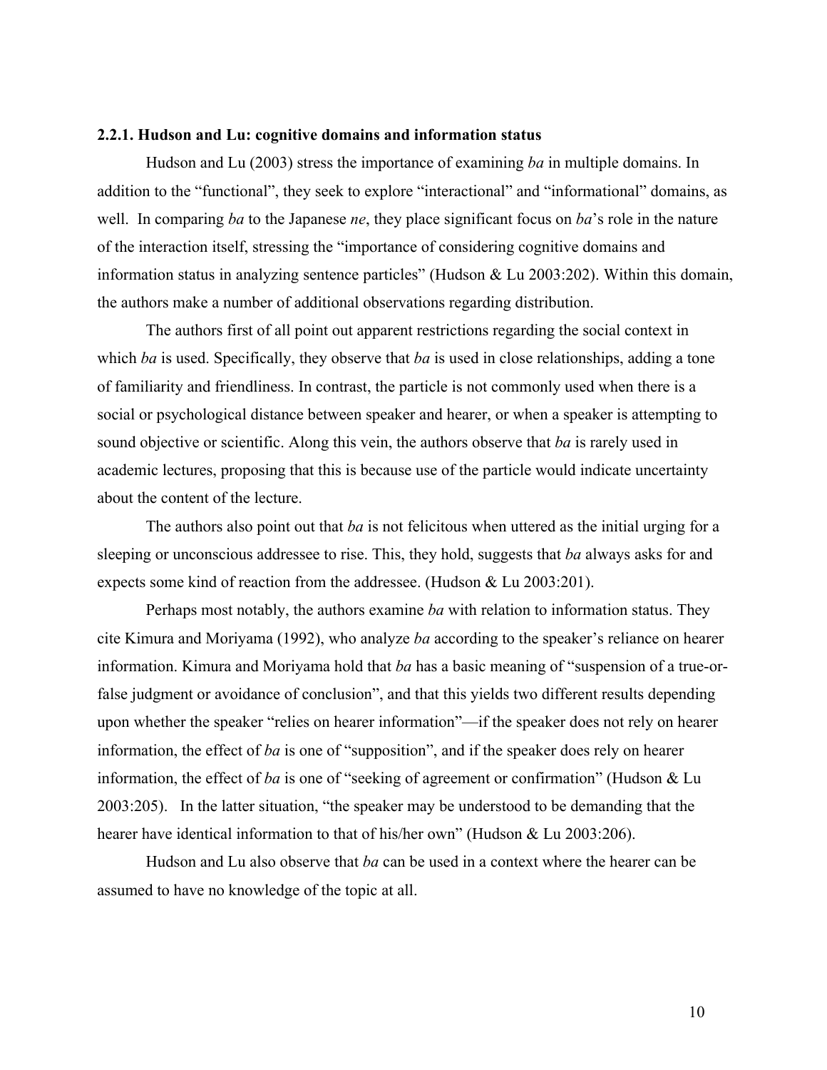### 2.2.1. Hudson and Lu: cognitive domains and information status

Hudson and Lu (2003) stress the importance of examining *ba* in multiple domains. In addition to the "functional", they seek to explore "interactional" and "informational" domains, as well. In comparing *ba* to the Japanese *ne*, they place significant focus on *ba*'s role in the nature of the interaction itself, stressing the "importance of considering cognitive domains and information status in analyzing sentence particles" (Hudson & Lu 2003:202). Within this domain, the authors make a number of additional observations regarding distribution.

The authors first of all point out apparent restrictions regarding the social context in which *ba* is used. Specifically, they observe that *ba* is used in close relationships, adding a tone of familiarity and friendliness. In contrast, the particle is not commonly used when there is a social or psychological distance between speaker and hearer, or when a speaker is attempting to sound objective or scientific. Along this vein, the authors observe that *ba* is rarely used in academic lectures, proposing that this is because use of the particle would indicate uncertainty about the content of the lecture.

The authors also point out that *ba* is not felicitous when uttered as the initial urging for a sleeping or unconscious addressee to rise. This, they hold, suggests that *ba* always asks for and expects some kind of reaction from the addressee. (Hudson & Lu 2003:201).

Perhaps most notably, the authors examine *ba* with relation to information status. They cite Kimura and Moriyama (1992), who analyze *ba* according to the speaker's reliance on hearer information. Kimura and Moriyama hold that *ba* has a basic meaning of "suspension of a true-or-false judgment or avoidance of conclusion", and that this yields two different results depending upon whether the speaker "relies on hearer information"—if the speaker does not rely on hearer information, the effect of *ba* is one of "supposition", and if the speaker does rely on hearer information, the effect of *ba* is one of "seeking of agreement or confirmation" (Hudson & Lu 2003:205). In the latter situation, "the speaker may be understood to be demanding that the hearer have identical information to that of his/her own" (Hudson & Lu 2003:206).

Hudson and Lu also observe that *ba* can be used in a context where the hearer can be assumed to have no knowledge of the topic at all.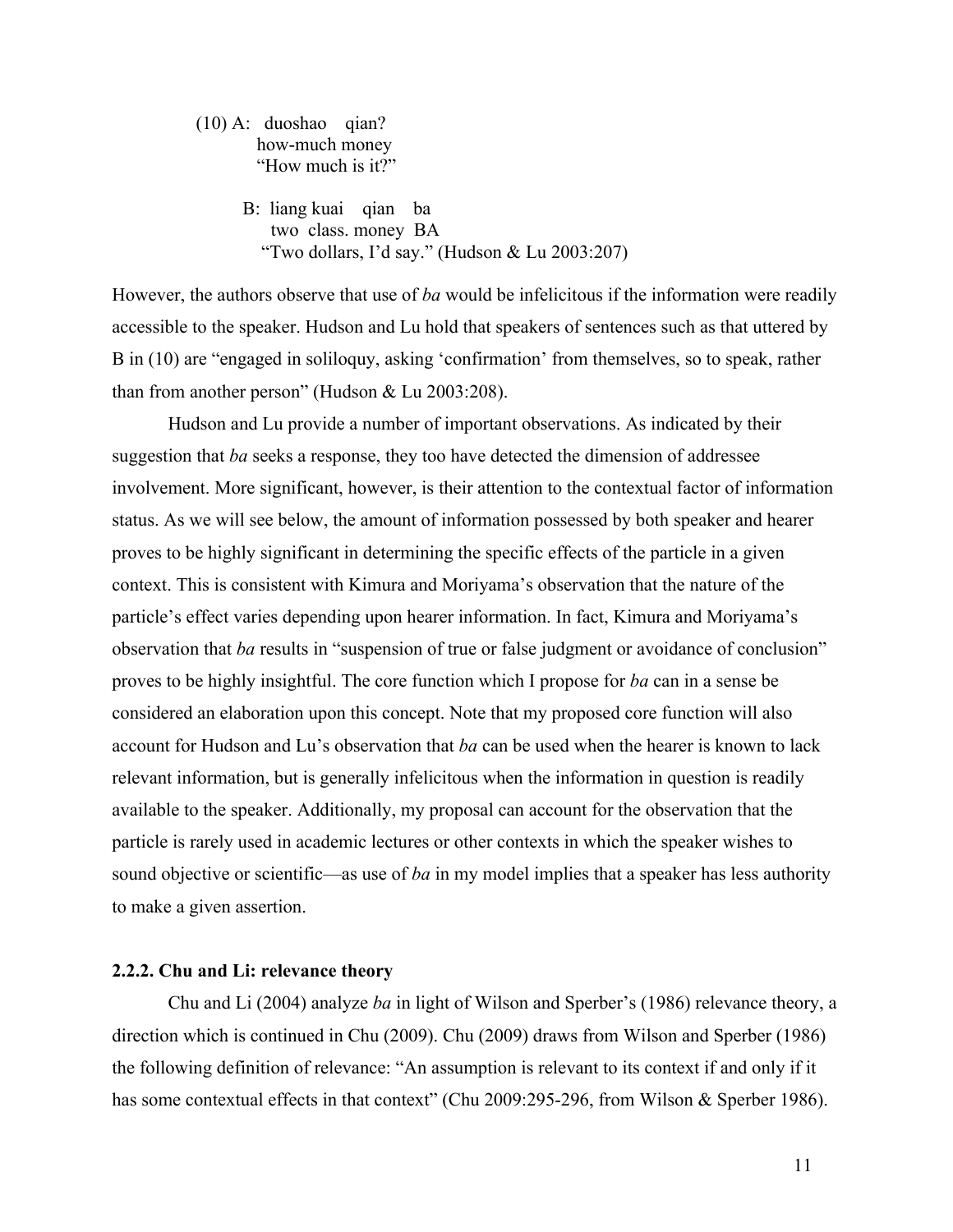(10) A: duoshao qian?  
how-much money  
"How much is it?"

B: liang kuai qian ba  
two class. money BA  
"Two dollars, I'd say." (Hudson & Lu 2003:207)

However, the authors observe that use of *ba* would be infelicitous if the information were readily accessible to the speaker. Hudson and Lu hold that speakers of sentences such as that uttered by B in (10) are "engaged in soliloquy, asking 'confirmation' from themselves, so to speak, rather than from another person" (Hudson & Lu 2003:208).

Hudson and Lu provide a number of important observations. As indicated by their suggestion that *ba* seeks a response, they too have detected the dimension of addressee involvement. More significant, however, is their attention to the contextual factor of information status. As we will see below, the amount of information possessed by both speaker and hearer proves to be highly significant in determining the specific effects of the particle in a given context. This is consistent with Kimura and Moriyama's observation that the nature of the particle's effect varies depending upon hearer information. In fact, Kimura and Moriyama's observation that *ba* results in "suspension of true or false judgment or avoidance of conclusion" proves to be highly insightful. The core function which I propose for *ba* can in a sense be considered an elaboration upon this concept. Note that my proposed core function will also account for Hudson and Lu's observation that *ba* can be used when the hearer is known to lack relevant information, but is generally infelicitous when the information in question is readily available to the speaker. Additionally, my proposal can account for the observation that the particle is rarely used in academic lectures or other contexts in which the speaker wishes to sound objective or scientific—as use of *ba* in my model implies that a speaker has less authority to make a given assertion.

### 2.2.2. Chu and Li: relevance theory

Chu and Li (2004) analyze *ba* in light of Wilson and Sperber's (1986) relevance theory, a direction which is continued in Chu (2009). Chu (2009) draws from Wilson and Sperber (1986) the following definition of relevance: "An assumption is relevant to its context if and only if it has some contextual effects in that context" (Chu 2009:295-296, from Wilson & Sperber 1986).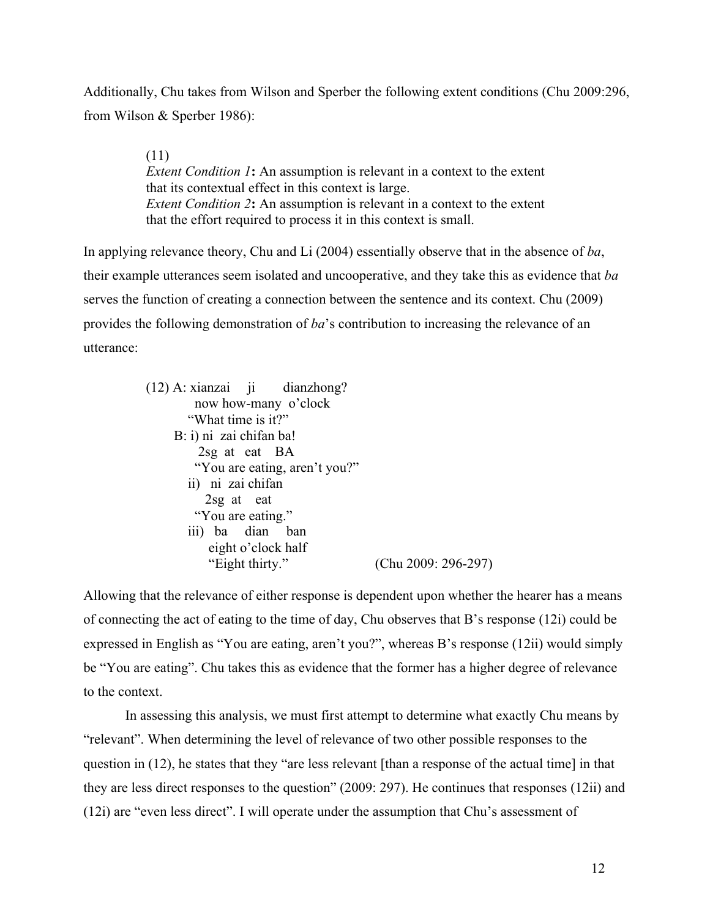Additionally, Chu takes from Wilson and Sperber the following extent conditions (Chu 2009:296, from Wilson & Sperber 1986):

> (11)
> *Extent Condition 1***:** An assumption is relevant in a context to the extent that its contextual effect in this context is large.
> *Extent Condition 2***:** An assumption is relevant in a context to the extent that the effort required to process it in this context is small.

In applying relevance theory, Chu and Li (2004) essentially observe that in the absence of *ba*, their example utterances seem isolated and uncooperative, and they take this as evidence that *ba* serves the function of creating a connection between the sentence and its context. Chu (2009) provides the following demonstration of *ba*'s contribution to increasing the relevance of an utterance:

```
(12) A: xianzai   ji        dianzhong?
         now how-many  o'clock
        "What time is it?"
     B: i) ni  zai chifan ba!
           2sg  at   eat    BA
          "You are eating, aren't you?"
        ii)  ni  zai chifan
             2sg  at    eat
          "You are eating."
        iii)  ba     dian     ban
              eight o'clock half
              "Eight thirty."                    (Chu 2009: 296-297)
```

Allowing that the relevance of either response is dependent upon whether the hearer has a means of connecting the act of eating to the time of day, Chu observes that B's response (12i) could be expressed in English as "You are eating, aren't you?", whereas B's response (12ii) would simply be "You are eating". Chu takes this as evidence that the former has a higher degree of relevance to the context.

In assessing this analysis, we must first attempt to determine what exactly Chu means by "relevant". When determining the level of relevance of two other possible responses to the question in (12), he states that they "are less relevant [than a response of the actual time] in that they are less direct responses to the question" (2009: 297). He continues that responses (12ii) and (12i) are "even less direct". I will operate under the assumption that Chu's assessment of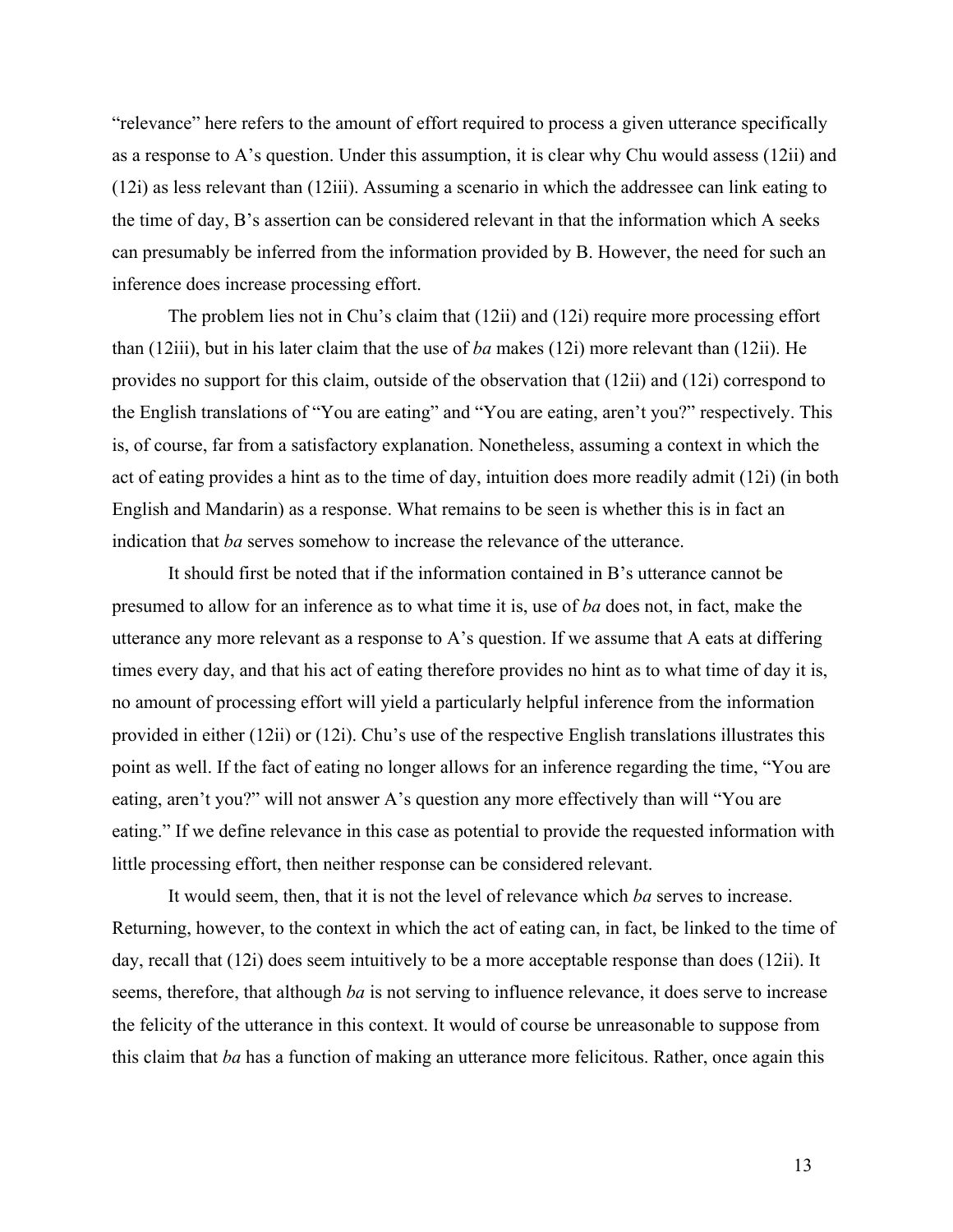"relevance" here refers to the amount of effort required to process a given utterance specifically as a response to A's question. Under this assumption, it is clear why Chu would assess (12ii) and (12i) as less relevant than (12iii). Assuming a scenario in which the addressee can link eating to the time of day, B's assertion can be considered relevant in that the information which A seeks can presumably be inferred from the information provided by B. However, the need for such an inference does increase processing effort.

The problem lies not in Chu's claim that (12ii) and (12i) require more processing effort than (12iii), but in his later claim that the use of *ba* makes (12i) more relevant than (12ii). He provides no support for this claim, outside of the observation that (12ii) and (12i) correspond to the English translations of "You are eating" and "You are eating, aren't you?" respectively. This is, of course, far from a satisfactory explanation. Nonetheless, assuming a context in which the act of eating provides a hint as to the time of day, intuition does more readily admit (12i) (in both English and Mandarin) as a response. What remains to be seen is whether this is in fact an indication that *ba* serves somehow to increase the relevance of the utterance.

It should first be noted that if the information contained in B's utterance cannot be presumed to allow for an inference as to what time it is, use of *ba* does not, in fact, make the utterance any more relevant as a response to A's question. If we assume that A eats at differing times every day, and that his act of eating therefore provides no hint as to what time of day it is, no amount of processing effort will yield a particularly helpful inference from the information provided in either (12ii) or (12i). Chu's use of the respective English translations illustrates this point as well. If the fact of eating no longer allows for an inference regarding the time, "You are eating, aren't you?" will not answer A's question any more effectively than will "You are eating." If we define relevance in this case as potential to provide the requested information with little processing effort, then neither response can be considered relevant.

It would seem, then, that it is not the level of relevance which *ba* serves to increase. Returning, however, to the context in which the act of eating can, in fact, be linked to the time of day, recall that (12i) does seem intuitively to be a more acceptable response than does (12ii). It seems, therefore, that although *ba* is not serving to influence relevance, it does serve to increase the felicity of the utterance in this context. It would of course be unreasonable to suppose from this claim that *ba* has a function of making an utterance more felicitous. Rather, once again this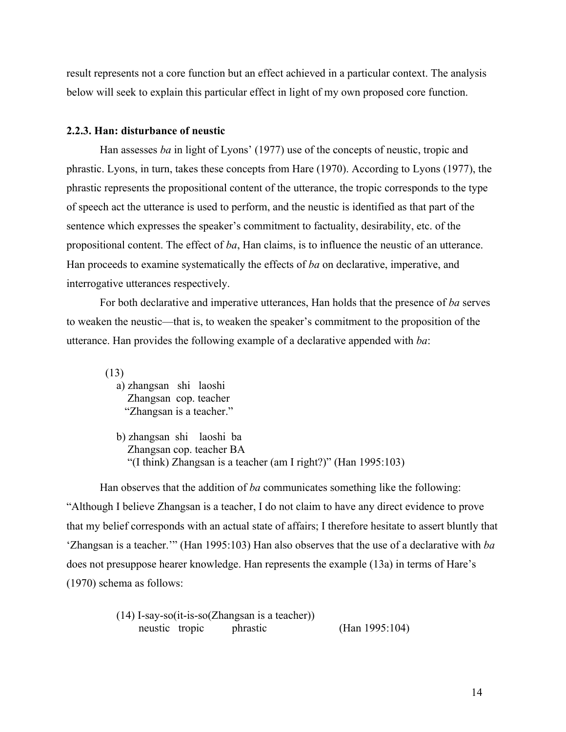result represents not a core function but an effect achieved in a particular context. The analysis below will seek to explain this particular effect in light of my own proposed core function.

### 2.2.3. Han: disturbance of neustic

Han assesses *ba* in light of Lyons' (1977) use of the concepts of neustic, tropic and phrastic. Lyons, in turn, takes these concepts from Hare (1970). According to Lyons (1977), the phrastic represents the propositional content of the utterance, the tropic corresponds to the type of speech act the utterance is used to perform, and the neustic is identified as that part of the sentence which expresses the speaker's commitment to factuality, desirability, etc. of the propositional content. The effect of *ba*, Han claims, is to influence the neustic of an utterance. Han proceeds to examine systematically the effects of *ba* on declarative, imperative, and interrogative utterances respectively.

For both declarative and imperative utterances, Han holds that the presence of *ba* serves to weaken the neustic—that is, to weaken the speaker's commitment to the proposition of the utterance. Han provides the following example of a declarative appended with *ba*:

(13)

a) zhangsan shi laoshi
   Zhangsan cop. teacher
   "Zhangsan is a teacher."

b) zhangsan shi laoshi ba
   Zhangsan cop. teacher BA
   "(I think) Zhangsan is a teacher (am I right?)" (Han 1995:103)

Han observes that the addition of *ba* communicates something like the following: "Although I believe Zhangsan is a teacher, I do not claim to have any direct evidence to prove that my belief corresponds with an actual state of affairs; I therefore hesitate to assert bluntly that 'Zhangsan is a teacher.'" (Han 1995:103) Han also observes that the use of a declarative with *ba* does not presuppose hearer knowledge. Han represents the example (13a) in terms of Hare's (1970) schema as follows:

(14) I-say-so(it-is-so(Zhangsan is a teacher))
     neustic tropic phrastic (Han 1995:104)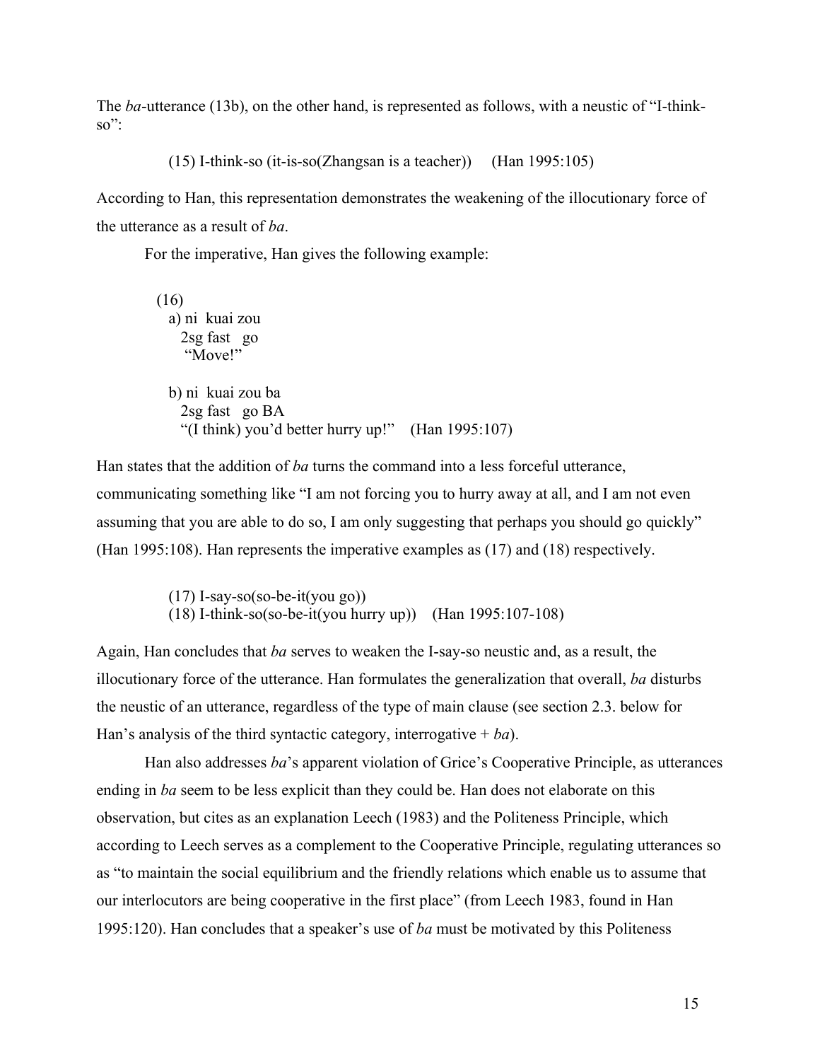The *ba*-utterance (13b), on the other hand, is represented as follows, with a neustic of "I-think-so":

> (15) I-think-so (it-is-so(Zhangsan is a teacher)) (Han 1995:105)

According to Han, this representation demonstrates the weakening of the illocutionary force of the utterance as a result of *ba*.

For the imperative, Han gives the following example:

> (16)
> a) ni kuai zou
> 2sg fast go
> "Move!"
>
> b) ni kuai zou ba
> 2sg fast go BA
> "(I think) you'd better hurry up!" (Han 1995:107)

Han states that the addition of *ba* turns the command into a less forceful utterance, communicating something like "I am not forcing you to hurry away at all, and I am not even assuming that you are able to do so, I am only suggesting that perhaps you should go quickly" (Han 1995:108). Han represents the imperative examples as (17) and (18) respectively.

> (17) I-say-so(so-be-it(you go))
> (18) I-think-so(so-be-it(you hurry up)) (Han 1995:107-108)

Again, Han concludes that *ba* serves to weaken the I-say-so neustic and, as a result, the illocutionary force of the utterance. Han formulates the generalization that overall, *ba* disturbs the neustic of an utterance, regardless of the type of main clause (see section 2.3. below for Han's analysis of the third syntactic category, interrogative + *ba*).

Han also addresses *ba*'s apparent violation of Grice's Cooperative Principle, as utterances ending in *ba* seem to be less explicit than they could be. Han does not elaborate on this observation, but cites as an explanation Leech (1983) and the Politeness Principle, which according to Leech serves as a complement to the Cooperative Principle, regulating utterances so as "to maintain the social equilibrium and the friendly relations which enable us to assume that our interlocutors are being cooperative in the first place" (from Leech 1983, found in Han 1995:120). Han concludes that a speaker's use of *ba* must be motivated by this Politeness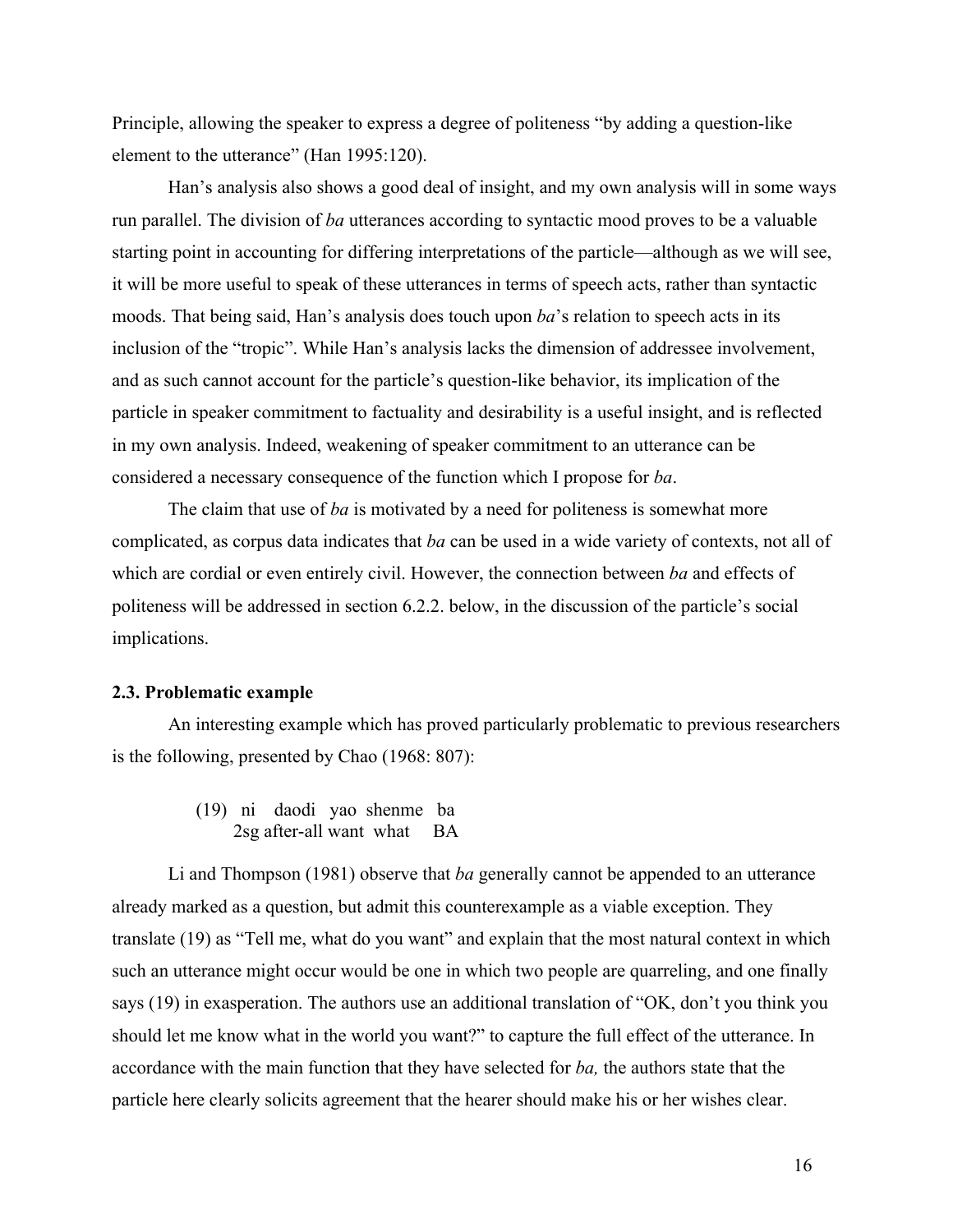Principle, allowing the speaker to express a degree of politeness "by adding a question-like element to the utterance" (Han 1995:120).

Han's analysis also shows a good deal of insight, and my own analysis will in some ways run parallel. The division of *ba* utterances according to syntactic mood proves to be a valuable starting point in accounting for differing interpretations of the particle—although as we will see, it will be more useful to speak of these utterances in terms of speech acts, rather than syntactic moods. That being said, Han's analysis does touch upon *ba*'s relation to speech acts in its inclusion of the "tropic". While Han's analysis lacks the dimension of addressee involvement, and as such cannot account for the particle's question-like behavior, its implication of the particle in speaker commitment to factuality and desirability is a useful insight, and is reflected in my own analysis. Indeed, weakening of speaker commitment to an utterance can be considered a necessary consequence of the function which I propose for *ba*.

The claim that use of *ba* is motivated by a need for politeness is somewhat more complicated, as corpus data indicates that *ba* can be used in a wide variety of contexts, not all of which are cordial or even entirely civil. However, the connection between *ba* and effects of politeness will be addressed in section 6.2.2. below, in the discussion of the particle's social implications.

### 2.3. Problematic example

An interesting example which has proved particularly problematic to previous researchers is the following, presented by Chao (1968: 807):

```
(19)  ni   daodi    yao  shenme  ba
      2sg  after-all want what    BA
```

Li and Thompson (1981) observe that *ba* generally cannot be appended to an utterance already marked as a question, but admit this counterexample as a viable exception. They translate (19) as "Tell me, what do you want" and explain that the most natural context in which such an utterance might occur would be one in which two people are quarreling, and one finally says (19) in exasperation. The authors use an additional translation of "OK, don't you think you should let me know what in the world you want?" to capture the full effect of the utterance. In accordance with the main function that they have selected for *ba,* the authors state that the particle here clearly solicits agreement that the hearer should make his or her wishes clear.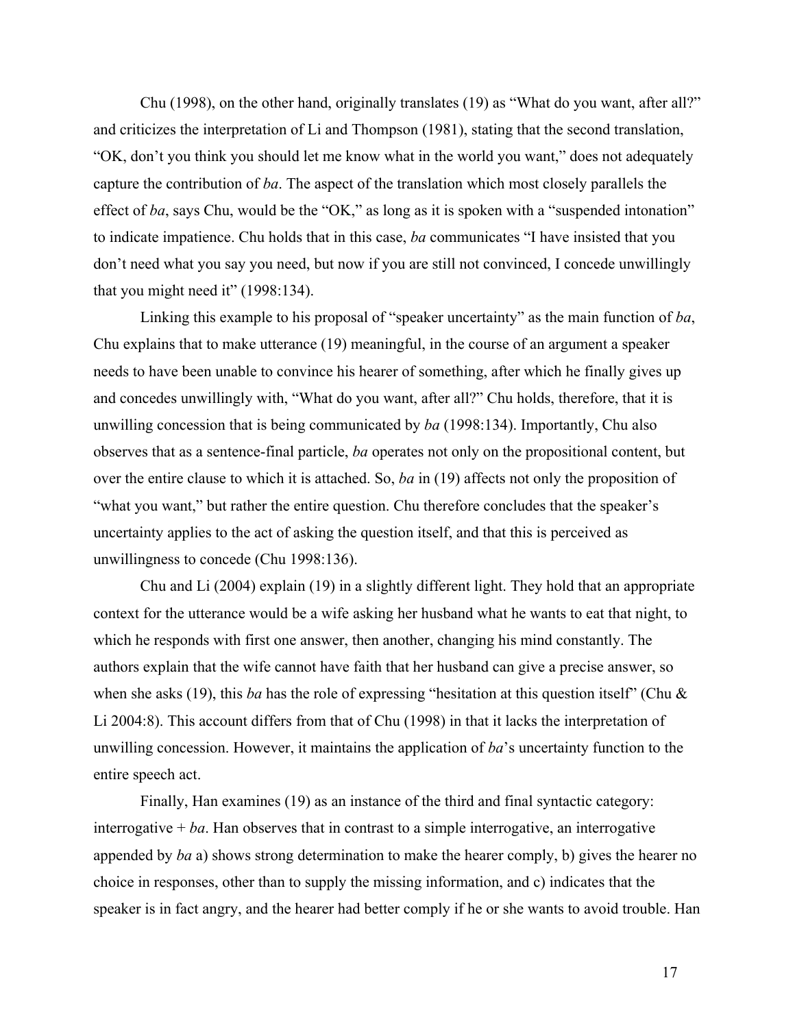Chu (1998), on the other hand, originally translates (19) as “What do you want, after all?” and criticizes the interpretation of Li and Thompson (1981), stating that the second translation, “OK, don’t you think you should let me know what in the world you want,” does not adequately capture the contribution of *ba*. The aspect of the translation which most closely parallels the effect of *ba*, says Chu, would be the “OK,” as long as it is spoken with a “suspended intonation” to indicate impatience. Chu holds that in this case, *ba* communicates “I have insisted that you don’t need what you say you need, but now if you are still not convinced, I concede unwillingly that you might need it” (1998:134).

Linking this example to his proposal of “speaker uncertainty” as the main function of *ba*, Chu explains that to make utterance (19) meaningful, in the course of an argument a speaker needs to have been unable to convince his hearer of something, after which he finally gives up and concedes unwillingly with, “What do you want, after all?” Chu holds, therefore, that it is unwilling concession that is being communicated by *ba* (1998:134). Importantly, Chu also observes that as a sentence-final particle, *ba* operates not only on the propositional content, but over the entire clause to which it is attached. So, *ba* in (19) affects not only the proposition of “what you want,” but rather the entire question. Chu therefore concludes that the speaker’s uncertainty applies to the act of asking the question itself, and that this is perceived as unwillingness to concede (Chu 1998:136).

Chu and Li (2004) explain (19) in a slightly different light. They hold that an appropriate context for the utterance would be a wife asking her husband what he wants to eat that night, to which he responds with first one answer, then another, changing his mind constantly. The authors explain that the wife cannot have faith that her husband can give a precise answer, so when she asks (19), this *ba* has the role of expressing “hesitation at this question itself” (Chu & Li 2004:8). This account differs from that of Chu (1998) in that it lacks the interpretation of unwilling concession. However, it maintains the application of *ba*’s uncertainty function to the entire speech act.

Finally, Han examines (19) as an instance of the third and final syntactic category: interrogative + *ba*. Han observes that in contrast to a simple interrogative, an interrogative appended by *ba* a) shows strong determination to make the hearer comply, b) gives the hearer no choice in responses, other than to supply the missing information, and c) indicates that the speaker is in fact angry, and the hearer had better comply if he or she wants to avoid trouble. Han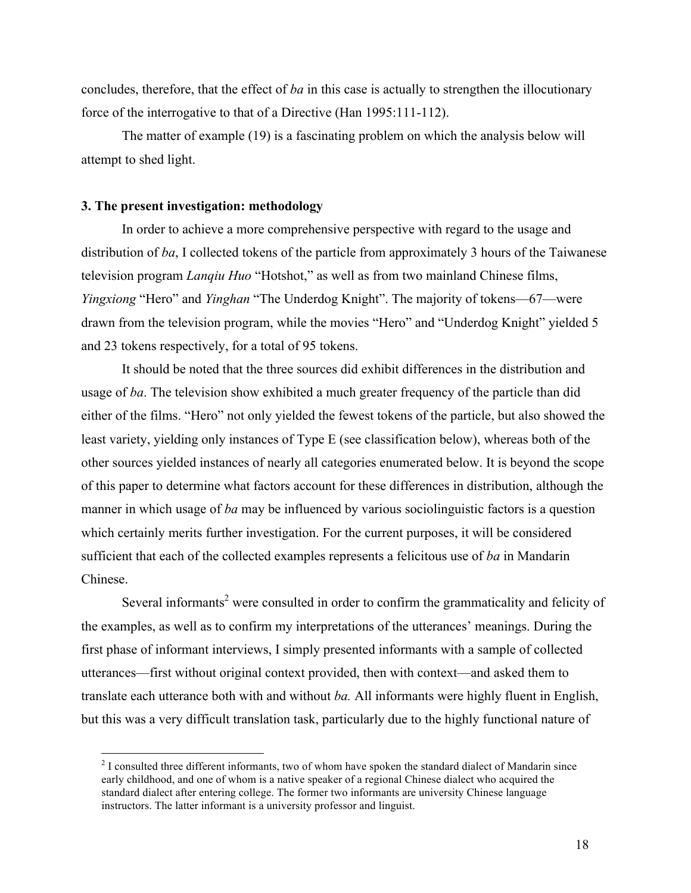concludes, therefore, that the effect of *ba* in this case is actually to strengthen the illocutionary force of the interrogative to that of a Directive (Han 1995:111-112).

The matter of example (19) is a fascinating problem on which the analysis below will attempt to shed light.

### 3. The present investigation: methodology

In order to achieve a more comprehensive perspective with regard to the usage and distribution of *ba*, I collected tokens of the particle from approximately 3 hours of the Taiwanese television program *Lanqiu Huo* "Hotshot," as well as from two mainland Chinese films, *Yingxiong* "Hero" and *Yinghan* "The Underdog Knight". The majority of tokens—67—were drawn from the television program, while the movies "Hero" and "Underdog Knight" yielded 5 and 23 tokens respectively, for a total of 95 tokens.

It should be noted that the three sources did exhibit differences in the distribution and usage of *ba*. The television show exhibited a much greater frequency of the particle than did either of the films. "Hero" not only yielded the fewest tokens of the particle, but also showed the least variety, yielding only instances of Type E (see classification below), whereas both of the other sources yielded instances of nearly all categories enumerated below. It is beyond the scope of this paper to determine what factors account for these differences in distribution, although the manner in which usage of *ba* may be influenced by various sociolinguistic factors is a question which certainly merits further investigation. For the current purposes, it will be considered sufficient that each of the collected examples represents a felicitous use of *ba* in Mandarin Chinese.

Several informants[2] were consulted in order to confirm the grammaticality and felicity of the examples, as well as to confirm my interpretations of the utterances' meanings. During the first phase of informant interviews, I simply presented informants with a sample of collected utterances—first without original context provided, then with context—and asked them to translate each utterance both with and without *ba.* All informants were highly fluent in English, but this was a very difficult translation task, particularly due to the highly functional nature of

[2] I consulted three different informants, two of whom have spoken the standard dialect of Mandarin since early childhood, and one of whom is a native speaker of a regional Chinese dialect who acquired the standard dialect after entering college. The former two informants are university Chinese language instructors. The latter informant is a university professor and linguist.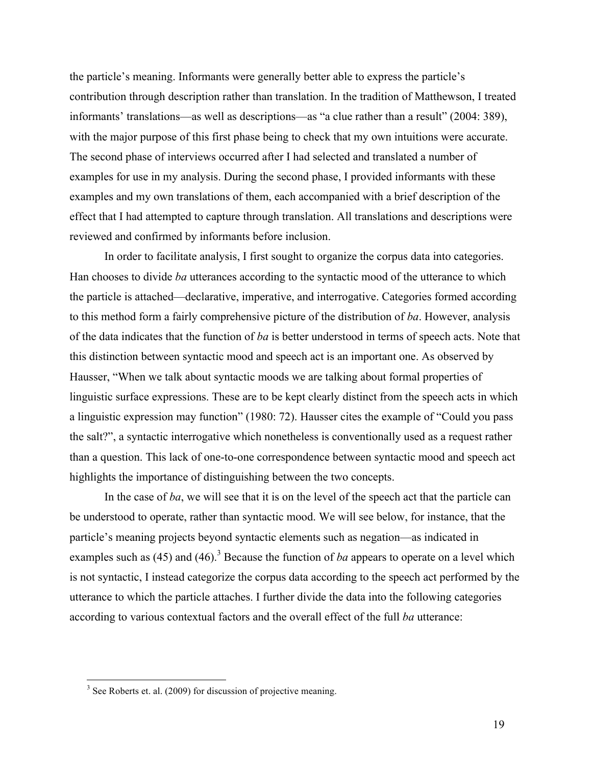the particle's meaning. Informants were generally better able to express the particle's contribution through description rather than translation. In the tradition of Matthewson, I treated informants' translations—as well as descriptions—as "a clue rather than a result" (2004: 389), with the major purpose of this first phase being to check that my own intuitions were accurate. The second phase of interviews occurred after I had selected and translated a number of examples for use in my analysis. During the second phase, I provided informants with these examples and my own translations of them, each accompanied with a brief description of the effect that I had attempted to capture through translation. All translations and descriptions were reviewed and confirmed by informants before inclusion.

In order to facilitate analysis, I first sought to organize the corpus data into categories. Han chooses to divide *ba* utterances according to the syntactic mood of the utterance to which the particle is attached—declarative, imperative, and interrogative. Categories formed according to this method form a fairly comprehensive picture of the distribution of *ba*. However, analysis of the data indicates that the function of *ba* is better understood in terms of speech acts. Note that this distinction between syntactic mood and speech act is an important one. As observed by Hausser, "When we talk about syntactic moods we are talking about formal properties of linguistic surface expressions. These are to be kept clearly distinct from the speech acts in which a linguistic expression may function" (1980: 72). Hausser cites the example of "Could you pass the salt?", a syntactic interrogative which nonetheless is conventionally used as a request rather than a question. This lack of one-to-one correspondence between syntactic mood and speech act highlights the importance of distinguishing between the two concepts.

In the case of *ba*, we will see that it is on the level of the speech act that the particle can be understood to operate, rather than syntactic mood. We will see below, for instance, that the particle's meaning projects beyond syntactic elements such as negation—as indicated in examples such as (45) and (46).[3] Because the function of *ba* appears to operate on a level which is not syntactic, I instead categorize the corpus data according to the speech act performed by the utterance to which the particle attaches. I further divide the data into the following categories according to various contextual factors and the overall effect of the full *ba* utterance:

---

[3] See Roberts et. al. (2009) for discussion of projective meaning.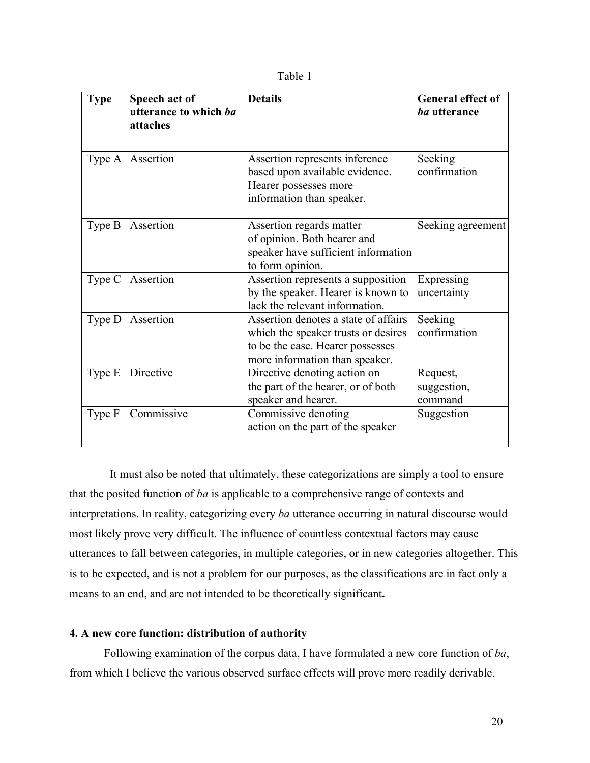Table 1

| **Type** | **Speech act of utterance to which *ba* attaches** | **Details** | **General effect of *ba* utterance** |
|---|---|---|---|
| Type A | Assertion | Assertion represents inference based upon available evidence. Hearer possesses more information than speaker. | Seeking confirmation |
| Type B | Assertion | Assertion regards matter of opinion. Both hearer and speaker have sufficient information to form opinion. | Seeking agreement |
| Type C | Assertion | Assertion represents a supposition by the speaker. Hearer is known to lack the relevant information. | Expressing uncertainty |
| Type D | Assertion | Assertion denotes a state of affairs which the speaker trusts or desires to be the case. Hearer possesses more information than speaker. | Seeking confirmation |
| Type E | Directive | Directive denoting action on the part of the hearer, or of both speaker and hearer. | Request, suggestion, command |
| Type F | Commissive | Commissive denoting action on the part of the speaker | Suggestion |

It must also be noted that ultimately, these categorizations are simply a tool to ensure that the posited function of *ba* is applicable to a comprehensive range of contexts and interpretations. In reality, categorizing every *ba* utterance occurring in natural discourse would most likely prove very difficult. The influence of countless contextual factors may cause utterances to fall between categories, in multiple categories, or in new categories altogether. This is to be expected, and is not a problem for our purposes, as the classifications are in fact only a means to an end, and are not intended to be theoretically significant**.**

## 4. A new core function: distribution of authority

Following examination of the corpus data, I have formulated a new core function of *ba*, from which I believe the various observed surface effects will prove more readily derivable.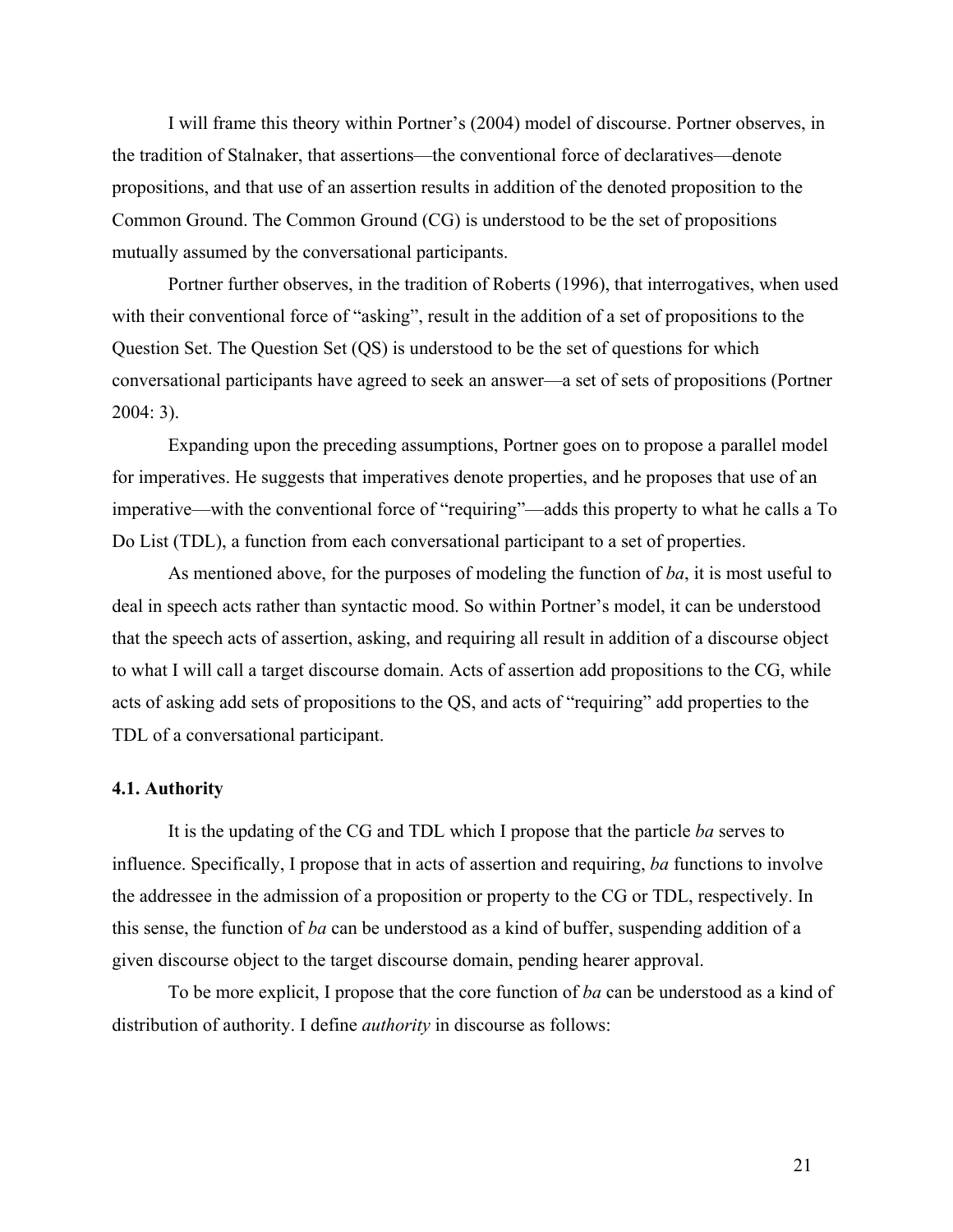I will frame this theory within Portner's (2004) model of discourse. Portner observes, in the tradition of Stalnaker, that assertions—the conventional force of declaratives—denote propositions, and that use of an assertion results in addition of the denoted proposition to the Common Ground. The Common Ground (CG) is understood to be the set of propositions mutually assumed by the conversational participants.

Portner further observes, in the tradition of Roberts (1996), that interrogatives, when used with their conventional force of "asking", result in the addition of a set of propositions to the Question Set. The Question Set (QS) is understood to be the set of questions for which conversational participants have agreed to seek an answer—a set of sets of propositions (Portner 2004: 3).

Expanding upon the preceding assumptions, Portner goes on to propose a parallel model for imperatives. He suggests that imperatives denote properties, and he proposes that use of an imperative—with the conventional force of "requiring"—adds this property to what he calls a To Do List (TDL), a function from each conversational participant to a set of properties.

As mentioned above, for the purposes of modeling the function of *ba*, it is most useful to deal in speech acts rather than syntactic mood. So within Portner's model, it can be understood that the speech acts of assertion, asking, and requiring all result in addition of a discourse object to what I will call a target discourse domain. Acts of assertion add propositions to the CG, while acts of asking add sets of propositions to the QS, and acts of "requiring" add properties to the TDL of a conversational participant.

### 4.1. Authority

It is the updating of the CG and TDL which I propose that the particle *ba* serves to influence. Specifically, I propose that in acts of assertion and requiring, *ba* functions to involve the addressee in the admission of a proposition or property to the CG or TDL, respectively. In this sense, the function of *ba* can be understood as a kind of buffer, suspending addition of a given discourse object to the target discourse domain, pending hearer approval.

To be more explicit, I propose that the core function of *ba* can be understood as a kind of distribution of authority. I define *authority* in discourse as follows: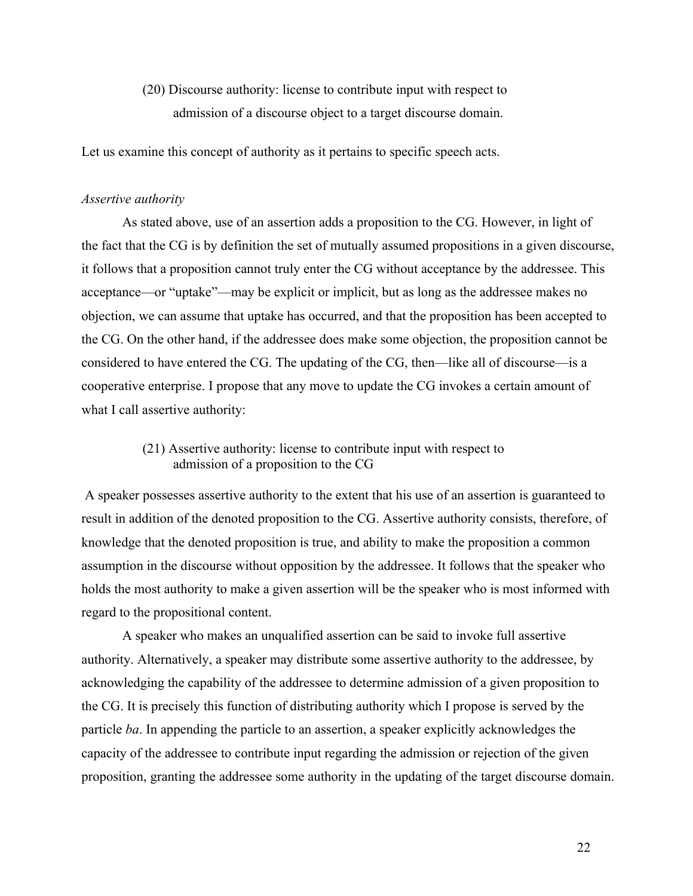(20) Discourse authority: license to contribute input with respect to admission of a discourse object to a target discourse domain.

Let us examine this concept of authority as it pertains to specific speech acts.

*Assertive authority*

As stated above, use of an assertion adds a proposition to the CG. However, in light of the fact that the CG is by definition the set of mutually assumed propositions in a given discourse, it follows that a proposition cannot truly enter the CG without acceptance by the addressee. This acceptance—or "uptake"—may be explicit or implicit, but as long as the addressee makes no objection, we can assume that uptake has occurred, and that the proposition has been accepted to the CG. On the other hand, if the addressee does make some objection, the proposition cannot be considered to have entered the CG. The updating of the CG, then—like all of discourse—is a cooperative enterprise. I propose that any move to update the CG invokes a certain amount of what I call assertive authority:

(21) Assertive authority: license to contribute input with respect to admission of a proposition to the CG

A speaker possesses assertive authority to the extent that his use of an assertion is guaranteed to result in addition of the denoted proposition to the CG. Assertive authority consists, therefore, of knowledge that the denoted proposition is true, and ability to make the proposition a common assumption in the discourse without opposition by the addressee. It follows that the speaker who holds the most authority to make a given assertion will be the speaker who is most informed with regard to the propositional content.

A speaker who makes an unqualified assertion can be said to invoke full assertive authority. Alternatively, a speaker may distribute some assertive authority to the addressee, by acknowledging the capability of the addressee to determine admission of a given proposition to the CG. It is precisely this function of distributing authority which I propose is served by the particle *ba*. In appending the particle to an assertion, a speaker explicitly acknowledges the capacity of the addressee to contribute input regarding the admission or rejection of the given proposition, granting the addressee some authority in the updating of the target discourse domain.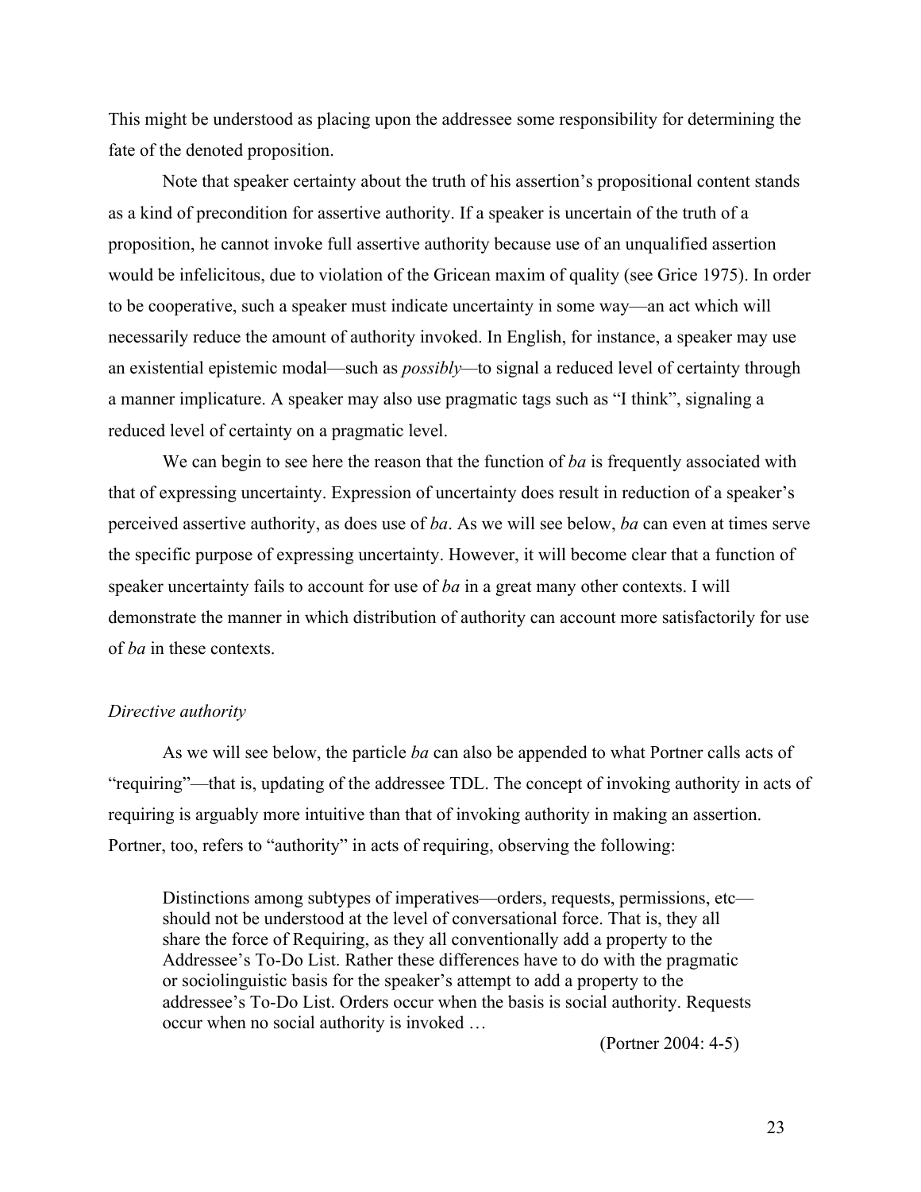This might be understood as placing upon the addressee some responsibility for determining the fate of the denoted proposition.

Note that speaker certainty about the truth of his assertion's propositional content stands as a kind of precondition for assertive authority. If a speaker is uncertain of the truth of a proposition, he cannot invoke full assertive authority because use of an unqualified assertion would be infelicitous, due to violation of the Gricean maxim of quality (see Grice 1975). In order to be cooperative, such a speaker must indicate uncertainty in some way—an act which will necessarily reduce the amount of authority invoked. In English, for instance, a speaker may use an existential epistemic modal—such as *possibly*—to signal a reduced level of certainty through a manner implicature. A speaker may also use pragmatic tags such as "I think", signaling a reduced level of certainty on a pragmatic level.

We can begin to see here the reason that the function of *ba* is frequently associated with that of expressing uncertainty. Expression of uncertainty does result in reduction of a speaker's perceived assertive authority, as does use of *ba*. As we will see below, *ba* can even at times serve the specific purpose of expressing uncertainty. However, it will become clear that a function of speaker uncertainty fails to account for use of *ba* in a great many other contexts. I will demonstrate the manner in which distribution of authority can account more satisfactorily for use of *ba* in these contexts.

*Directive authority*

As we will see below, the particle *ba* can also be appended to what Portner calls acts of "requiring"—that is, updating of the addressee TDL. The concept of invoking authority in acts of requiring is arguably more intuitive than that of invoking authority in making an assertion. Portner, too, refers to "authority" in acts of requiring, observing the following:

> Distinctions among subtypes of imperatives—orders, requests, permissions, etc—should not be understood at the level of conversational force. That is, they all share the force of Requiring, as they all conventionally add a property to the Addressee's To-Do List. Rather these differences have to do with the pragmatic or sociolinguistic basis for the speaker's attempt to add a property to the addressee's To-Do List. Orders occur when the basis is social authority. Requests occur when no social authority is invoked …
>
> (Portner 2004: 4-5)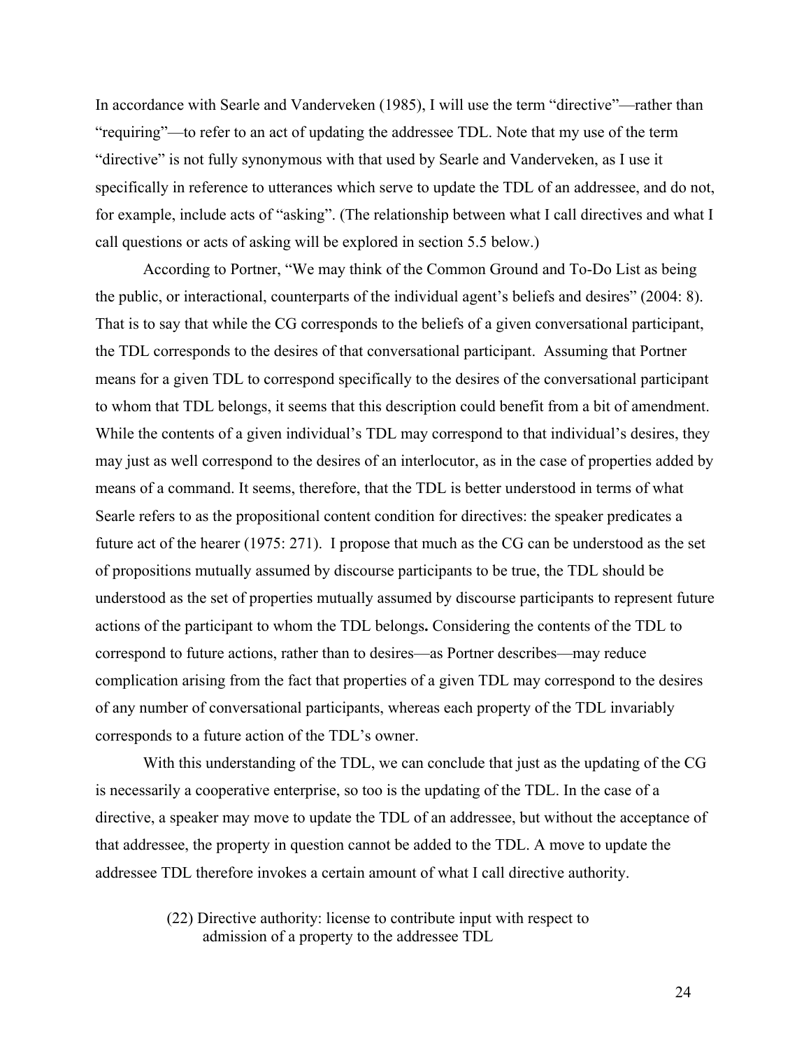In accordance with Searle and Vanderveken (1985), I will use the term "directive"—rather than "requiring"—to refer to an act of updating the addressee TDL. Note that my use of the term "directive" is not fully synonymous with that used by Searle and Vanderveken, as I use it specifically in reference to utterances which serve to update the TDL of an addressee, and do not, for example, include acts of "asking". (The relationship between what I call directives and what I call questions or acts of asking will be explored in section 5.5 below.)

According to Portner, "We may think of the Common Ground and To-Do List as being the public, or interactional, counterparts of the individual agent's beliefs and desires" (2004: 8). That is to say that while the CG corresponds to the beliefs of a given conversational participant, the TDL corresponds to the desires of that conversational participant. Assuming that Portner means for a given TDL to correspond specifically to the desires of the conversational participant to whom that TDL belongs, it seems that this description could benefit from a bit of amendment. While the contents of a given individual's TDL may correspond to that individual's desires, they may just as well correspond to the desires of an interlocutor, as in the case of properties added by means of a command. It seems, therefore, that the TDL is better understood in terms of what Searle refers to as the propositional content condition for directives: the speaker predicates a future act of the hearer (1975: 271). I propose that much as the CG can be understood as the set of propositions mutually assumed by discourse participants to be true, the TDL should be understood as the set of properties mutually assumed by discourse participants to represent future actions of the participant to whom the TDL belongs**.** Considering the contents of the TDL to correspond to future actions, rather than to desires—as Portner describes—may reduce complication arising from the fact that properties of a given TDL may correspond to the desires of any number of conversational participants, whereas each property of the TDL invariably corresponds to a future action of the TDL's owner.

With this understanding of the TDL, we can conclude that just as the updating of the CG is necessarily a cooperative enterprise, so too is the updating of the TDL. In the case of a directive, a speaker may move to update the TDL of an addressee, but without the acceptance of that addressee, the property in question cannot be added to the TDL. A move to update the addressee TDL therefore invokes a certain amount of what I call directive authority.

> (22) Directive authority: license to contribute input with respect to admission of a property to the addressee TDL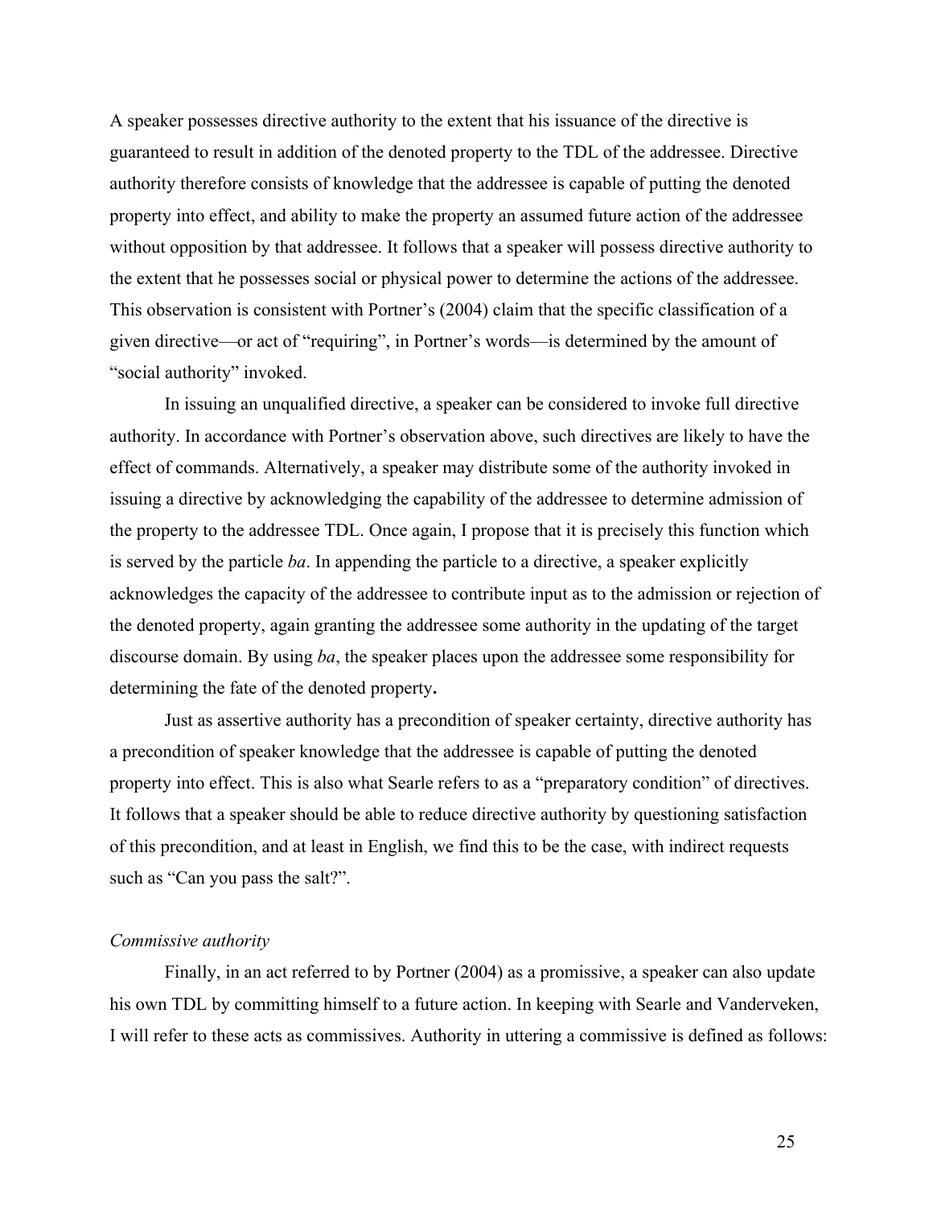A speaker possesses directive authority to the extent that his issuance of the directive is guaranteed to result in addition of the denoted property to the TDL of the addressee. Directive authority therefore consists of knowledge that the addressee is capable of putting the denoted property into effect, and ability to make the property an assumed future action of the addressee without opposition by that addressee. It follows that a speaker will possess directive authority to the extent that he possesses social or physical power to determine the actions of the addressee. This observation is consistent with Portner's (2004) claim that the specific classification of a given directive—or act of "requiring", in Portner's words—is determined by the amount of "social authority" invoked.

In issuing an unqualified directive, a speaker can be considered to invoke full directive authority. In accordance with Portner's observation above, such directives are likely to have the effect of commands. Alternatively, a speaker may distribute some of the authority invoked in issuing a directive by acknowledging the capability of the addressee to determine admission of the property to the addressee TDL. Once again, I propose that it is precisely this function which is served by the particle *ba*. In appending the particle to a directive, a speaker explicitly acknowledges the capacity of the addressee to contribute input as to the admission or rejection of the denoted property, again granting the addressee some authority in the updating of the target discourse domain. By using *ba*, the speaker places upon the addressee some responsibility for determining the fate of the denoted property**.**

Just as assertive authority has a precondition of speaker certainty, directive authority has a precondition of speaker knowledge that the addressee is capable of putting the denoted property into effect. This is also what Searle refers to as a "preparatory condition" of directives. It follows that a speaker should be able to reduce directive authority by questioning satisfaction of this precondition, and at least in English, we find this to be the case, with indirect requests such as "Can you pass the salt?".

*Commissive authority*

Finally, in an act referred to by Portner (2004) as a promissive, a speaker can also update his own TDL by committing himself to a future action. In keeping with Searle and Vanderveken, I will refer to these acts as commissives. Authority in uttering a commissive is defined as follows: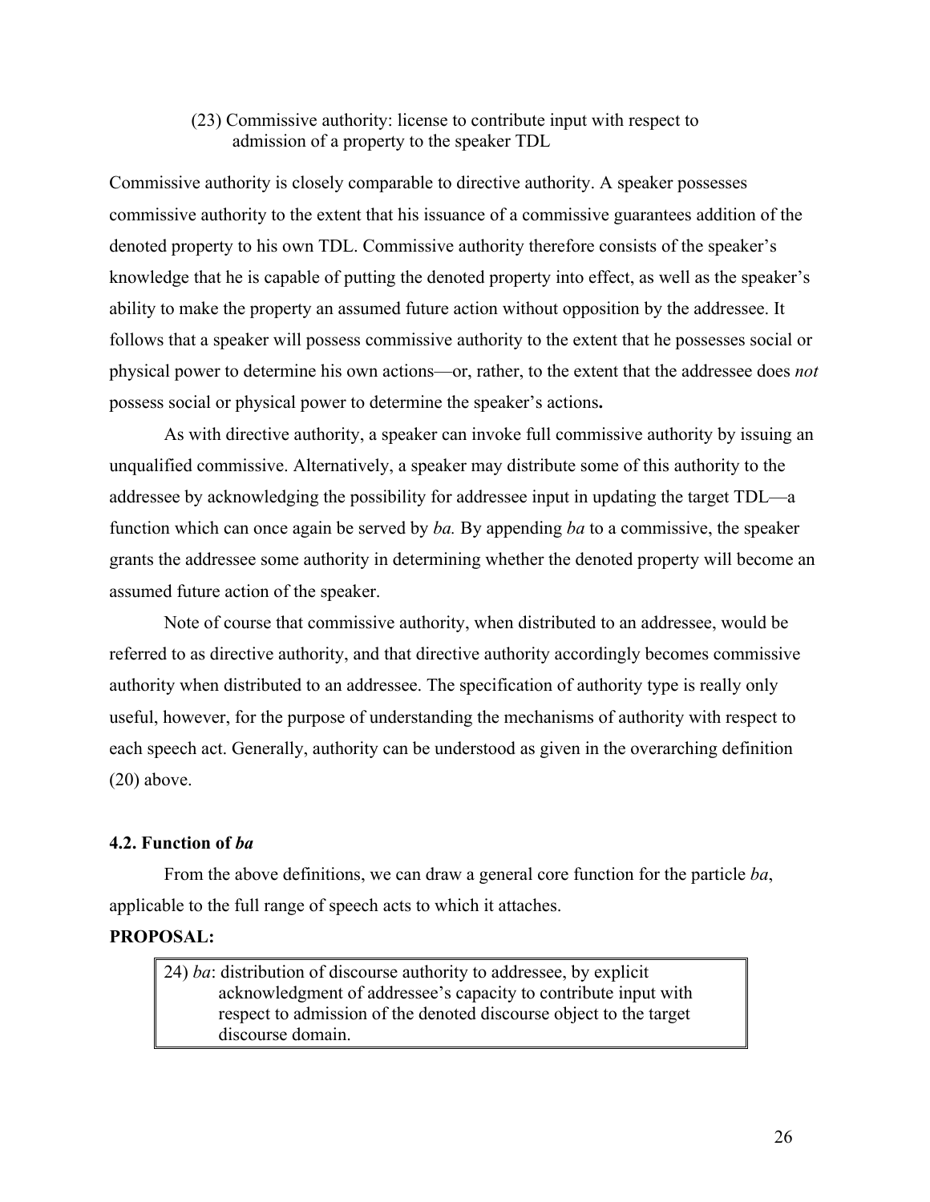(23) Commissive authority: license to contribute input with respect to admission of a property to the speaker TDL

Commissive authority is closely comparable to directive authority. A speaker possesses commissive authority to the extent that his issuance of a commissive guarantees addition of the denoted property to his own TDL. Commissive authority therefore consists of the speaker's knowledge that he is capable of putting the denoted property into effect, as well as the speaker's ability to make the property an assumed future action without opposition by the addressee. It follows that a speaker will possess commissive authority to the extent that he possesses social or physical power to determine his own actions—or, rather, to the extent that the addressee does *not* possess social or physical power to determine the speaker's actions**.**

As with directive authority, a speaker can invoke full commissive authority by issuing an unqualified commissive. Alternatively, a speaker may distribute some of this authority to the addressee by acknowledging the possibility for addressee input in updating the target TDL—a function which can once again be served by *ba.* By appending *ba* to a commissive, the speaker grants the addressee some authority in determining whether the denoted property will become an assumed future action of the speaker.

Note of course that commissive authority, when distributed to an addressee, would be referred to as directive authority, and that directive authority accordingly becomes commissive authority when distributed to an addressee. The specification of authority type is really only useful, however, for the purpose of understanding the mechanisms of authority with respect to each speech act. Generally, authority can be understood as given in the overarching definition (20) above.

### 4.2. Function of *ba*

From the above definitions, we can draw a general core function for the particle *ba*, applicable to the full range of speech acts to which it attaches.

**PROPOSAL:**

> 24) *ba*: distribution of discourse authority to addressee, by explicit acknowledgment of addressee's capacity to contribute input with respect to admission of the denoted discourse object to the target discourse domain.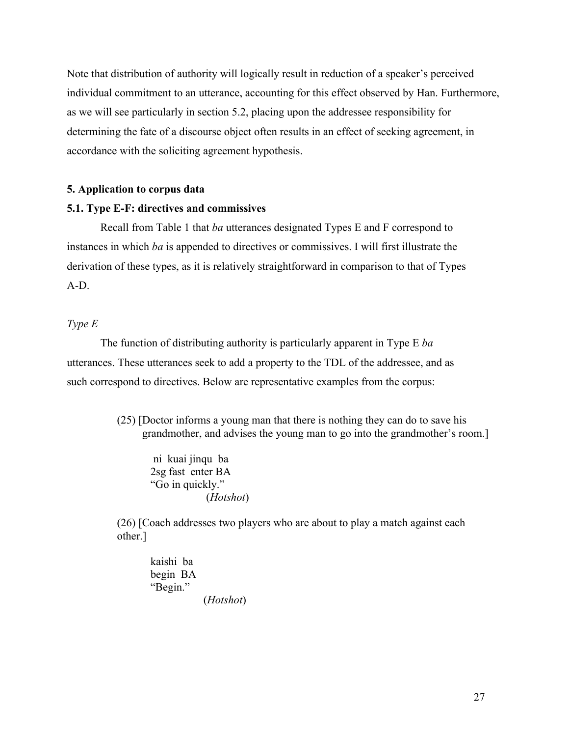Note that distribution of authority will logically result in reduction of a speaker's perceived individual commitment to an utterance, accounting for this effect observed by Han. Furthermore, as we will see particularly in section 5.2, placing upon the addressee responsibility for determining the fate of a discourse object often results in an effect of seeking agreement, in accordance with the soliciting agreement hypothesis.

## 5. Application to corpus data

### 5.1. Type E-F: directives and commissives

Recall from Table 1 that *ba* utterances designated Types E and F correspond to instances in which *ba* is appended to directives or commissives. I will first illustrate the derivation of these types, as it is relatively straightforward in comparison to that of Types A-D.

*Type E*

The function of distributing authority is particularly apparent in Type E *ba* utterances. These utterances seek to add a property to the TDL of the addressee, and as such correspond to directives. Below are representative examples from the corpus:

(25) [Doctor informs a young man that there is nothing they can do to save his grandmother, and advises the young man to go into the grandmother's room.]

ni kuai jinqu ba
2sg fast enter BA
"Go in quickly."
(*Hotshot*)

(26) [Coach addresses two players who are about to play a match against each other.]

kaishi ba
begin BA
"Begin."
(*Hotshot*)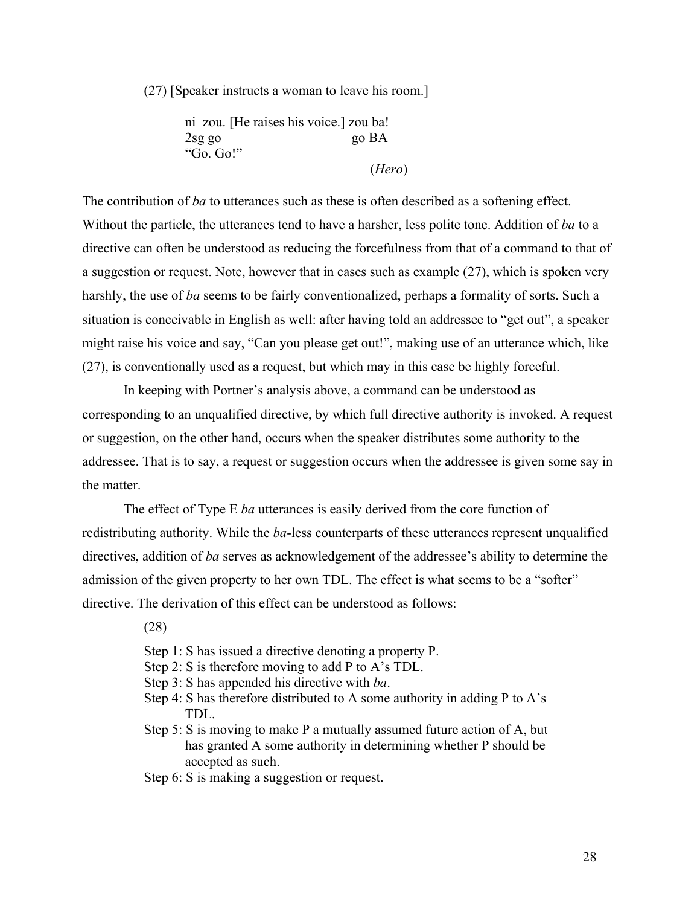(27) [Speaker instructs a woman to leave his room.]

```
ni  zou. [He raises his voice.] zou ba!
2sg go                          go BA
"Go. Go!"
                                (Hero)
```

The contribution of *ba* to utterances such as these is often described as a softening effect. Without the particle, the utterances tend to have a harsher, less polite tone. Addition of *ba* to a directive can often be understood as reducing the forcefulness from that of a command to that of a suggestion or request. Note, however that in cases such as example (27), which is spoken very harshly, the use of *ba* seems to be fairly conventionalized, perhaps a formality of sorts. Such a situation is conceivable in English as well: after having told an addressee to "get out", a speaker might raise his voice and say, "Can you please get out!", making use of an utterance which, like (27), is conventionally used as a request, but which may in this case be highly forceful.

In keeping with Portner's analysis above, a command can be understood as corresponding to an unqualified directive, by which full directive authority is invoked. A request or suggestion, on the other hand, occurs when the speaker distributes some authority to the addressee. That is to say, a request or suggestion occurs when the addressee is given some say in the matter.

The effect of Type E *ba* utterances is easily derived from the core function of redistributing authority. While the *ba*-less counterparts of these utterances represent unqualified directives, addition of *ba* serves as acknowledgement of the addressee's ability to determine the admission of the given property to her own TDL. The effect is what seems to be a "softer" directive. The derivation of this effect can be understood as follows:

(28)

Step 1: S has issued a directive denoting a property P.
Step 2: S is therefore moving to add P to A's TDL.
Step 3: S has appended his directive with *ba*.
Step 4: S has therefore distributed to A some authority in adding P to A's TDL.
Step 5: S is moving to make P a mutually assumed future action of A, but has granted A some authority in determining whether P should be accepted as such.
Step 6: S is making a suggestion or request.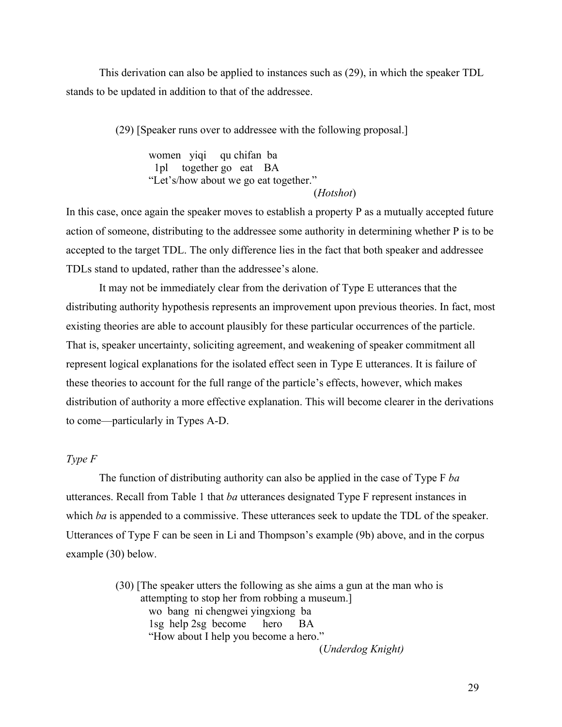This derivation can also be applied to instances such as (29), in which the speaker TDL stands to be updated in addition to that of the addressee.

(29) [Speaker runs over to addressee with the following proposal.]

```
women   yiqi     qu chifan  ba
 1pl    together go   eat   BA
"Let's/how about we go eat together."
```

(*Hotshot*)

In this case, once again the speaker moves to establish a property P as a mutually accepted future action of someone, distributing to the addressee some authority in determining whether P is to be accepted to the target TDL. The only difference lies in the fact that both speaker and addressee TDLs stand to updated, rather than the addressee's alone.

It may not be immediately clear from the derivation of Type E utterances that the distributing authority hypothesis represents an improvement upon previous theories. In fact, most existing theories are able to account plausibly for these particular occurrences of the particle. That is, speaker uncertainty, soliciting agreement, and weakening of speaker commitment all represent logical explanations for the isolated effect seen in Type E utterances. It is failure of these theories to account for the full range of the particle's effects, however, which makes distribution of authority a more effective explanation. This will become clearer in the derivations to come—particularly in Types A-D.

*Type F*

The function of distributing authority can also be applied in the case of Type F *ba* utterances. Recall from Table 1 that *ba* utterances designated Type F represent instances in which *ba* is appended to a commissive. These utterances seek to update the TDL of the speaker. Utterances of Type F can be seen in Li and Thompson's example (9b) above, and in the corpus example (30) below.

(30) [The speaker utters the following as she aims a gun at the man who is attempting to stop her from robbing a museum.]

```
wo  bang  ni chengwei yingxiong  ba
1sg  help 2sg  become     hero     BA
"How about I help you become a hero."
```

(*Underdog Knight)*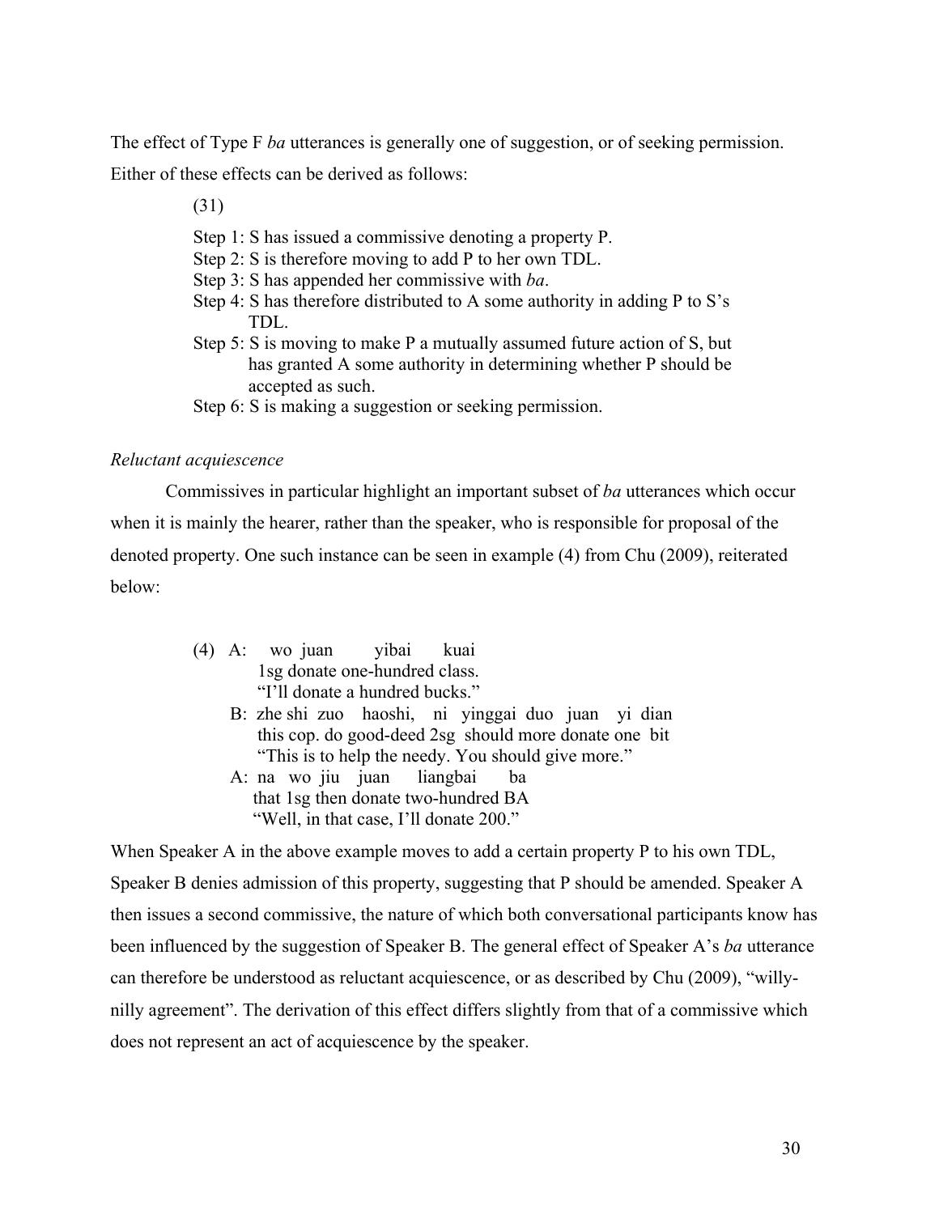The effect of Type F *ba* utterances is generally one of suggestion, or of seeking permission. Either of these effects can be derived as follows:

(31)

Step 1: S has issued a commissive denoting a property P.
Step 2: S is therefore moving to add P to her own TDL.
Step 3: S has appended her commissive with *ba*.
Step 4: S has therefore distributed to A some authority in adding P to S's TDL.
Step 5: S is moving to make P a mutually assumed future action of S, but has granted A some authority in determining whether P should be accepted as such.
Step 6: S is making a suggestion or seeking permission.

*Reluctant acquiescence*

Commissives in particular highlight an important subset of *ba* utterances which occur when it is mainly the hearer, rather than the speaker, who is responsible for proposal of the denoted property. One such instance can be seen in example (4) from Chu (2009), reiterated below:

```
(4)  A:  wo  juan     yibai        kuai
         1sg donate one-hundred class.
         "I'll donate a hundred bucks."
     B:  zhe shi  zuo  haoshi,    ni  yinggai duo  juan   yi  dian
         this cop. do good-deed 2sg  should more donate one  bit
         "This is to help the needy. You should give more."
     A:  na   wo  jiu   juan     liangbai      ba
         that 1sg then donate two-hundred BA
         "Well, in that case, I'll donate 200."
```

When Speaker A in the above example moves to add a certain property P to his own TDL, Speaker B denies admission of this property, suggesting that P should be amended. Speaker A then issues a second commissive, the nature of which both conversational participants know has been influenced by the suggestion of Speaker B. The general effect of Speaker A's *ba* utterance can therefore be understood as reluctant acquiescence, or as described by Chu (2009), "willy-nilly agreement". The derivation of this effect differs slightly from that of a commissive which does not represent an act of acquiescence by the speaker.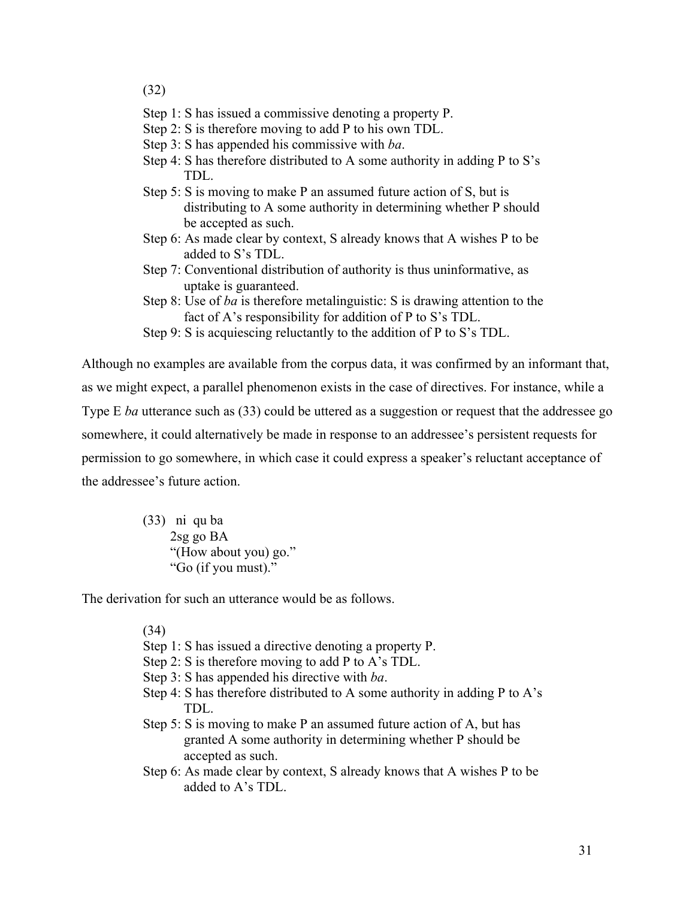(32)

Step 1: S has issued a commissive denoting a property P.
Step 2: S is therefore moving to add P to his own TDL.
Step 3: S has appended his commissive with *ba*.
Step 4: S has therefore distributed to A some authority in adding P to S's TDL.
Step 5: S is moving to make P an assumed future action of S, but is distributing to A some authority in determining whether P should be accepted as such.
Step 6: As made clear by context, S already knows that A wishes P to be added to S's TDL.
Step 7: Conventional distribution of authority is thus uninformative, as uptake is guaranteed.
Step 8: Use of *ba* is therefore metalinguistic: S is drawing attention to the fact of A's responsibility for addition of P to S's TDL.
Step 9: S is acquiescing reluctantly to the addition of P to S's TDL.

Although no examples are available from the corpus data, it was confirmed by an informant that, as we might expect, a parallel phenomenon exists in the case of directives. For instance, while a Type E *ba* utterance such as (33) could be uttered as a suggestion or request that the addressee go somewhere, it could alternatively be made in response to an addressee's persistent requests for permission to go somewhere, in which case it could express a speaker's reluctant acceptance of the addressee's future action.

(33) ni qu ba
2sg go BA
"(How about you) go."
"Go (if you must)."

The derivation for such an utterance would be as follows.

(34)

Step 1: S has issued a directive denoting a property P.
Step 2: S is therefore moving to add P to A's TDL.
Step 3: S has appended his directive with *ba*.
Step 4: S has therefore distributed to A some authority in adding P to A's TDL.
Step 5: S is moving to make P an assumed future action of A, but has granted A some authority in determining whether P should be accepted as such.
Step 6: As made clear by context, S already knows that A wishes P to be added to A's TDL.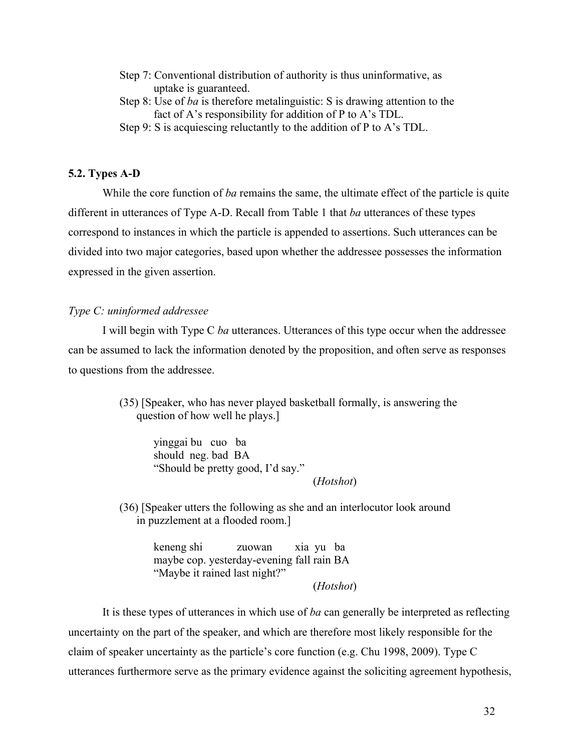Step 7: Conventional distribution of authority is thus uninformative, as uptake is guaranteed.  
Step 8: Use of *ba* is therefore metalinguistic: S is drawing attention to the fact of A's responsibility for addition of P to A's TDL.  
Step 9: S is acquiescing reluctantly to the addition of P to A's TDL.

### 5.2. Types A-D

While the core function of *ba* remains the same, the ultimate effect of the particle is quite different in utterances of Type A-D. Recall from Table 1 that *ba* utterances of these types correspond to instances in which the particle is appended to assertions. Such utterances can be divided into two major categories, based upon whether the addressee possesses the information expressed in the given assertion.

*Type C: uninformed addressee*

I will begin with Type C *ba* utterances. Utterances of this type occur when the addressee can be assumed to lack the information denoted by the proposition, and often serve as responses to questions from the addressee.

(35) [Speaker, who has never played basketball formally, is answering the question of how well he plays.]

```
yinggai bu   cuo  ba
should  neg. bad  BA
```
"Should be pretty good, I'd say."

(*Hotshot*)

(36) [Speaker utters the following as she and an interlocutor look around in puzzlement at a flooded room.]

```
keneng shi   zuowan            xia  yu   ba
maybe  cop.  yesterday-evening fall rain BA
```
"Maybe it rained last night?"

(*Hotshot*)

It is these types of utterances in which use of *ba* can generally be interpreted as reflecting uncertainty on the part of the speaker, and which are therefore most likely responsible for the claim of speaker uncertainty as the particle's core function (e.g. Chu 1998, 2009). Type C utterances furthermore serve as the primary evidence against the soliciting agreement hypothesis,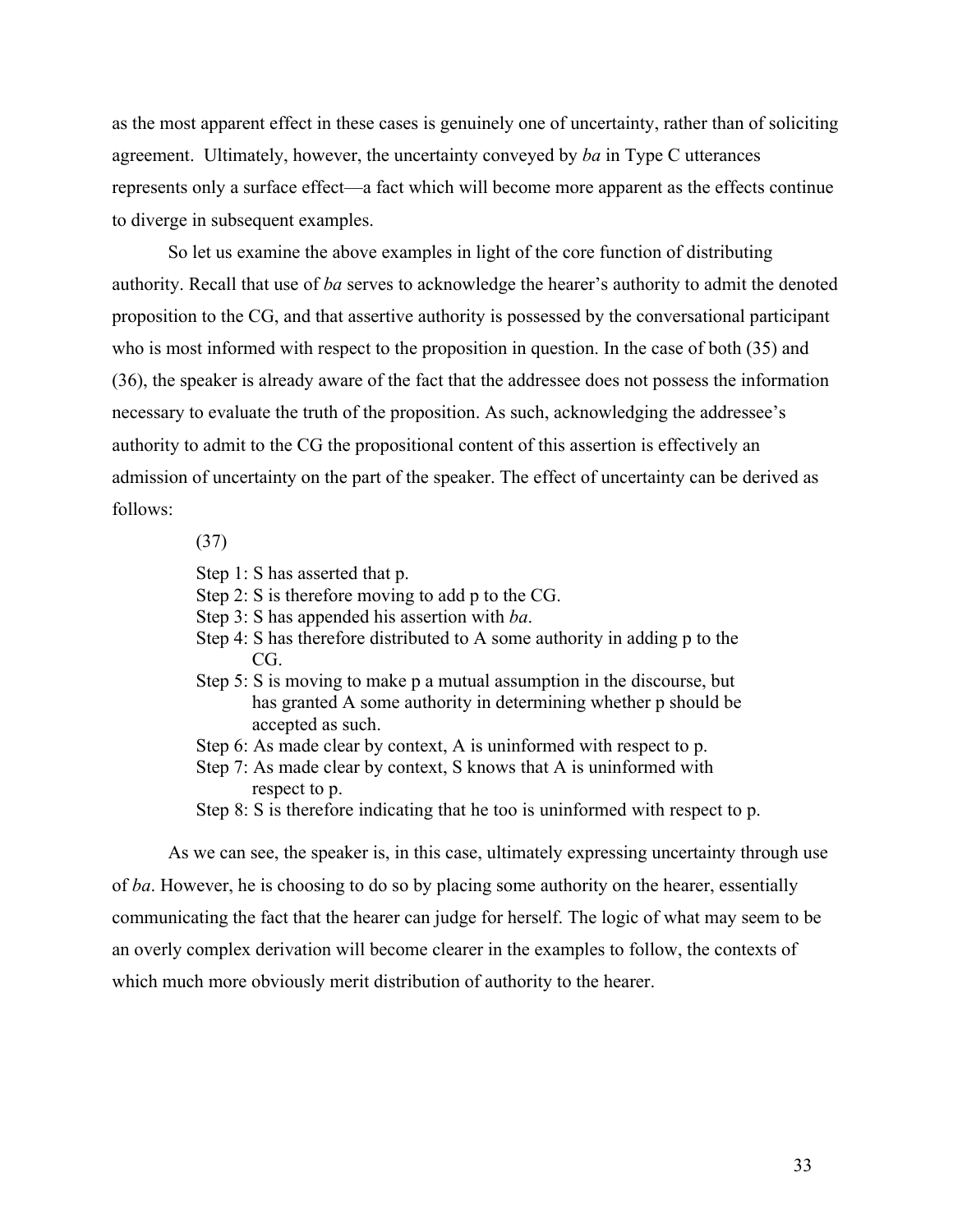as the most apparent effect in these cases is genuinely one of uncertainty, rather than of soliciting agreement. Ultimately, however, the uncertainty conveyed by *ba* in Type C utterances represents only a surface effect—a fact which will become more apparent as the effects continue to diverge in subsequent examples.

So let us examine the above examples in light of the core function of distributing authority. Recall that use of *ba* serves to acknowledge the hearer's authority to admit the denoted proposition to the CG, and that assertive authority is possessed by the conversational participant who is most informed with respect to the proposition in question. In the case of both (35) and (36), the speaker is already aware of the fact that the addressee does not possess the information necessary to evaluate the truth of the proposition. As such, acknowledging the addressee's authority to admit to the CG the propositional content of this assertion is effectively an admission of uncertainty on the part of the speaker. The effect of uncertainty can be derived as follows:

(37)

Step 1: S has asserted that p.
Step 2: S is therefore moving to add p to the CG.
Step 3: S has appended his assertion with *ba*.
Step 4: S has therefore distributed to A some authority in adding p to the CG.
Step 5: S is moving to make p a mutual assumption in the discourse, but has granted A some authority in determining whether p should be accepted as such.
Step 6: As made clear by context, A is uninformed with respect to p.
Step 7: As made clear by context, S knows that A is uninformed with respect to p.
Step 8: S is therefore indicating that he too is uninformed with respect to p.

As we can see, the speaker is, in this case, ultimately expressing uncertainty through use of *ba*. However, he is choosing to do so by placing some authority on the hearer, essentially communicating the fact that the hearer can judge for herself. The logic of what may seem to be an overly complex derivation will become clearer in the examples to follow, the contexts of which much more obviously merit distribution of authority to the hearer.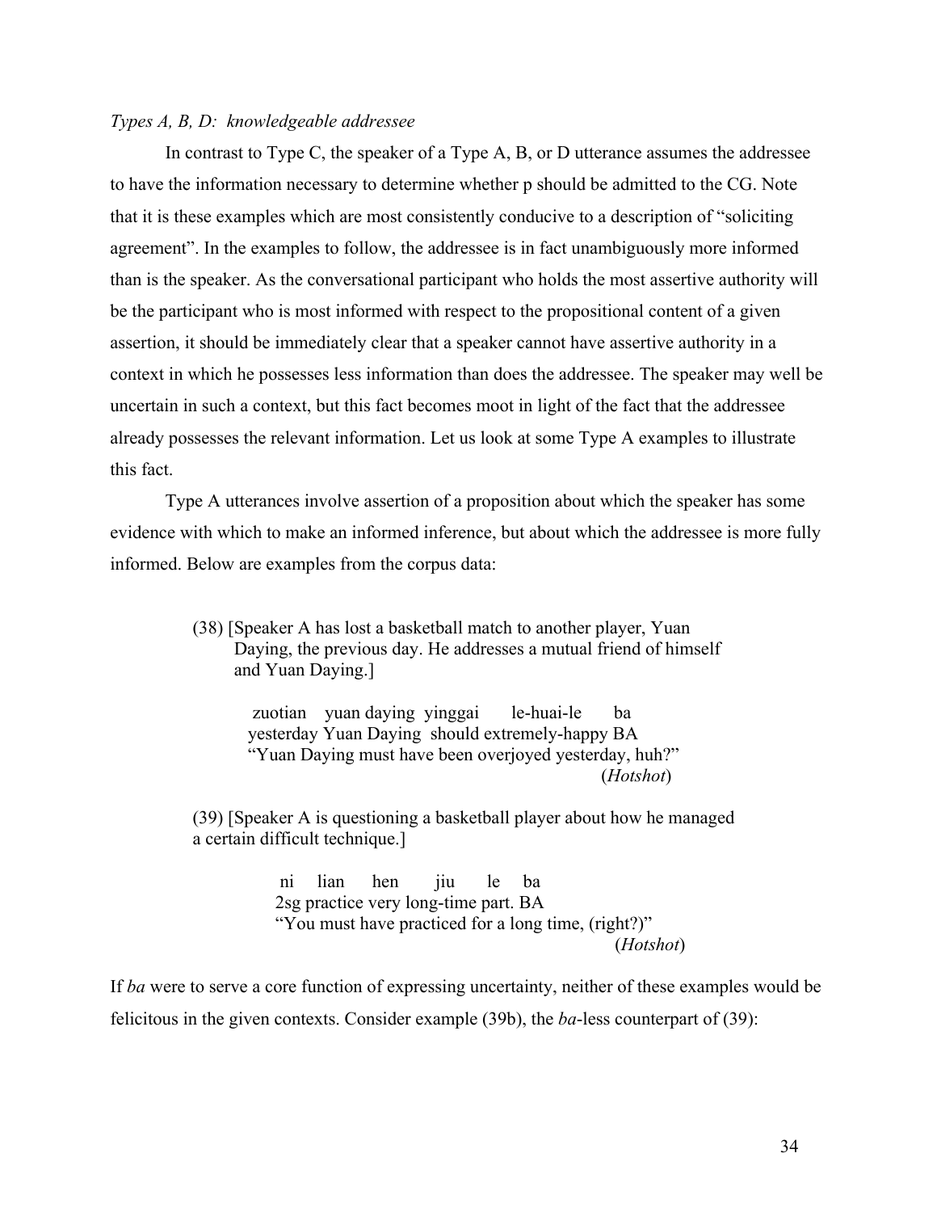*Types A, B, D: knowledgeable addressee*

In contrast to Type C, the speaker of a Type A, B, or D utterance assumes the addressee to have the information necessary to determine whether p should be admitted to the CG. Note that it is these examples which are most consistently conducive to a description of "soliciting agreement". In the examples to follow, the addressee is in fact unambiguously more informed than is the speaker. As the conversational participant who holds the most assertive authority will be the participant who is most informed with respect to the propositional content of a given assertion, it should be immediately clear that a speaker cannot have assertive authority in a context in which he possesses less information than does the addressee. The speaker may well be uncertain in such a context, but this fact becomes moot in light of the fact that the addressee already possesses the relevant information. Let us look at some Type A examples to illustrate this fact.

Type A utterances involve assertion of a proposition about which the speaker has some evidence with which to make an informed inference, but about which the addressee is more fully informed. Below are examples from the corpus data:

(38) [Speaker A has lost a basketball match to another player, Yuan Daying, the previous day. He addresses a mutual friend of himself and Yuan Daying.]

> zuotian yuan daying yinggai le-huai-le ba
> yesterday Yuan Daying should extremely-happy BA
> "Yuan Daying must have been overjoyed yesterday, huh?"
> (*Hotshot*)

(39) [Speaker A is questioning a basketball player about how he managed a certain difficult technique.]

> ni lian hen jiu le ba
> 2sg practice very long-time part. BA
> "You must have practiced for a long time, (right?)"
> (*Hotshot*)

If *ba* were to serve a core function of expressing uncertainty, neither of these examples would be felicitous in the given contexts. Consider example (39b), the *ba*-less counterpart of (39):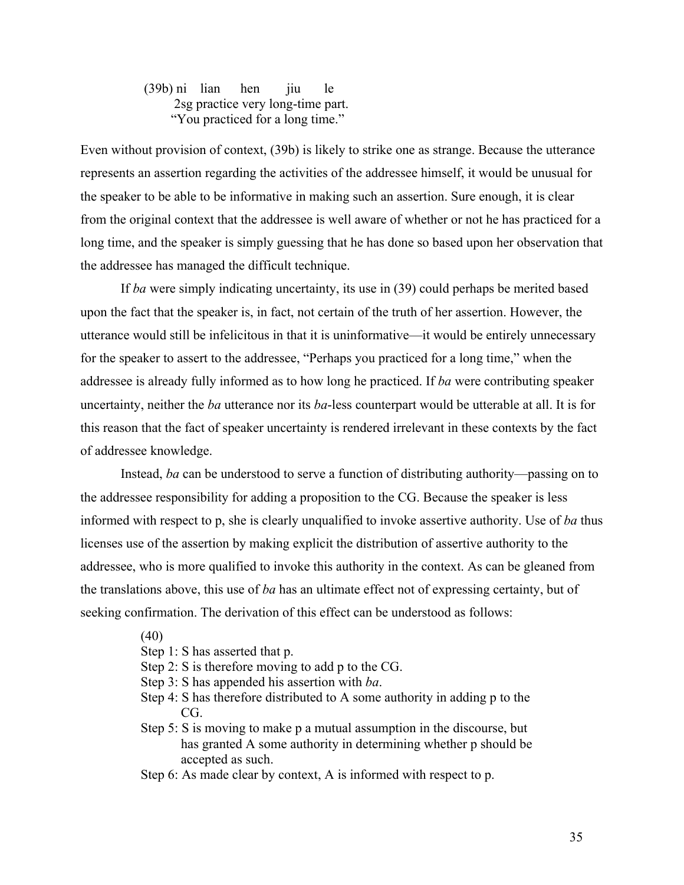(39b) ni lian hen jiu le  
2sg practice very long-time part.  
"You practiced for a long time."

Even without provision of context, (39b) is likely to strike one as strange. Because the utterance represents an assertion regarding the activities of the addressee himself, it would be unusual for the speaker to be able to be informative in making such an assertion. Sure enough, it is clear from the original context that the addressee is well aware of whether or not he has practiced for a long time, and the speaker is simply guessing that he has done so based upon her observation that the addressee has managed the difficult technique.

If *ba* were simply indicating uncertainty, its use in (39) could perhaps be merited based upon the fact that the speaker is, in fact, not certain of the truth of her assertion. However, the utterance would still be infelicitous in that it is uninformative—it would be entirely unnecessary for the speaker to assert to the addressee, "Perhaps you practiced for a long time," when the addressee is already fully informed as to how long he practiced. If *ba* were contributing speaker uncertainty, neither the *ba* utterance nor its *ba*-less counterpart would be utterable at all. It is for this reason that the fact of speaker uncertainty is rendered irrelevant in these contexts by the fact of addressee knowledge.

Instead, *ba* can be understood to serve a function of distributing authority—passing on to the addressee responsibility for adding a proposition to the CG. Because the speaker is less informed with respect to p, she is clearly unqualified to invoke assertive authority. Use of *ba* thus licenses use of the assertion by making explicit the distribution of assertive authority to the addressee, who is more qualified to invoke this authority in the context. As can be gleaned from the translations above, this use of *ba* has an ultimate effect not of expressing certainty, but of seeking confirmation. The derivation of this effect can be understood as follows:

(40)  
Step 1: S has asserted that p.  
Step 2: S is therefore moving to add p to the CG.  
Step 3: S has appended his assertion with *ba*.  
Step 4: S has therefore distributed to A some authority in adding p to the CG.  
Step 5: S is moving to make p a mutual assumption in the discourse, but has granted A some authority in determining whether p should be accepted as such.  
Step 6: As made clear by context, A is informed with respect to p.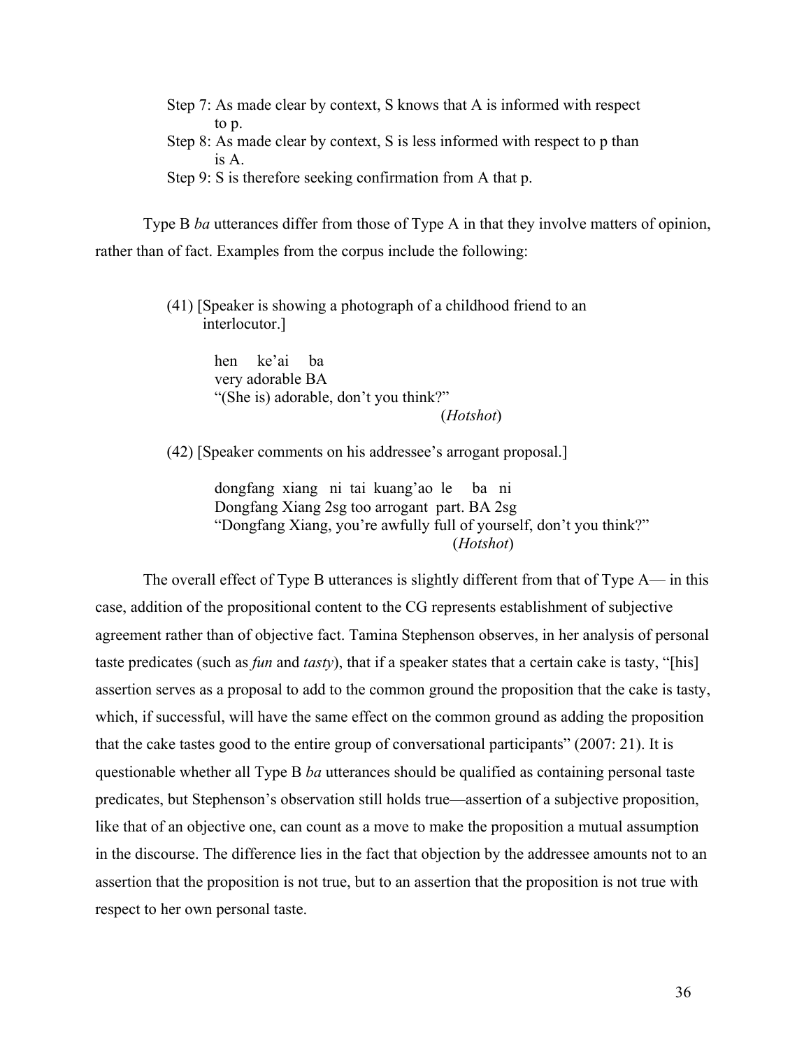Step 7: As made clear by context, S knows that A is informed with respect to p.
Step 8: As made clear by context, S is less informed with respect to p than is A.
Step 9: S is therefore seeking confirmation from A that p.

Type B *ba* utterances differ from those of Type A in that they involve matters of opinion, rather than of fact. Examples from the corpus include the following:

(41) [Speaker is showing a photograph of a childhood friend to an interlocutor.]

> hen ke'ai ba
> very adorable BA
> "(She is) adorable, don't you think?"
> (*Hotshot*)

(42) [Speaker comments on his addressee's arrogant proposal.]

> dongfang xiang ni tai kuang'ao le ba ni
> Dongfang Xiang 2sg too arrogant part. BA 2sg
> "Dongfang Xiang, you're awfully full of yourself, don't you think?"
> (*Hotshot*)

The overall effect of Type B utterances is slightly different from that of Type A— in this case, addition of the propositional content to the CG represents establishment of subjective agreement rather than of objective fact. Tamina Stephenson observes, in her analysis of personal taste predicates (such as *fun* and *tasty*), that if a speaker states that a certain cake is tasty, "[his] assertion serves as a proposal to add to the common ground the proposition that the cake is tasty, which, if successful, will have the same effect on the common ground as adding the proposition that the cake tastes good to the entire group of conversational participants" (2007: 21). It is questionable whether all Type B *ba* utterances should be qualified as containing personal taste predicates, but Stephenson's observation still holds true—assertion of a subjective proposition, like that of an objective one, can count as a move to make the proposition a mutual assumption in the discourse. The difference lies in the fact that objection by the addressee amounts not to an assertion that the proposition is not true, but to an assertion that the proposition is not true with respect to her own personal taste.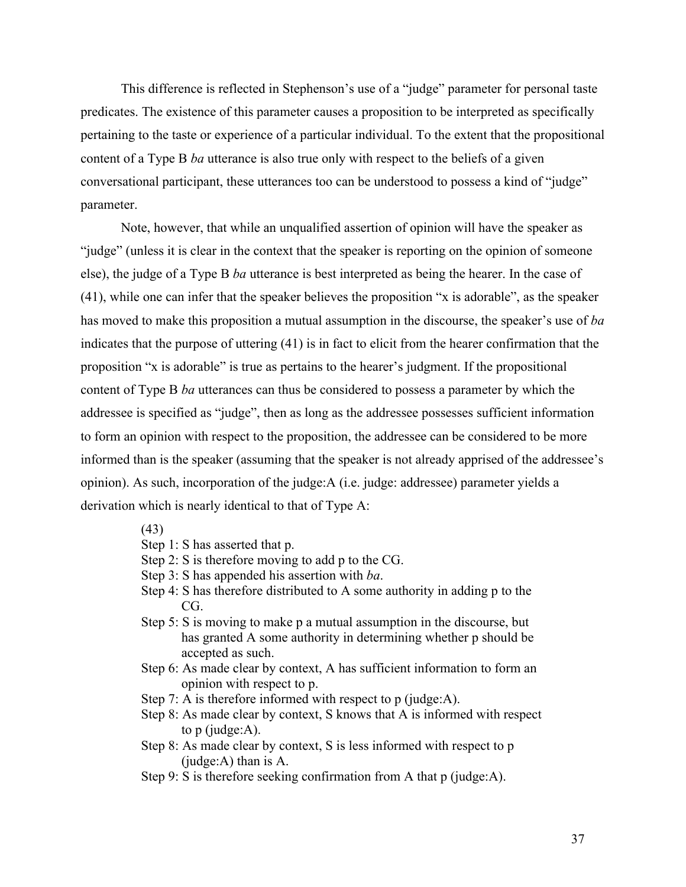This difference is reflected in Stephenson's use of a "judge" parameter for personal taste predicates. The existence of this parameter causes a proposition to be interpreted as specifically pertaining to the taste or experience of a particular individual. To the extent that the propositional content of a Type B *ba* utterance is also true only with respect to the beliefs of a given conversational participant, these utterances too can be understood to possess a kind of "judge" parameter.

Note, however, that while an unqualified assertion of opinion will have the speaker as "judge" (unless it is clear in the context that the speaker is reporting on the opinion of someone else), the judge of a Type B *ba* utterance is best interpreted as being the hearer. In the case of (41), while one can infer that the speaker believes the proposition "x is adorable", as the speaker has moved to make this proposition a mutual assumption in the discourse, the speaker's use of *ba* indicates that the purpose of uttering (41) is in fact to elicit from the hearer confirmation that the proposition "x is adorable" is true as pertains to the hearer's judgment. If the propositional content of Type B *ba* utterances can thus be considered to possess a parameter by which the addressee is specified as "judge", then as long as the addressee possesses sufficient information to form an opinion with respect to the proposition, the addressee can be considered to be more informed than is the speaker (assuming that the speaker is not already apprised of the addressee's opinion). As such, incorporation of the judge:A (i.e. judge: addressee) parameter yields a derivation which is nearly identical to that of Type A:

(43)
Step 1: S has asserted that p.
Step 2: S is therefore moving to add p to the CG.
Step 3: S has appended his assertion with *ba*.
Step 4: S has therefore distributed to A some authority in adding p to the CG.
Step 5: S is moving to make p a mutual assumption in the discourse, but has granted A some authority in determining whether p should be accepted as such.
Step 6: As made clear by context, A has sufficient information to form an opinion with respect to p.
Step 7: A is therefore informed with respect to p (judge:A).
Step 8: As made clear by context, S knows that A is informed with respect to p (judge:A).
Step 8: As made clear by context, S is less informed with respect to p (judge:A) than is A.
Step 9: S is therefore seeking confirmation from A that p (judge:A).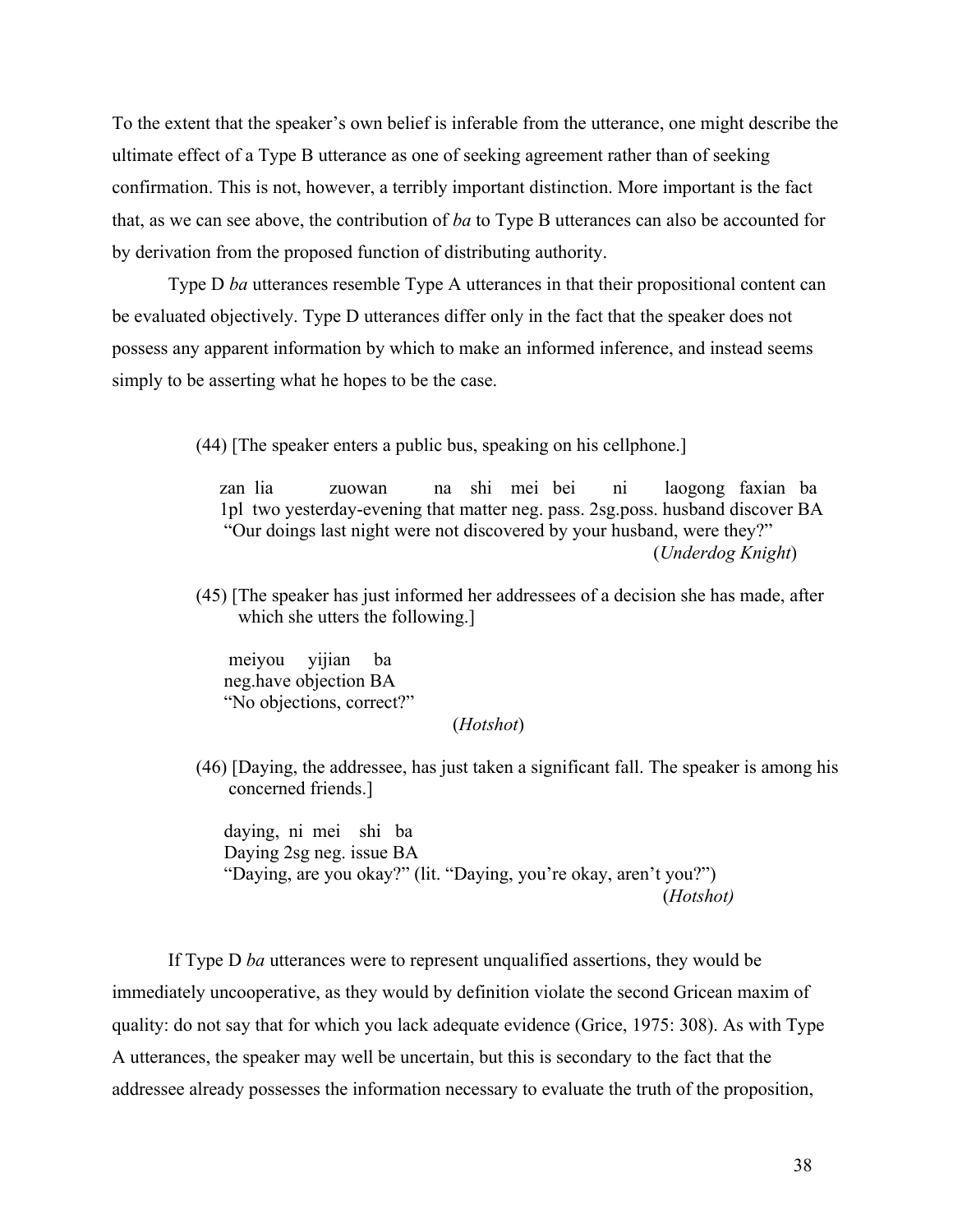To the extent that the speaker's own belief is inferable from the utterance, one might describe the ultimate effect of a Type B utterance as one of seeking agreement rather than of seeking confirmation. This is not, however, a terribly important distinction. More important is the fact that, as we can see above, the contribution of *ba* to Type B utterances can also be accounted for by derivation from the proposed function of distributing authority.

Type D *ba* utterances resemble Type A utterances in that their propositional content can be evaluated objectively. Type D utterances differ only in the fact that the speaker does not possess any apparent information by which to make an informed inference, and instead seems simply to be asserting what he hopes to be the case.

(44) [The speaker enters a public bus, speaking on his cellphone.]

zan lia zuowan na shi mei bei ni laogong faxian ba
1pl two yesterday-evening that matter neg. pass. 2sg.poss. husband discover BA
"Our doings last night were not discovered by your husband, were they?"
(*Underdog Knight*)

(45) [The speaker has just informed her addressees of a decision she has made, after which she utters the following.]

meiyou yijian ba
neg.have objection BA
"No objections, correct?"
(*Hotshot*)

(46) [Daying, the addressee, has just taken a significant fall. The speaker is among his concerned friends.]

daying, ni mei shi ba
Daying 2sg neg. issue BA
"Daying, are you okay?" (lit. "Daying, you're okay, aren't you?")
(*Hotshot)*

If Type D *ba* utterances were to represent unqualified assertions, they would be immediately uncooperative, as they would by definition violate the second Gricean maxim of quality: do not say that for which you lack adequate evidence (Grice, 1975: 308). As with Type A utterances, the speaker may well be uncertain, but this is secondary to the fact that the addressee already possesses the information necessary to evaluate the truth of the proposition,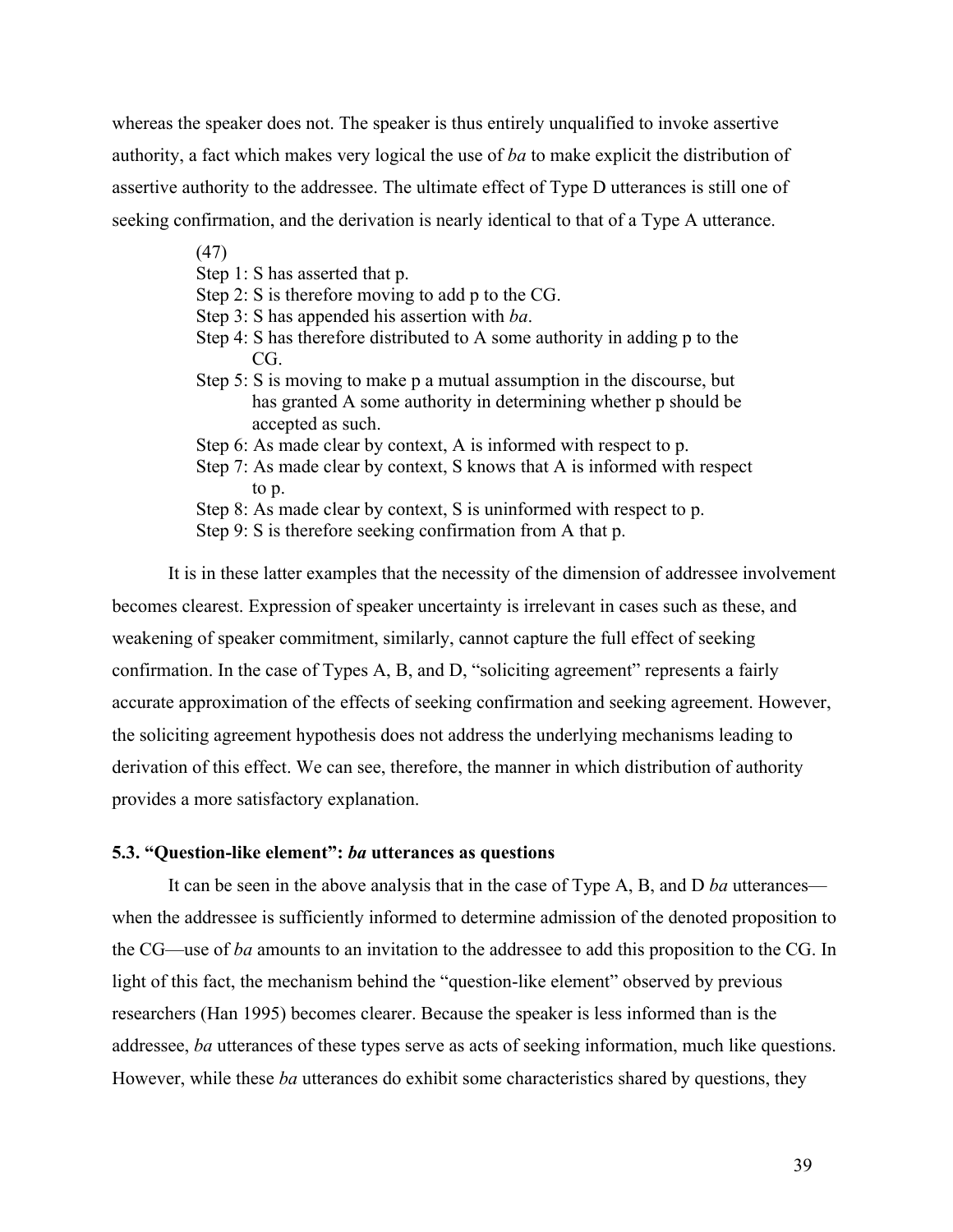whereas the speaker does not. The speaker is thus entirely unqualified to invoke assertive authority, a fact which makes very logical the use of *ba* to make explicit the distribution of assertive authority to the addressee. The ultimate effect of Type D utterances is still one of seeking confirmation, and the derivation is nearly identical to that of a Type A utterance.

(47)
Step 1: S has asserted that p.
Step 2: S is therefore moving to add p to the CG.
Step 3: S has appended his assertion with *ba*.
Step 4: S has therefore distributed to A some authority in adding p to the CG.
Step 5: S is moving to make p a mutual assumption in the discourse, but has granted A some authority in determining whether p should be accepted as such.
Step 6: As made clear by context, A is informed with respect to p.
Step 7: As made clear by context, S knows that A is informed with respect to p.
Step 8: As made clear by context, S is uninformed with respect to p.
Step 9: S is therefore seeking confirmation from A that p.

It is in these latter examples that the necessity of the dimension of addressee involvement becomes clearest. Expression of speaker uncertainty is irrelevant in cases such as these, and weakening of speaker commitment, similarly, cannot capture the full effect of seeking confirmation. In the case of Types A, B, and D, "soliciting agreement" represents a fairly accurate approximation of the effects of seeking confirmation and seeking agreement. However, the soliciting agreement hypothesis does not address the underlying mechanisms leading to derivation of this effect. We can see, therefore, the manner in which distribution of authority provides a more satisfactory explanation.

### 5.3. "Question-like element": *ba* utterances as questions

It can be seen in the above analysis that in the case of Type A, B, and D *ba* utterances—when the addressee is sufficiently informed to determine admission of the denoted proposition to the CG—use of *ba* amounts to an invitation to the addressee to add this proposition to the CG. In light of this fact, the mechanism behind the "question-like element" observed by previous researchers (Han 1995) becomes clearer. Because the speaker is less informed than is the addressee, *ba* utterances of these types serve as acts of seeking information, much like questions. However, while these *ba* utterances do exhibit some characteristics shared by questions, they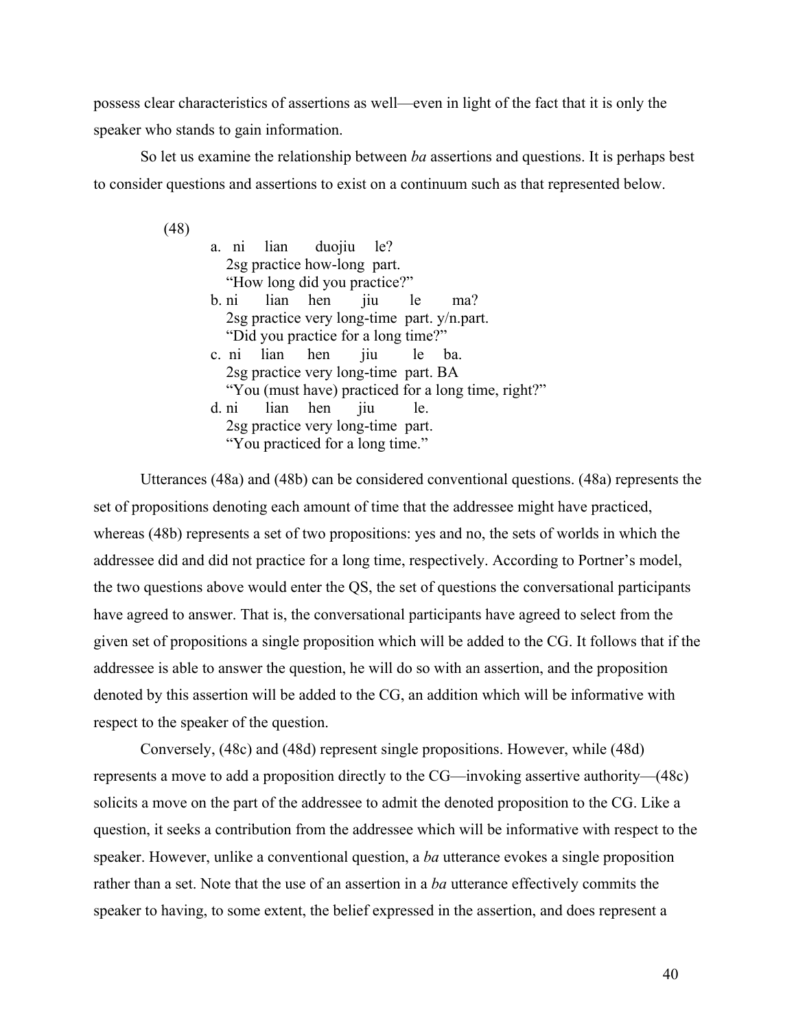possess clear characteristics of assertions as well—even in light of the fact that it is only the speaker who stands to gain information.

So let us examine the relationship between *ba* assertions and questions. It is perhaps best to consider questions and assertions to exist on a continuum such as that represented below.

(48)

a. ni lian duojiu le?
   2sg practice how-long part.
   "How long did you practice?"

b. ni lian hen jiu le ma?
   2sg practice very long-time part. y/n.part.
   "Did you practice for a long time?"

c. ni lian hen jiu le ba.
   2sg practice very long-time part. BA
   "You (must have) practiced for a long time, right?"

d. ni lian hen jiu le.
   2sg practice very long-time part.
   "You practiced for a long time."

Utterances (48a) and (48b) can be considered conventional questions. (48a) represents the set of propositions denoting each amount of time that the addressee might have practiced, whereas (48b) represents a set of two propositions: yes and no, the sets of worlds in which the addressee did and did not practice for a long time, respectively. According to Portner's model, the two questions above would enter the QS, the set of questions the conversational participants have agreed to answer. That is, the conversational participants have agreed to select from the given set of propositions a single proposition which will be added to the CG. It follows that if the addressee is able to answer the question, he will do so with an assertion, and the proposition denoted by this assertion will be added to the CG, an addition which will be informative with respect to the speaker of the question.

Conversely, (48c) and (48d) represent single propositions. However, while (48d) represents a move to add a proposition directly to the CG—invoking assertive authority—(48c) solicits a move on the part of the addressee to admit the denoted proposition to the CG. Like a question, it seeks a contribution from the addressee which will be informative with respect to the speaker. However, unlike a conventional question, a *ba* utterance evokes a single proposition rather than a set. Note that the use of an assertion in a *ba* utterance effectively commits the speaker to having, to some extent, the belief expressed in the assertion, and does represent a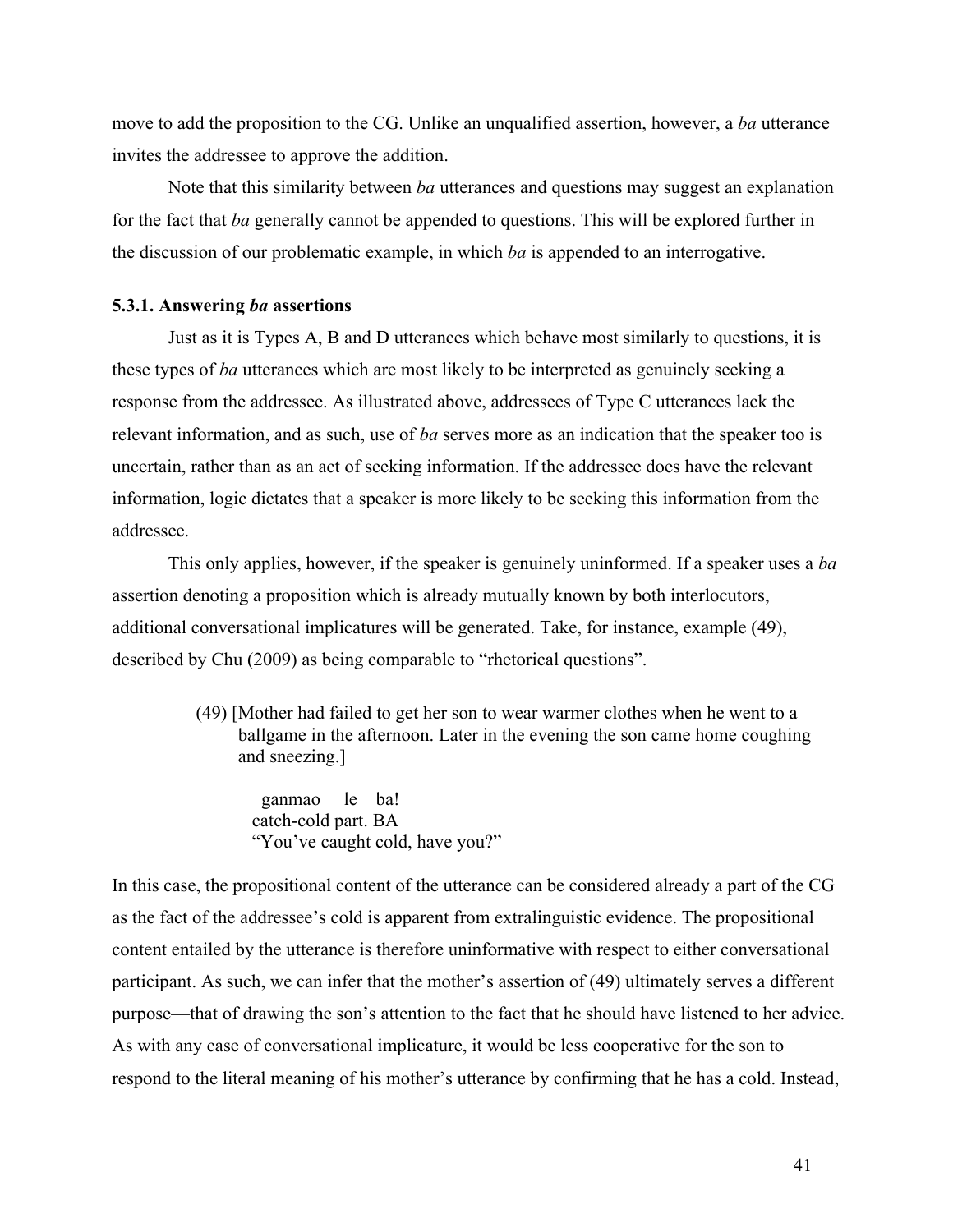move to add the proposition to the CG. Unlike an unqualified assertion, however, a *ba* utterance invites the addressee to approve the addition.

Note that this similarity between *ba* utterances and questions may suggest an explanation for the fact that *ba* generally cannot be appended to questions. This will be explored further in the discussion of our problematic example, in which *ba* is appended to an interrogative.

### 5.3.1. Answering *ba* assertions

Just as it is Types A, B and D utterances which behave most similarly to questions, it is these types of *ba* utterances which are most likely to be interpreted as genuinely seeking a response from the addressee. As illustrated above, addressees of Type C utterances lack the relevant information, and as such, use of *ba* serves more as an indication that the speaker too is uncertain, rather than as an act of seeking information. If the addressee does have the relevant information, logic dictates that a speaker is more likely to be seeking this information from the addressee.

This only applies, however, if the speaker is genuinely uninformed. If a speaker uses a *ba* assertion denoting a proposition which is already mutually known by both interlocutors, additional conversational implicatures will be generated. Take, for instance, example (49), described by Chu (2009) as being comparable to "rhetorical questions".

> (49) [Mother had failed to get her son to wear warmer clothes when he went to a ballgame in the afternoon. Later in the evening the son came home coughing and sneezing.]
>
> ganmao le ba!
> catch-cold part. BA
> "You've caught cold, have you?"

In this case, the propositional content of the utterance can be considered already a part of the CG as the fact of the addressee's cold is apparent from extralinguistic evidence. The propositional content entailed by the utterance is therefore uninformative with respect to either conversational participant. As such, we can infer that the mother's assertion of (49) ultimately serves a different purpose—that of drawing the son's attention to the fact that he should have listened to her advice. As with any case of conversational implicature, it would be less cooperative for the son to respond to the literal meaning of his mother's utterance by confirming that he has a cold. Instead,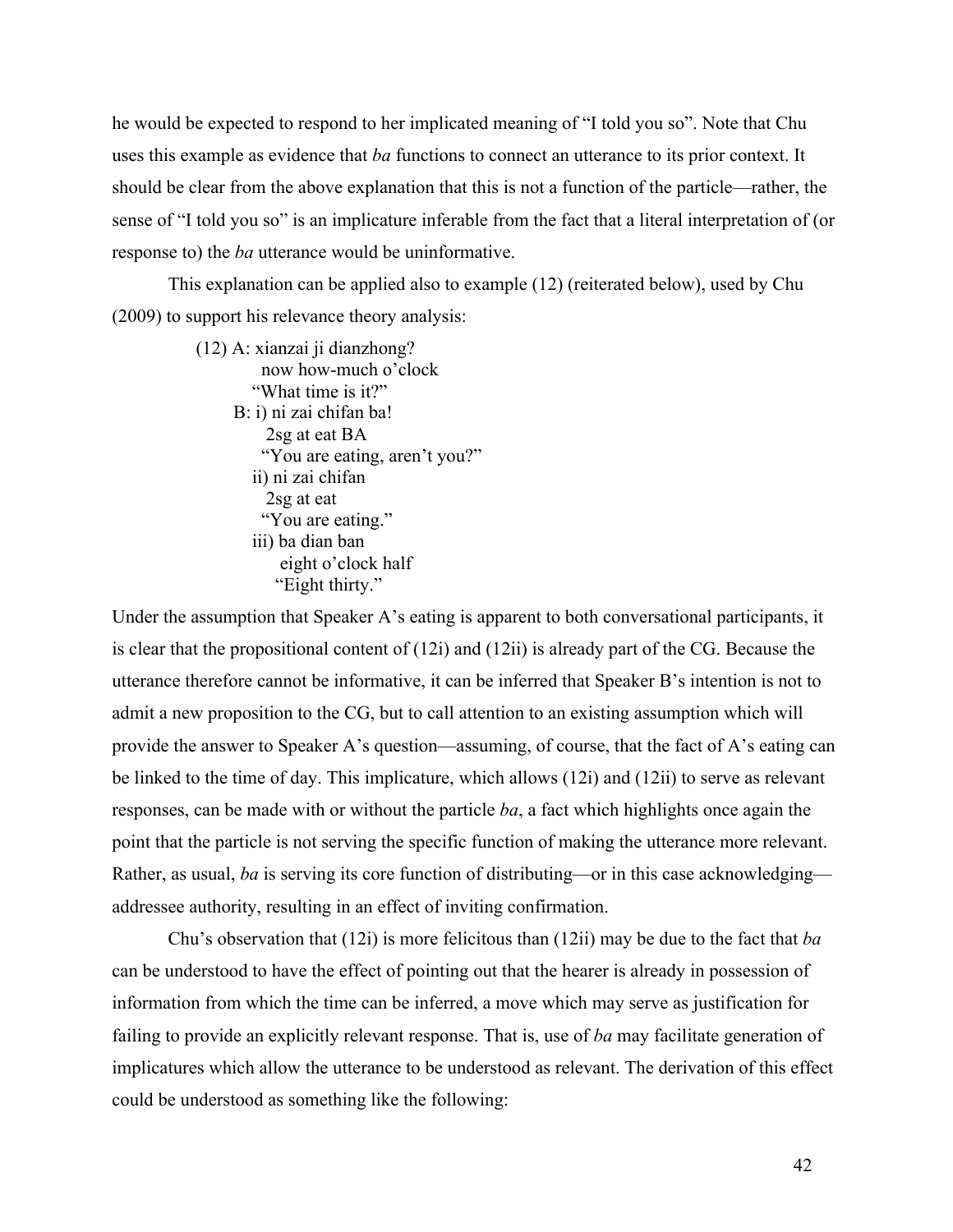he would be expected to respond to her implicated meaning of "I told you so". Note that Chu uses this example as evidence that *ba* functions to connect an utterance to its prior context. It should be clear from the above explanation that this is not a function of the particle—rather, the sense of "I told you so" is an implicature inferable from the fact that a literal interpretation of (or response to) the *ba* utterance would be uninformative.

This explanation can be applied also to example (12) (reiterated below), used by Chu (2009) to support his relevance theory analysis:

```
(12) A: xianzai ji dianzhong?
          now how-much o'clock
         "What time is it?"
     B: i) ni zai chifan ba!
            2sg at eat BA
           "You are eating, aren't you?"
        ii) ni zai chifan
            2sg at eat
           "You are eating."
        iii) ba dian ban
              eight o'clock half
             "Eight thirty."
```

Under the assumption that Speaker A's eating is apparent to both conversational participants, it is clear that the propositional content of (12i) and (12ii) is already part of the CG. Because the utterance therefore cannot be informative, it can be inferred that Speaker B's intention is not to admit a new proposition to the CG, but to call attention to an existing assumption which will provide the answer to Speaker A's question—assuming, of course, that the fact of A's eating can be linked to the time of day. This implicature, which allows (12i) and (12ii) to serve as relevant responses, can be made with or without the particle *ba*, a fact which highlights once again the point that the particle is not serving the specific function of making the utterance more relevant. Rather, as usual, *ba* is serving its core function of distributing—or in this case acknowledging—addressee authority, resulting in an effect of inviting confirmation.

Chu's observation that (12i) is more felicitous than (12ii) may be due to the fact that *ba* can be understood to have the effect of pointing out that the hearer is already in possession of information from which the time can be inferred, a move which may serve as justification for failing to provide an explicitly relevant response. That is, use of *ba* may facilitate generation of implicatures which allow the utterance to be understood as relevant. The derivation of this effect could be understood as something like the following: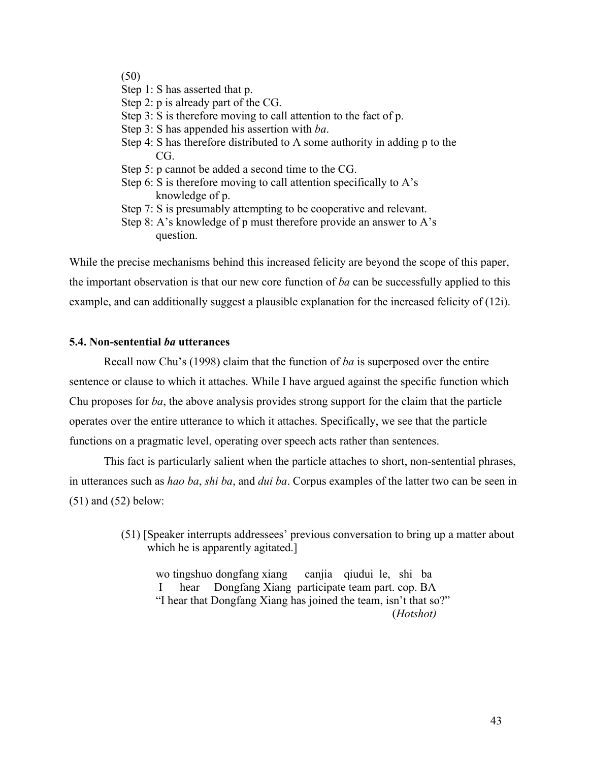(50)

Step 1: S has asserted that p.
Step 2: p is already part of the CG.
Step 3: S is therefore moving to call attention to the fact of p.
Step 3: S has appended his assertion with *ba*.
Step 4: S has therefore distributed to A some authority in adding p to the CG.
Step 5: p cannot be added a second time to the CG.
Step 6: S is therefore moving to call attention specifically to A's knowledge of p.
Step 7: S is presumably attempting to be cooperative and relevant.
Step 8: A's knowledge of p must therefore provide an answer to A's question.

While the precise mechanisms behind this increased felicity are beyond the scope of this paper, the important observation is that our new core function of *ba* can be successfully applied to this example, and can additionally suggest a plausible explanation for the increased felicity of (12i).

### 5.4. Non-sentential *ba* utterances

Recall now Chu's (1998) claim that the function of *ba* is superposed over the entire sentence or clause to which it attaches. While I have argued against the specific function which Chu proposes for *ba*, the above analysis provides strong support for the claim that the particle operates over the entire utterance to which it attaches. Specifically, we see that the particle functions on a pragmatic level, operating over speech acts rather than sentences.

This fact is particularly salient when the particle attaches to short, non-sentential phrases, in utterances such as *hao ba*, *shi ba*, and *dui ba*. Corpus examples of the latter two can be seen in (51) and (52) below:

(51) [Speaker interrupts addressees' previous conversation to bring up a matter about which he is apparently agitated.]

wo tingshuo dongfang xiang canjia qiudui le, shi ba
I hear Dongfang Xiang participate team part. cop. BA
"I hear that Dongfang Xiang has joined the team, isn't that so?"
(*Hotshot*)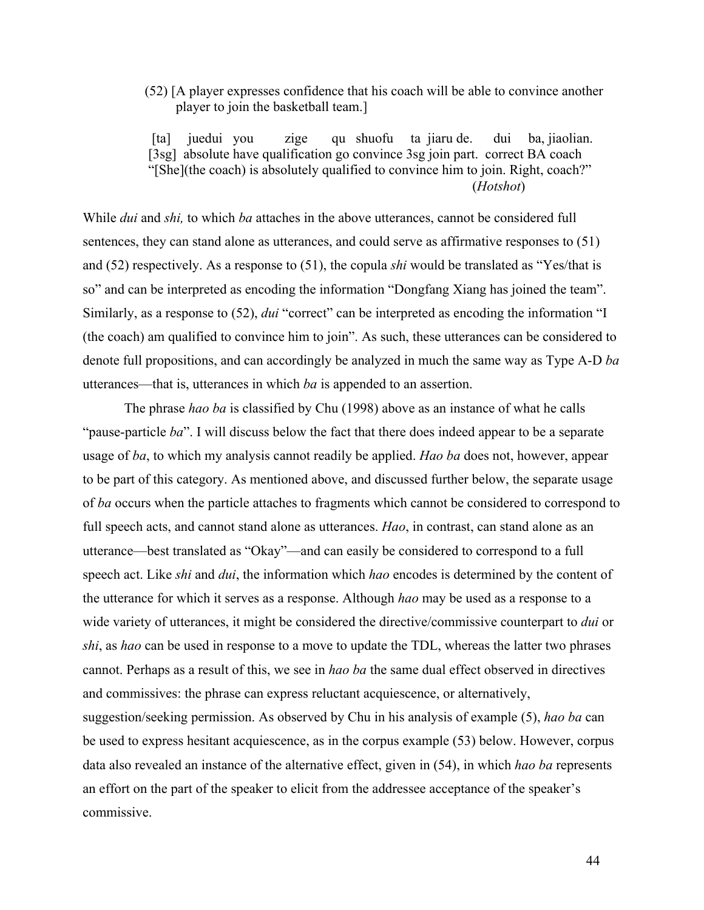(52) [A player expresses confidence that his coach will be able to convince another player to join the basketball team.]

[ta] juedui you zige qu shuofu ta jiaru de. dui ba, jiaolian.
[3sg] absolute have qualification go convince 3sg join part. correct BA coach
"[She](the coach) is absolutely qualified to convince him to join. Right, coach?"
(*Hotshot*)

While *dui* and *shi,* to which *ba* attaches in the above utterances, cannot be considered full sentences, they can stand alone as utterances, and could serve as affirmative responses to (51) and (52) respectively. As a response to (51), the copula *shi* would be translated as "Yes/that is so" and can be interpreted as encoding the information "Dongfang Xiang has joined the team". Similarly, as a response to (52), *dui* "correct" can be interpreted as encoding the information "I (the coach) am qualified to convince him to join". As such, these utterances can be considered to denote full propositions, and can accordingly be analyzed in much the same way as Type A-D *ba* utterances—that is, utterances in which *ba* is appended to an assertion.

The phrase *hao ba* is classified by Chu (1998) above as an instance of what he calls "pause-particle *ba*". I will discuss below the fact that there does indeed appear to be a separate usage of *ba*, to which my analysis cannot readily be applied. *Hao ba* does not, however, appear to be part of this category. As mentioned above, and discussed further below, the separate usage of *ba* occurs when the particle attaches to fragments which cannot be considered to correspond to full speech acts, and cannot stand alone as utterances. *Hao*, in contrast, can stand alone as an utterance—best translated as "Okay"—and can easily be considered to correspond to a full speech act. Like *shi* and *dui*, the information which *hao* encodes is determined by the content of the utterance for which it serves as a response. Although *hao* may be used as a response to a wide variety of utterances, it might be considered the directive/commissive counterpart to *dui* or *shi*, as *hao* can be used in response to a move to update the TDL, whereas the latter two phrases cannot. Perhaps as a result of this, we see in *hao ba* the same dual effect observed in directives and commissives: the phrase can express reluctant acquiescence, or alternatively, suggestion/seeking permission. As observed by Chu in his analysis of example (5), *hao ba* can be used to express hesitant acquiescence, as in the corpus example (53) below. However, corpus data also revealed an instance of the alternative effect, given in (54), in which *hao ba* represents an effort on the part of the speaker to elicit from the addressee acceptance of the speaker's commissive.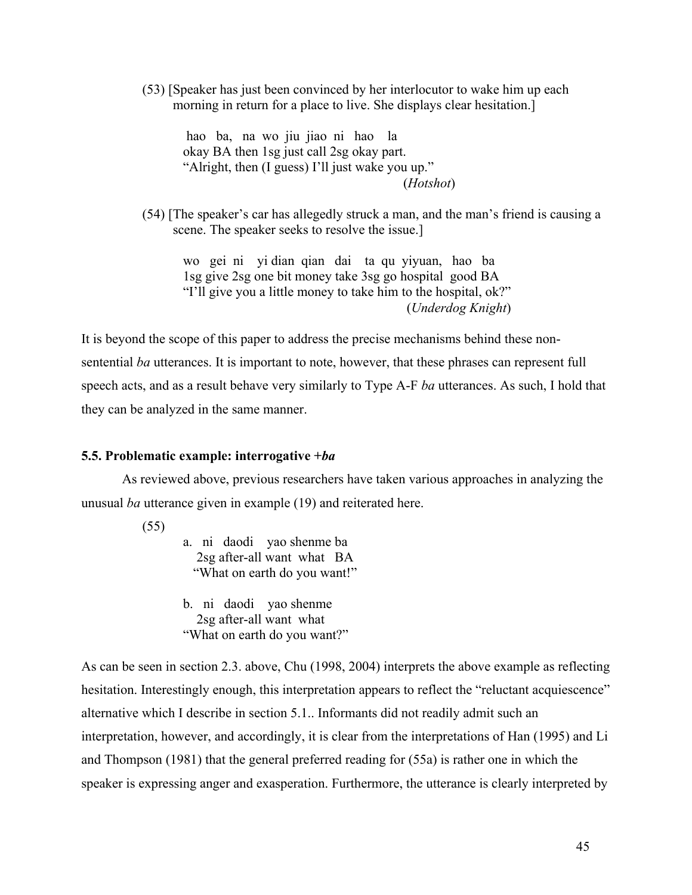(53) [Speaker has just been convinced by her interlocutor to wake him up each morning in return for a place to live. She displays clear hesitation.]

> hao ba, na wo jiu jiao ni hao la
> okay BA then 1sg just call 2sg okay part.
> "Alright, then (I guess) I'll just wake you up."
> (*Hotshot*)

(54) [The speaker's car has allegedly struck a man, and the man's friend is causing a scene. The speaker seeks to resolve the issue.]

> wo gei ni yi dian qian dai ta qu yiyuan, hao ba
> 1sg give 2sg one bit money take 3sg go hospital good BA
> "I'll give you a little money to take him to the hospital, ok?"
> (*Underdog Knight*)

It is beyond the scope of this paper to address the precise mechanisms behind these non-sentential *ba* utterances. It is important to note, however, that these phrases can represent full speech acts, and as a result behave very similarly to Type A-F *ba* utterances. As such, I hold that they can be analyzed in the same manner.

### 5.5. Problematic example: interrogative +*ba*

As reviewed above, previous researchers have taken various approaches in analyzing the unusual *ba* utterance given in example (19) and reiterated here.

(55)

> a. ni daodi yao shenme ba
> 2sg after-all want what BA
> "What on earth do you want!"
>
> b. ni daodi yao shenme
> 2sg after-all want what
> "What on earth do you want?"

As can be seen in section 2.3. above, Chu (1998, 2004) interprets the above example as reflecting hesitation. Interestingly enough, this interpretation appears to reflect the "reluctant acquiescence" alternative which I describe in section 5.1.. Informants did not readily admit such an interpretation, however, and accordingly, it is clear from the interpretations of Han (1995) and Li and Thompson (1981) that the general preferred reading for (55a) is rather one in which the speaker is expressing anger and exasperation. Furthermore, the utterance is clearly interpreted by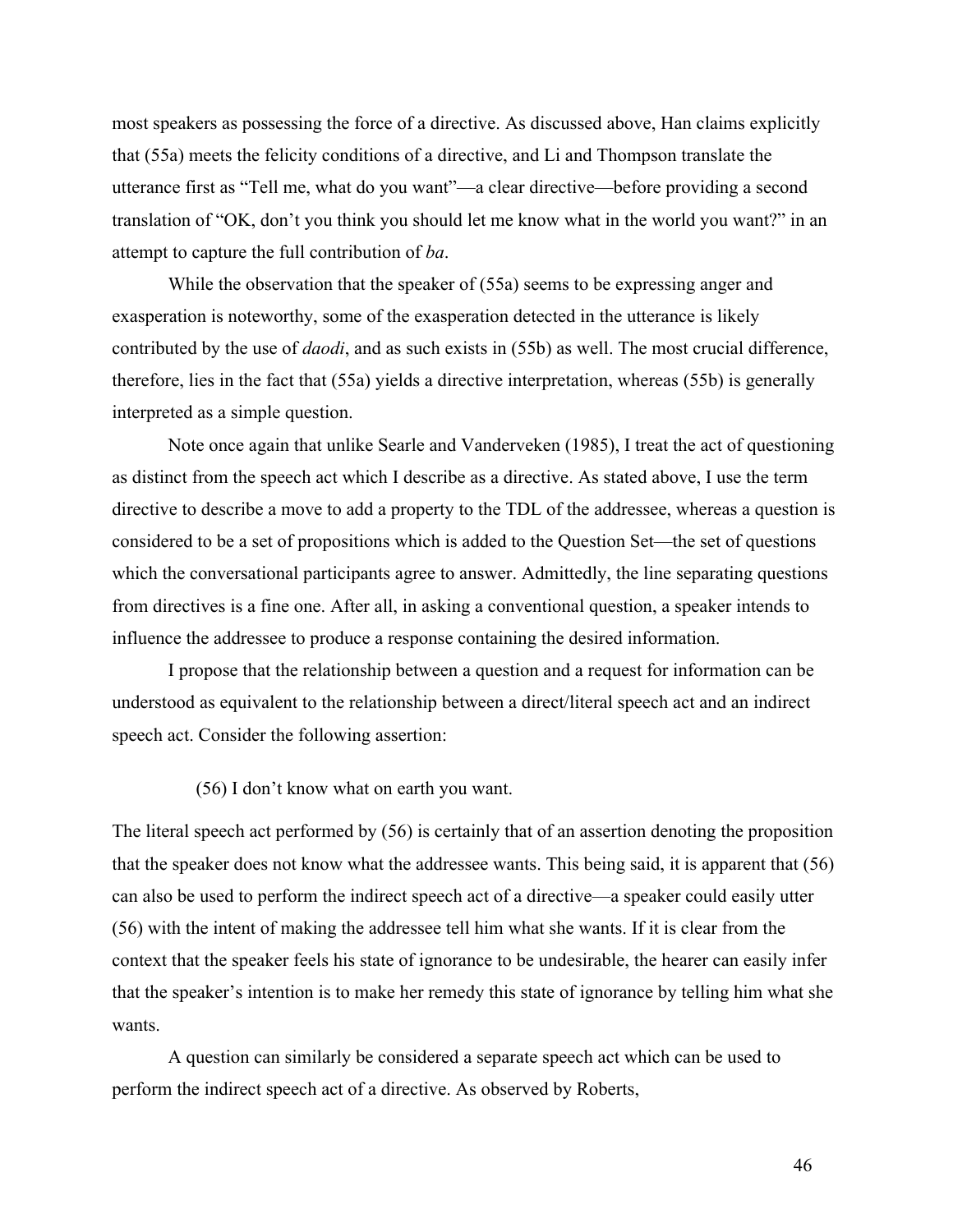most speakers as possessing the force of a directive. As discussed above, Han claims explicitly that (55a) meets the felicity conditions of a directive, and Li and Thompson translate the utterance first as "Tell me, what do you want"—a clear directive—before providing a second translation of "OK, don't you think you should let me know what in the world you want?" in an attempt to capture the full contribution of *ba*.

While the observation that the speaker of (55a) seems to be expressing anger and exasperation is noteworthy, some of the exasperation detected in the utterance is likely contributed by the use of *daodi*, and as such exists in (55b) as well. The most crucial difference, therefore, lies in the fact that (55a) yields a directive interpretation, whereas (55b) is generally interpreted as a simple question.

Note once again that unlike Searle and Vanderveken (1985), I treat the act of questioning as distinct from the speech act which I describe as a directive. As stated above, I use the term directive to describe a move to add a property to the TDL of the addressee, whereas a question is considered to be a set of propositions which is added to the Question Set—the set of questions which the conversational participants agree to answer. Admittedly, the line separating questions from directives is a fine one. After all, in asking a conventional question, a speaker intends to influence the addressee to produce a response containing the desired information.

I propose that the relationship between a question and a request for information can be understood as equivalent to the relationship between a direct/literal speech act and an indirect speech act. Consider the following assertion:

(56) I don't know what on earth you want.

The literal speech act performed by (56) is certainly that of an assertion denoting the proposition that the speaker does not know what the addressee wants. This being said, it is apparent that (56) can also be used to perform the indirect speech act of a directive—a speaker could easily utter (56) with the intent of making the addressee tell him what she wants. If it is clear from the context that the speaker feels his state of ignorance to be undesirable, the hearer can easily infer that the speaker's intention is to make her remedy this state of ignorance by telling him what she wants.

A question can similarly be considered a separate speech act which can be used to perform the indirect speech act of a directive. As observed by Roberts,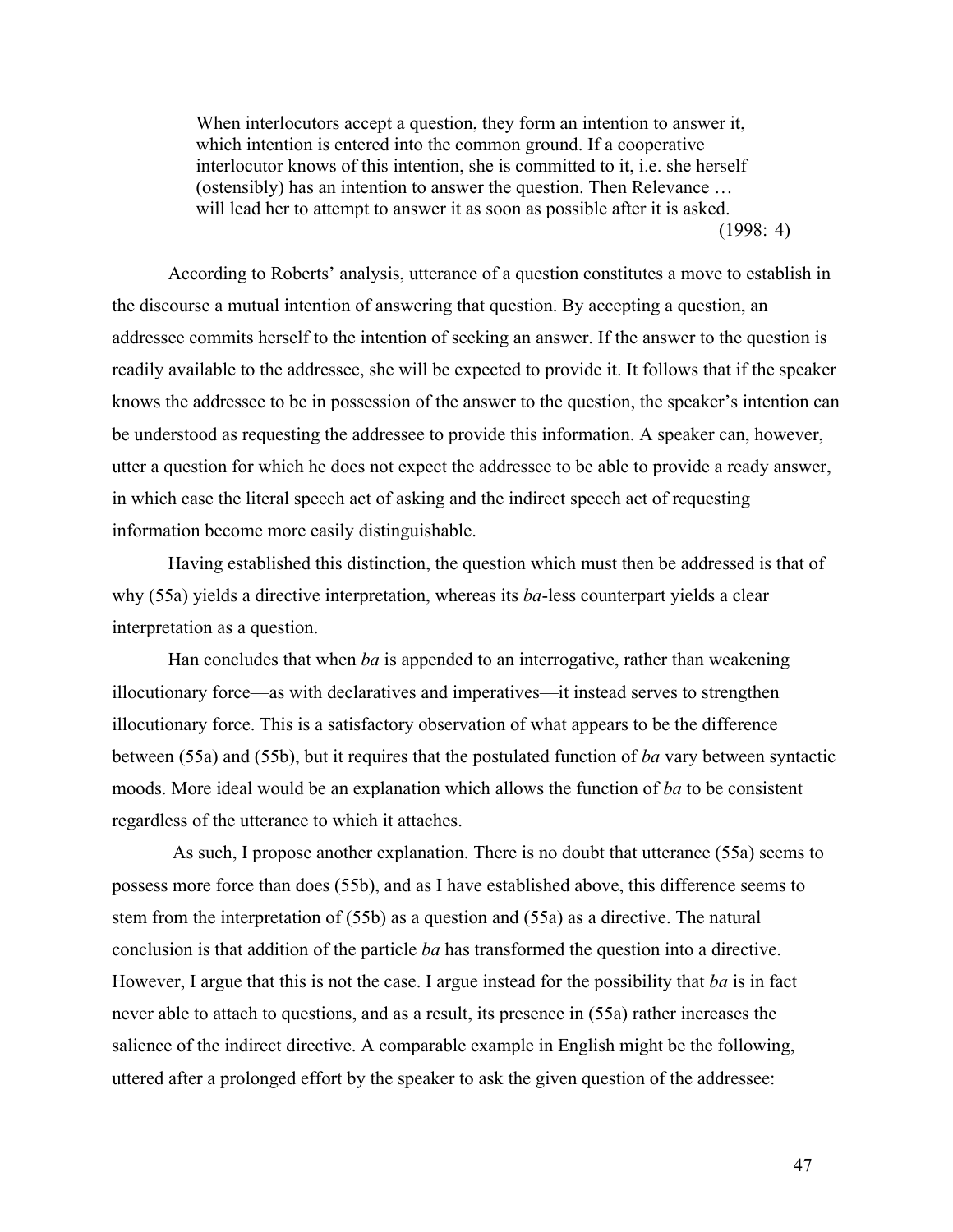> When interlocutors accept a question, they form an intention to answer it, which intention is entered into the common ground. If a cooperative interlocutor knows of this intention, she is committed to it, i.e. she herself (ostensibly) has an intention to answer the question. Then Relevance … will lead her to attempt to answer it as soon as possible after it is asked.
>
> (1998: 4)

According to Roberts' analysis, utterance of a question constitutes a move to establish in the discourse a mutual intention of answering that question. By accepting a question, an addressee commits herself to the intention of seeking an answer. If the answer to the question is readily available to the addressee, she will be expected to provide it. It follows that if the speaker knows the addressee to be in possession of the answer to the question, the speaker's intention can be understood as requesting the addressee to provide this information. A speaker can, however, utter a question for which he does not expect the addressee to be able to provide a ready answer, in which case the literal speech act of asking and the indirect speech act of requesting information become more easily distinguishable.

Having established this distinction, the question which must then be addressed is that of why (55a) yields a directive interpretation, whereas its *ba*-less counterpart yields a clear interpretation as a question.

Han concludes that when *ba* is appended to an interrogative, rather than weakening illocutionary force—as with declaratives and imperatives—it instead serves to strengthen illocutionary force. This is a satisfactory observation of what appears to be the difference between (55a) and (55b), but it requires that the postulated function of *ba* vary between syntactic moods. More ideal would be an explanation which allows the function of *ba* to be consistent regardless of the utterance to which it attaches.

As such, I propose another explanation. There is no doubt that utterance (55a) seems to possess more force than does (55b), and as I have established above, this difference seems to stem from the interpretation of (55b) as a question and (55a) as a directive. The natural conclusion is that addition of the particle *ba* has transformed the question into a directive. However, I argue that this is not the case. I argue instead for the possibility that *ba* is in fact never able to attach to questions, and as a result, its presence in (55a) rather increases the salience of the indirect directive. A comparable example in English might be the following, uttered after a prolonged effort by the speaker to ask the given question of the addressee: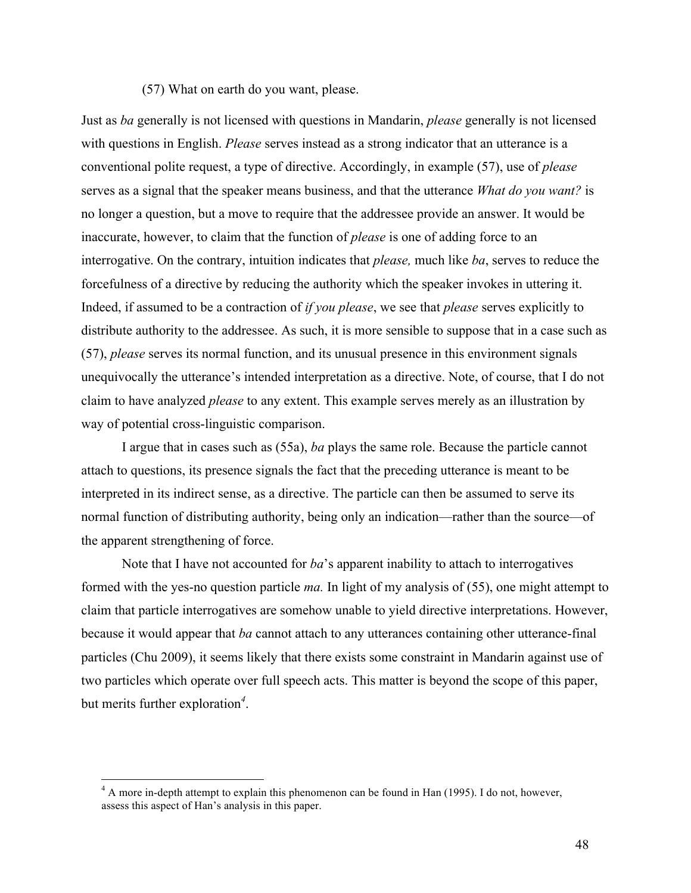(57) What on earth do you want, please.

Just as *ba* generally is not licensed with questions in Mandarin, *please* generally is not licensed with questions in English. *Please* serves instead as a strong indicator that an utterance is a conventional polite request, a type of directive. Accordingly, in example (57), use of *please* serves as a signal that the speaker means business, and that the utterance *What do you want?* is no longer a question, but a move to require that the addressee provide an answer. It would be inaccurate, however, to claim that the function of *please* is one of adding force to an interrogative. On the contrary, intuition indicates that *please,* much like *ba*, serves to reduce the forcefulness of a directive by reducing the authority which the speaker invokes in uttering it. Indeed, if assumed to be a contraction of *if you please*, we see that *please* serves explicitly to distribute authority to the addressee. As such, it is more sensible to suppose that in a case such as (57), *please* serves its normal function, and its unusual presence in this environment signals unequivocally the utterance's intended interpretation as a directive. Note, of course, that I do not claim to have analyzed *please* to any extent. This example serves merely as an illustration by way of potential cross-linguistic comparison.

I argue that in cases such as (55a), *ba* plays the same role. Because the particle cannot attach to questions, its presence signals the fact that the preceding utterance is meant to be interpreted in its indirect sense, as a directive. The particle can then be assumed to serve its normal function of distributing authority, being only an indication—rather than the source—of the apparent strengthening of force.

Note that I have not accounted for *ba*'s apparent inability to attach to interrogatives formed with the yes-no question particle *ma.* In light of my analysis of (55), one might attempt to claim that particle interrogatives are somehow unable to yield directive interpretations. However, because it would appear that *ba* cannot attach to any utterances containing other utterance-final particles (Chu 2009), it seems likely that there exists some constraint in Mandarin against use of two particles which operate over full speech acts. This matter is beyond the scope of this paper, but merits further exploration[4].

[4] A more in-depth attempt to explain this phenomenon can be found in Han (1995). I do not, however, assess this aspect of Han's analysis in this paper.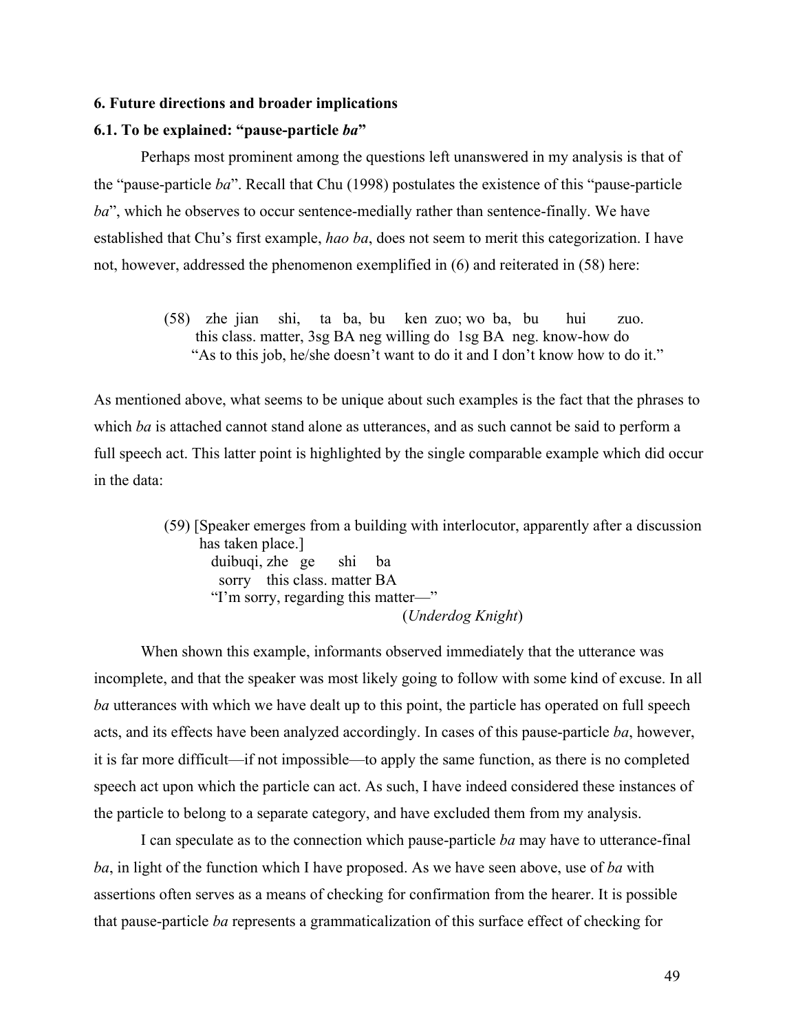**6. Future directions and broader implications**

**6.1. To be explained: "pause-particle *ba*"**

Perhaps most prominent among the questions left unanswered in my analysis is that of the "pause-particle *ba*". Recall that Chu (1998) postulates the existence of this "pause-particle *ba*", which he observes to occur sentence-medially rather than sentence-finally. We have established that Chu's first example, *hao ba*, does not seem to merit this categorization. I have not, however, addressed the phenomenon exemplified in (6) and reiterated in (58) here:

> (58) zhe jian shi, ta ba, bu ken zuo; wo ba, bu hui zuo.
> this class. matter, 3sg BA neg willing do 1sg BA neg. know-how do
> "As to this job, he/she doesn't want to do it and I don't know how to do it."

As mentioned above, what seems to be unique about such examples is the fact that the phrases to which *ba* is attached cannot stand alone as utterances, and as such cannot be said to perform a full speech act. This latter point is highlighted by the single comparable example which did occur in the data:

> (59) [Speaker emerges from a building with interlocutor, apparently after a discussion has taken place.]
> duibuqi, zhe ge shi ba
> sorry this class. matter BA
> "I'm sorry, regarding this matter—"
> (*Underdog Knight*)

When shown this example, informants observed immediately that the utterance was incomplete, and that the speaker was most likely going to follow with some kind of excuse. In all *ba* utterances with which we have dealt up to this point, the particle has operated on full speech acts, and its effects have been analyzed accordingly. In cases of this pause-particle *ba*, however, it is far more difficult—if not impossible—to apply the same function, as there is no completed speech act upon which the particle can act. As such, I have indeed considered these instances of the particle to belong to a separate category, and have excluded them from my analysis.

I can speculate as to the connection which pause-particle *ba* may have to utterance-final *ba*, in light of the function which I have proposed. As we have seen above, use of *ba* with assertions often serves as a means of checking for confirmation from the hearer. It is possible that pause-particle *ba* represents a grammaticalization of this surface effect of checking for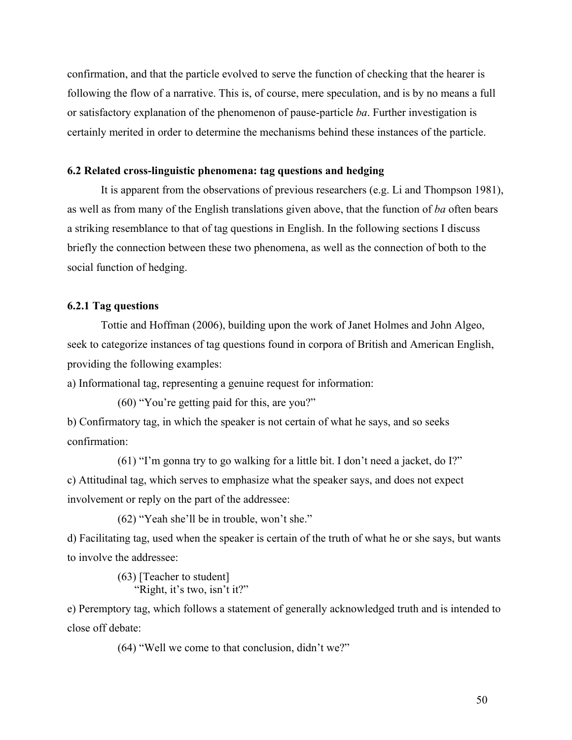confirmation, and that the particle evolved to serve the function of checking that the hearer is following the flow of a narrative. This is, of course, mere speculation, and is by no means a full or satisfactory explanation of the phenomenon of pause-particle *ba*. Further investigation is certainly merited in order to determine the mechanisms behind these instances of the particle.

### 6.2 Related cross-linguistic phenomena: tag questions and hedging

It is apparent from the observations of previous researchers (e.g. Li and Thompson 1981), as well as from many of the English translations given above, that the function of *ba* often bears a striking resemblance to that of tag questions in English. In the following sections I discuss briefly the connection between these two phenomena, as well as the connection of both to the social function of hedging.

#### 6.2.1 Tag questions

Tottie and Hoffman (2006), building upon the work of Janet Holmes and John Algeo, seek to categorize instances of tag questions found in corpora of British and American English, providing the following examples:

a) Informational tag, representing a genuine request for information:

(60) “You’re getting paid for this, are you?”

b) Confirmatory tag, in which the speaker is not certain of what he says, and so seeks confirmation:

(61) “I’m gonna try to go walking for a little bit. I don’t need a jacket, do I?”

c) Attitudinal tag, which serves to emphasize what the speaker says, and does not expect involvement or reply on the part of the addressee:

(62) “Yeah she’ll be in trouble, won’t she.”

d) Facilitating tag, used when the speaker is certain of the truth of what he or she says, but wants to involve the addressee:

(63) [Teacher to student]
“Right, it’s two, isn’t it?”

e) Peremptory tag, which follows a statement of generally acknowledged truth and is intended to close off debate:

(64) “Well we come to that conclusion, didn’t we?”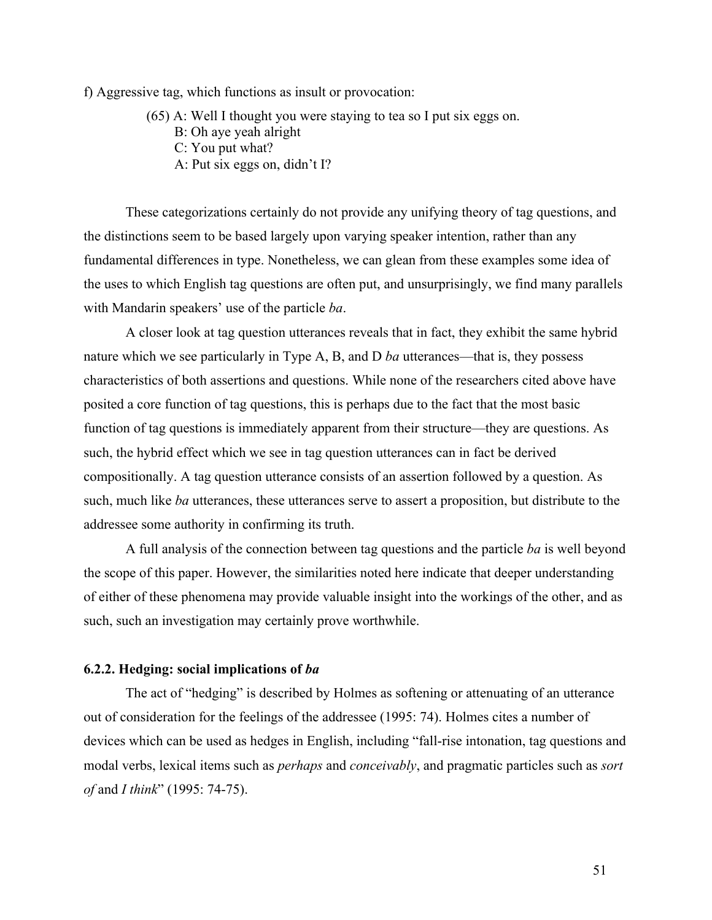f) Aggressive tag, which functions as insult or provocation:

(65) A: Well I thought you were staying to tea so I put six eggs on.
B: Oh aye yeah alright
C: You put what?
A: Put six eggs on, didn't I?

These categorizations certainly do not provide any unifying theory of tag questions, and the distinctions seem to be based largely upon varying speaker intention, rather than any fundamental differences in type. Nonetheless, we can glean from these examples some idea of the uses to which English tag questions are often put, and unsurprisingly, we find many parallels with Mandarin speakers' use of the particle *ba*.

A closer look at tag question utterances reveals that in fact, they exhibit the same hybrid nature which we see particularly in Type A, B, and D *ba* utterances—that is, they possess characteristics of both assertions and questions. While none of the researchers cited above have posited a core function of tag questions, this is perhaps due to the fact that the most basic function of tag questions is immediately apparent from their structure—they are questions. As such, the hybrid effect which we see in tag question utterances can in fact be derived compositionally. A tag question utterance consists of an assertion followed by a question. As such, much like *ba* utterances, these utterances serve to assert a proposition, but distribute to the addressee some authority in confirming its truth.

A full analysis of the connection between tag questions and the particle *ba* is well beyond the scope of this paper. However, the similarities noted here indicate that deeper understanding of either of these phenomena may provide valuable insight into the workings of the other, and as such, such an investigation may certainly prove worthwhile.

### 6.2.2. Hedging: social implications of *ba*

The act of "hedging" is described by Holmes as softening or attenuating of an utterance out of consideration for the feelings of the addressee (1995: 74). Holmes cites a number of devices which can be used as hedges in English, including "fall-rise intonation, tag questions and modal verbs, lexical items such as *perhaps* and *conceivably*, and pragmatic particles such as *sort of* and *I think*" (1995: 74-75).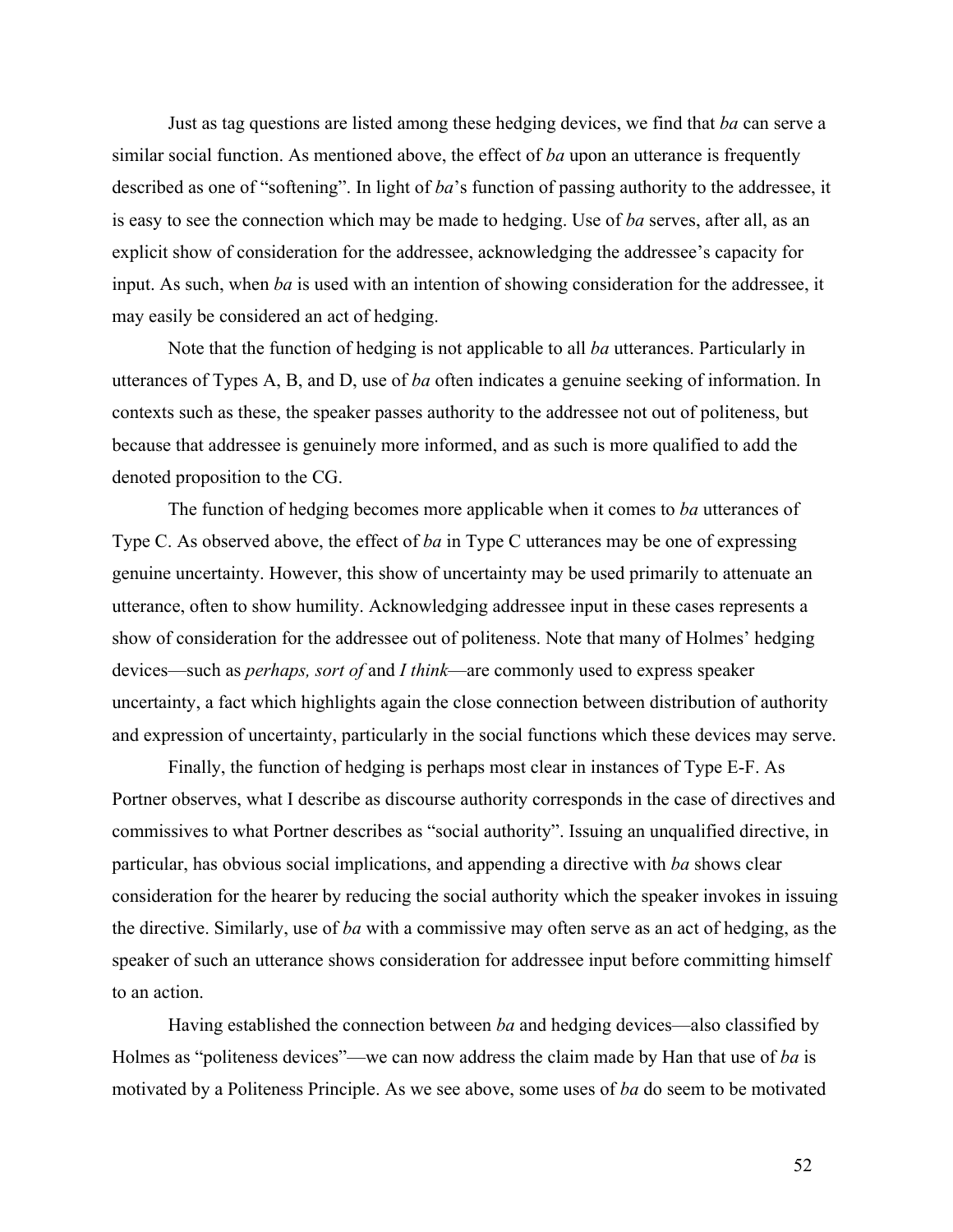Just as tag questions are listed among these hedging devices, we find that *ba* can serve a similar social function. As mentioned above, the effect of *ba* upon an utterance is frequently described as one of "softening". In light of *ba*'s function of passing authority to the addressee, it is easy to see the connection which may be made to hedging. Use of *ba* serves, after all, as an explicit show of consideration for the addressee, acknowledging the addressee's capacity for input. As such, when *ba* is used with an intention of showing consideration for the addressee, it may easily be considered an act of hedging.

Note that the function of hedging is not applicable to all *ba* utterances. Particularly in utterances of Types A, B, and D, use of *ba* often indicates a genuine seeking of information. In contexts such as these, the speaker passes authority to the addressee not out of politeness, but because that addressee is genuinely more informed, and as such is more qualified to add the denoted proposition to the CG.

The function of hedging becomes more applicable when it comes to *ba* utterances of Type C. As observed above, the effect of *ba* in Type C utterances may be one of expressing genuine uncertainty. However, this show of uncertainty may be used primarily to attenuate an utterance, often to show humility. Acknowledging addressee input in these cases represents a show of consideration for the addressee out of politeness. Note that many of Holmes' hedging devices—such as *perhaps, sort of* and *I think*—are commonly used to express speaker uncertainty, a fact which highlights again the close connection between distribution of authority and expression of uncertainty, particularly in the social functions which these devices may serve.

Finally, the function of hedging is perhaps most clear in instances of Type E-F. As Portner observes, what I describe as discourse authority corresponds in the case of directives and commissives to what Portner describes as "social authority". Issuing an unqualified directive, in particular, has obvious social implications, and appending a directive with *ba* shows clear consideration for the hearer by reducing the social authority which the speaker invokes in issuing the directive. Similarly, use of *ba* with a commissive may often serve as an act of hedging, as the speaker of such an utterance shows consideration for addressee input before committing himself to an action.

Having established the connection between *ba* and hedging devices—also classified by Holmes as "politeness devices"—we can now address the claim made by Han that use of *ba* is motivated by a Politeness Principle. As we see above, some uses of *ba* do seem to be motivated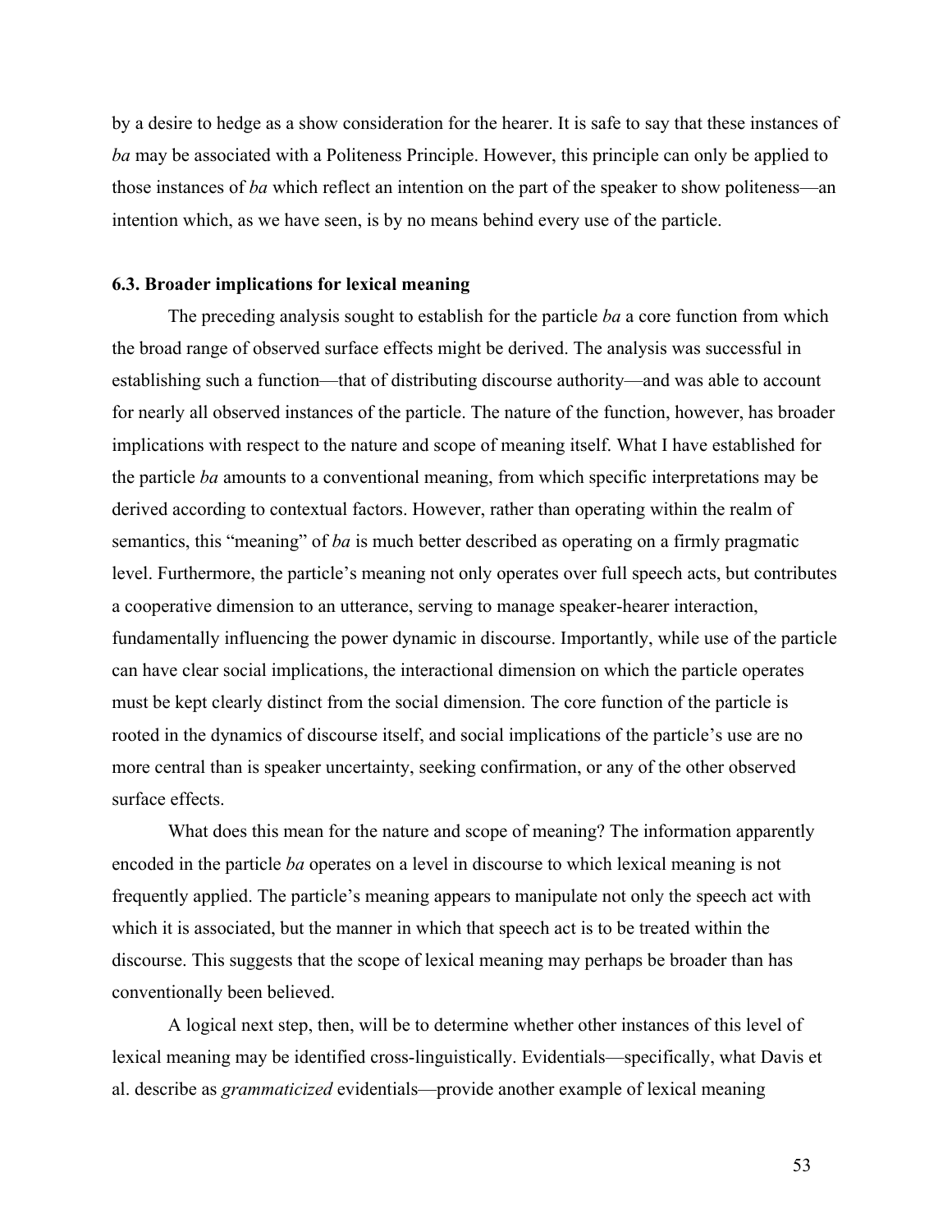by a desire to hedge as a show consideration for the hearer. It is safe to say that these instances of *ba* may be associated with a Politeness Principle. However, this principle can only be applied to those instances of *ba* which reflect an intention on the part of the speaker to show politeness—an intention which, as we have seen, is by no means behind every use of the particle.

### 6.3. Broader implications for lexical meaning

The preceding analysis sought to establish for the particle *ba* a core function from which the broad range of observed surface effects might be derived. The analysis was successful in establishing such a function—that of distributing discourse authority—and was able to account for nearly all observed instances of the particle. The nature of the function, however, has broader implications with respect to the nature and scope of meaning itself. What I have established for the particle *ba* amounts to a conventional meaning, from which specific interpretations may be derived according to contextual factors. However, rather than operating within the realm of semantics, this "meaning" of *ba* is much better described as operating on a firmly pragmatic level. Furthermore, the particle's meaning not only operates over full speech acts, but contributes a cooperative dimension to an utterance, serving to manage speaker-hearer interaction, fundamentally influencing the power dynamic in discourse. Importantly, while use of the particle can have clear social implications, the interactional dimension on which the particle operates must be kept clearly distinct from the social dimension. The core function of the particle is rooted in the dynamics of discourse itself, and social implications of the particle's use are no more central than is speaker uncertainty, seeking confirmation, or any of the other observed surface effects.

What does this mean for the nature and scope of meaning? The information apparently encoded in the particle *ba* operates on a level in discourse to which lexical meaning is not frequently applied. The particle's meaning appears to manipulate not only the speech act with which it is associated, but the manner in which that speech act is to be treated within the discourse. This suggests that the scope of lexical meaning may perhaps be broader than has conventionally been believed.

A logical next step, then, will be to determine whether other instances of this level of lexical meaning may be identified cross-linguistically. Evidentials—specifically, what Davis et al. describe as *grammaticized* evidentials—provide another example of lexical meaning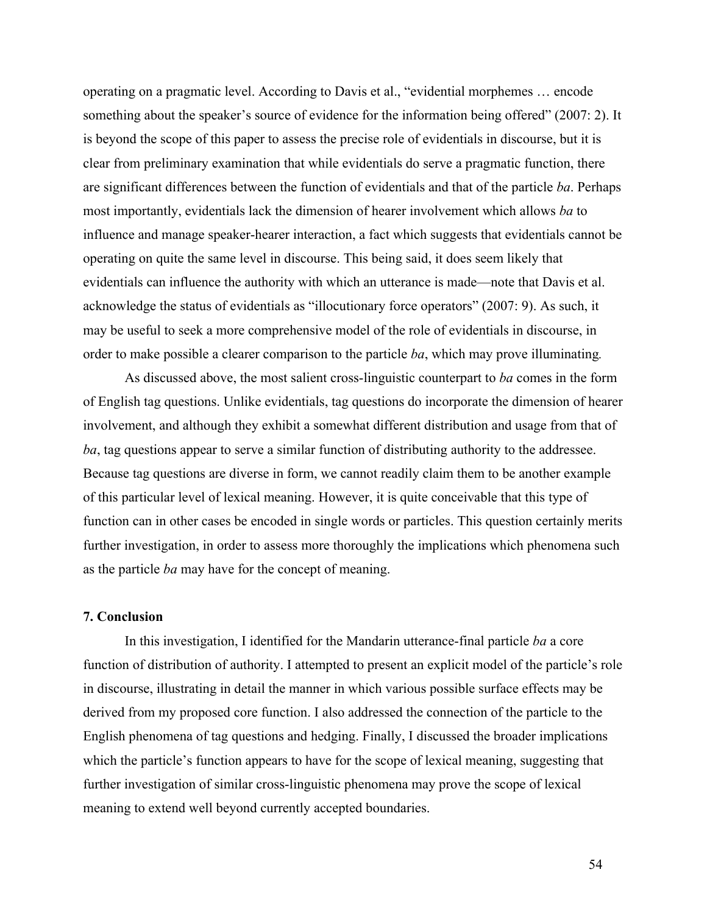operating on a pragmatic level. According to Davis et al., "evidential morphemes … encode something about the speaker's source of evidence for the information being offered" (2007: 2). It is beyond the scope of this paper to assess the precise role of evidentials in discourse, but it is clear from preliminary examination that while evidentials do serve a pragmatic function, there are significant differences between the function of evidentials and that of the particle *ba*. Perhaps most importantly, evidentials lack the dimension of hearer involvement which allows *ba* to influence and manage speaker-hearer interaction, a fact which suggests that evidentials cannot be operating on quite the same level in discourse. This being said, it does seem likely that evidentials can influence the authority with which an utterance is made—note that Davis et al. acknowledge the status of evidentials as "illocutionary force operators" (2007: 9). As such, it may be useful to seek a more comprehensive model of the role of evidentials in discourse, in order to make possible a clearer comparison to the particle *ba*, which may prove illuminating.

As discussed above, the most salient cross-linguistic counterpart to *ba* comes in the form of English tag questions. Unlike evidentials, tag questions do incorporate the dimension of hearer involvement, and although they exhibit a somewhat different distribution and usage from that of *ba*, tag questions appear to serve a similar function of distributing authority to the addressee. Because tag questions are diverse in form, we cannot readily claim them to be another example of this particular level of lexical meaning. However, it is quite conceivable that this type of function can in other cases be encoded in single words or particles. This question certainly merits further investigation, in order to assess more thoroughly the implications which phenomena such as the particle *ba* may have for the concept of meaning.

## 7. Conclusion

In this investigation, I identified for the Mandarin utterance-final particle *ba* a core function of distribution of authority. I attempted to present an explicit model of the particle's role in discourse, illustrating in detail the manner in which various possible surface effects may be derived from my proposed core function. I also addressed the connection of the particle to the English phenomena of tag questions and hedging. Finally, I discussed the broader implications which the particle's function appears to have for the scope of lexical meaning, suggesting that further investigation of similar cross-linguistic phenomena may prove the scope of lexical meaning to extend well beyond currently accepted boundaries.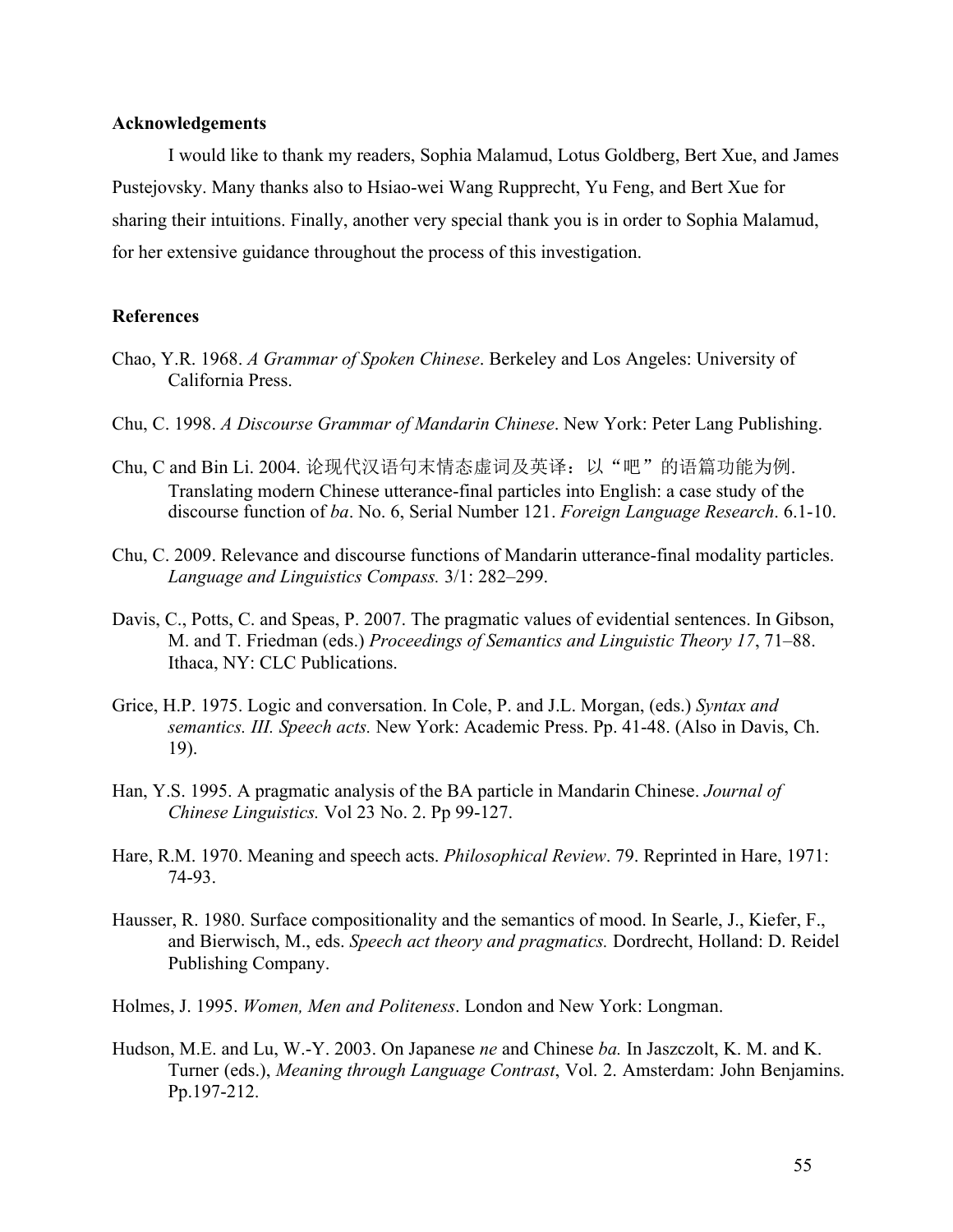**Acknowledgements**

I would like to thank my readers, Sophia Malamud, Lotus Goldberg, Bert Xue, and James Pustejovsky. Many thanks also to Hsiao-wei Wang Rupprecht, Yu Feng, and Bert Xue for sharing their intuitions. Finally, another very special thank you is in order to Sophia Malamud, for her extensive guidance throughout the process of this investigation.

**References**

Chao, Y.R. 1968. *A Grammar of Spoken Chinese*. Berkeley and Los Angeles: University of California Press.

Chu, C. 1998. *A Discourse Grammar of Mandarin Chinese*. New York: Peter Lang Publishing.

Chu, C and Bin Li. 2004. 论现代汉语句末情态虚词及英译：以“吧”的语篇功能为例. Translating modern Chinese utterance-final particles into English: a case study of the discourse function of *ba*. No. 6, Serial Number 121. *Foreign Language Research*. 6.1-10.

Chu, C. 2009. Relevance and discourse functions of Mandarin utterance-final modality particles. *Language and Linguistics Compass.* 3/1: 282–299.

Davis, C., Potts, C. and Speas, P. 2007. The pragmatic values of evidential sentences. In Gibson, M. and T. Friedman (eds.) *Proceedings of Semantics and Linguistic Theory 17*, 71–88. Ithaca, NY: CLC Publications.

Grice, H.P. 1975. Logic and conversation. In Cole, P. and J.L. Morgan, (eds.) *Syntax and semantics. III. Speech acts.* New York: Academic Press. Pp. 41-48. (Also in Davis, Ch. 19).

Han, Y.S. 1995. A pragmatic analysis of the BA particle in Mandarin Chinese. *Journal of Chinese Linguistics.* Vol 23 No. 2. Pp 99-127.

Hare, R.M. 1970. Meaning and speech acts. *Philosophical Review*. 79. Reprinted in Hare, 1971: 74-93.

Hausser, R. 1980. Surface compositionality and the semantics of mood. In Searle, J., Kiefer, F., and Bierwisch, M., eds. *Speech act theory and pragmatics.* Dordrecht, Holland: D. Reidel Publishing Company.

Holmes, J. 1995. *Women, Men and Politeness*. London and New York: Longman.

Hudson, M.E. and Lu, W.-Y. 2003. On Japanese *ne* and Chinese *ba.* In Jaszczolt, K. M. and K. Turner (eds.), *Meaning through Language Contrast*, Vol. 2. Amsterdam: John Benjamins. Pp.197-212.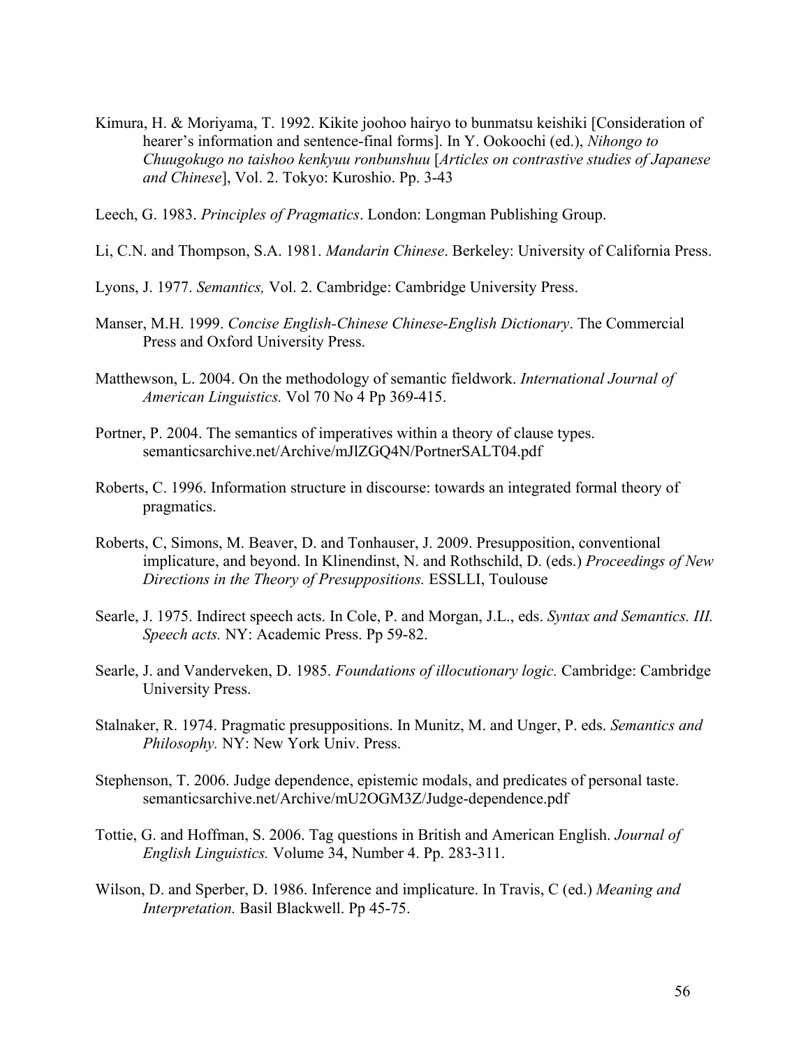Kimura, H. & Moriyama, T. 1992. Kikite joohoo hairyo to bunmatsu keishiki [Consideration of hearer's information and sentence-final forms]. In Y. Ookoochi (ed.), *Nihongo to Chuugokugo no taishoo kenkyuu ronbunshuu* [*Articles on contrastive studies of Japanese and Chinese*], Vol. 2. Tokyo: Kuroshio. Pp. 3-43

Leech, G. 1983. *Principles of Pragmatics*. London: Longman Publishing Group.

Li, C.N. and Thompson, S.A. 1981. *Mandarin Chinese*. Berkeley: University of California Press.

Lyons, J. 1977. *Semantics,* Vol. 2. Cambridge: Cambridge University Press.

Manser, M.H. 1999. *Concise English-Chinese Chinese-English Dictionary*. The Commercial Press and Oxford University Press.

Matthewson, L. 2004. On the methodology of semantic fieldwork. *International Journal of American Linguistics.* Vol 70 No 4 Pp 369-415.

Portner, P. 2004. The semantics of imperatives within a theory of clause types. semanticsarchive.net/Archive/mJlZGQ4N/PortnerSALT04.pdf

Roberts, C. 1996. Information structure in discourse: towards an integrated formal theory of pragmatics.

Roberts, C, Simons, M. Beaver, D. and Tonhauser, J. 2009. Presupposition, conventional implicature, and beyond. In Klinendinst, N. and Rothschild, D. (eds.) *Proceedings of New Directions in the Theory of Presuppositions.* ESSLLI, Toulouse

Searle, J. 1975. Indirect speech acts. In Cole, P. and Morgan, J.L., eds. *Syntax and Semantics. III. Speech acts.* NY: Academic Press. Pp 59-82.

Searle, J. and Vanderveken, D. 1985. *Foundations of illocutionary logic.* Cambridge: Cambridge University Press.

Stalnaker, R. 1974. Pragmatic presuppositions. In Munitz, M. and Unger, P. eds. *Semantics and Philosophy.* NY: New York Univ. Press.

Stephenson, T. 2006. Judge dependence, epistemic modals, and predicates of personal taste. semanticsarchive.net/Archive/mU2OGM3Z/Judge-dependence.pdf

Tottie, G. and Hoffman, S. 2006. Tag questions in British and American English. *Journal of English Linguistics.* Volume 34, Number 4. Pp. 283-311.

Wilson, D. and Sperber, D. 1986. Inference and implicature. In Travis, C (ed.) *Meaning and Interpretation.* Basil Blackwell. Pp 45-75.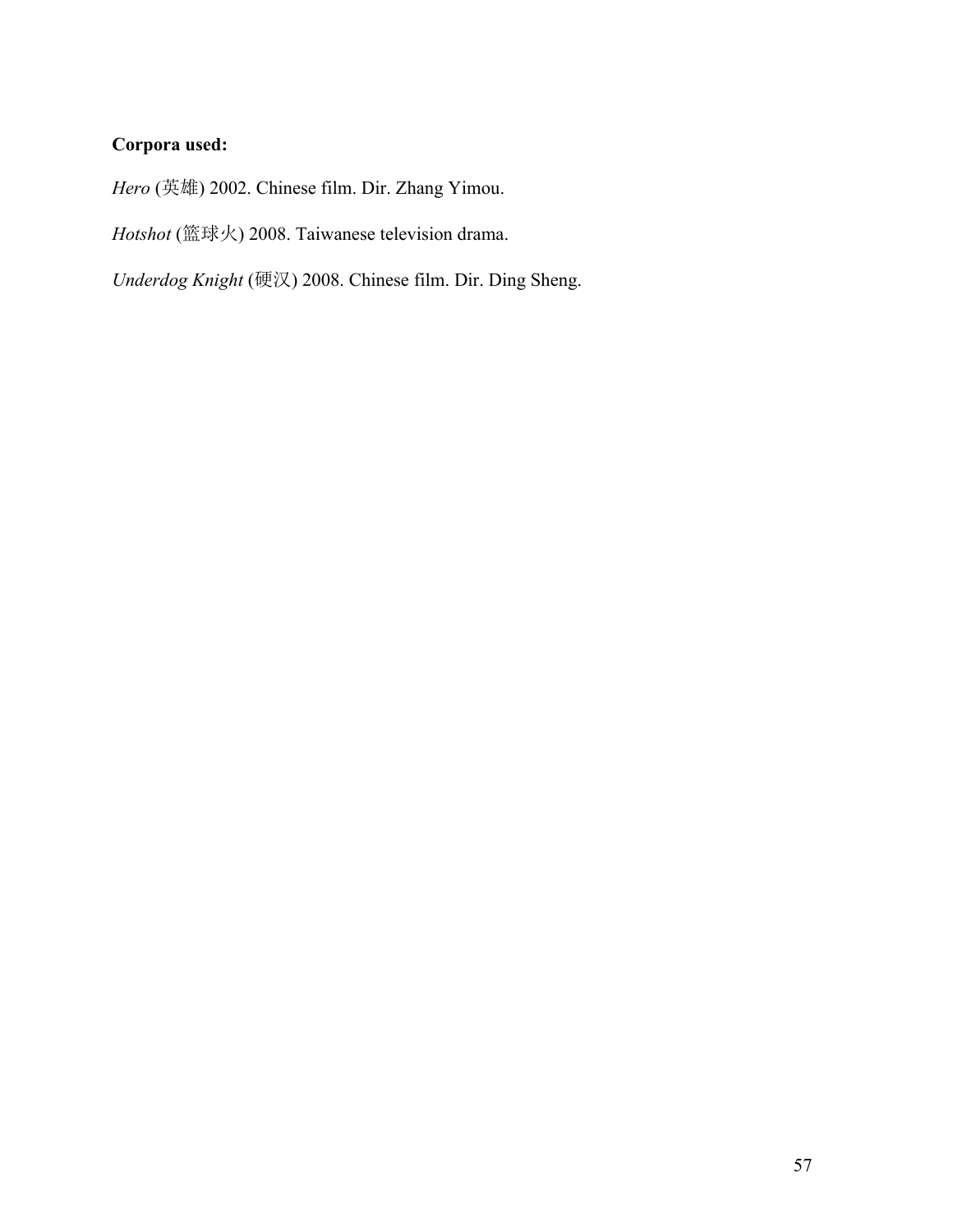**Corpora used:**

*Hero* (英雄) 2002. Chinese film. Dir. Zhang Yimou.

*Hotshot* (篮球火) 2008. Taiwanese television drama.

*Underdog Knight* (硬汉) 2008. Chinese film. Dir. Ding Sheng.